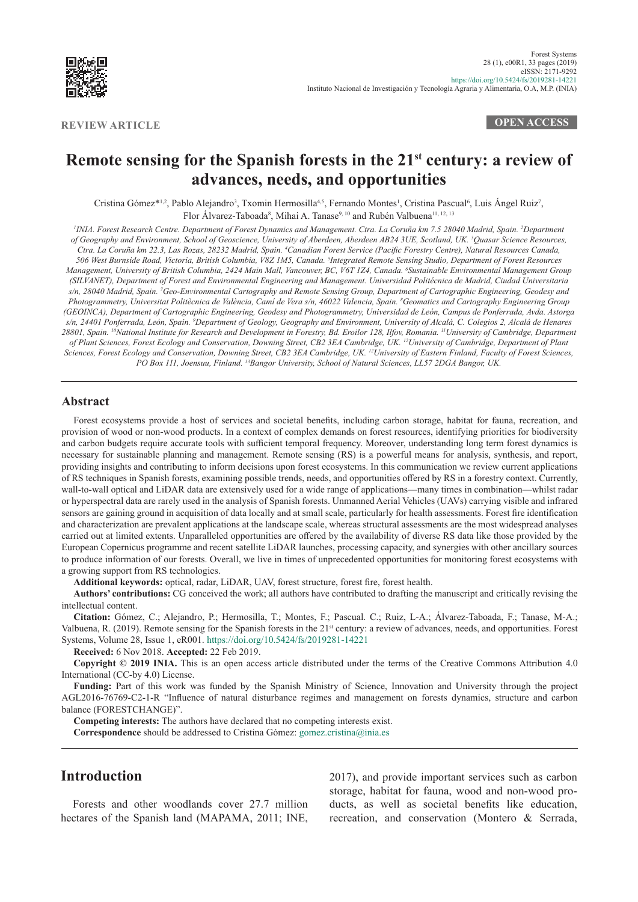REVIEW ARTICLE

OPEN ACCESS

# Remote sensing for the Spanish forests in the 21st century: a review of advances, needs, and opportunities

Cristina Gómez*[1,2], Pablo Alejandro[3], Txomin Hermosilla[4,5], Fernando Montes[1], Cristina Pascual[6], Luis Ángel Ruiz[7], Flor Álvarez-Taboada[8], Mihai A. Tanase[9,10] and Rubén Valbuena[11,12,13]

[1]*INIA. Forest Research Centre. Department of Forest Dynamics and Management. Ctra. La Coruña km 7.5 28040 Madrid, Spain.* [2]*Department of Geography and Environment, School of Geoscience, University of Aberdeen, Aberdeen AB24 3UE, Scotland, UK.* [3]*Quasar Science Resources, Ctra. La Coruña km 22.3, Las Rozas, 28232 Madrid, Spain.* [4]*Canadian Forest Service (Pacific Forestry Centre), Natural Resources Canada, 506 West Burnside Road, Victoria, British Columbia, V8Z 1M5, Canada.* [5]*Integrated Remote Sensing Studio, Department of Forest Resources Management, University of British Columbia, 2424 Main Mall, Vancouver, BC, V6T 1Z4, Canada.* [6]*Sustainable Environmental Management Group (SILVANET), Department of Forest and Environmental Engineering and Management. Universidad Politécnica de Madrid, Ciudad Universitaria s/n, 28040 Madrid, Spain.* [7]*Geo-Environmental Cartography and Remote Sensing Group, Department of Cartographic Engineering, Geodesy and Photogrammetry, Universitat Politècnica de València, Camí de Vera s/n, 46022 Valencia, Spain.* [8]*Geomatics and Cartography Engineering Group (GEOINCA), Department of Cartographic Engineering, Geodesy and Photogrammetry, Universidad de León, Campus de Ponferrada, Avda. Astorga s/n, 24401 Ponferrada, León, Spain.* [9]*Department of Geology, Geography and Environment, University of Alcalá, C. Colegios 2, Alcalá de Henares 28801, Spain.* [10]*National Institute for Research and Development in Forestry, Bd. Eroilor 128, Ilfov, Romania.* [11]*University of Cambridge, Department of Plant Sciences, Forest Ecology and Conservation, Downing Street, CB2 3EA Cambridge, UK.* [12]*University of Cambridge, Department of Plant Sciences, Forest Ecology and Conservation, Downing Street, CB2 3EA Cambridge, UK.* [12]*University of Eastern Finland, Faculty of Forest Sciences, PO Box 111, Joensuu, Finland.* [13]*Bangor University, School of Natural Sciences, LL57 2DGA Bangor, UK.*

## Abstract

Forest ecosystems provide a host of services and societal benefits, including carbon storage, habitat for fauna, recreation, and provision of wood or non-wood products. In a context of complex demands on forest resources, identifying priorities for biodiversity and carbon budgets require accurate tools with sufficient temporal frequency. Moreover, understanding long term forest dynamics is necessary for sustainable planning and management. Remote sensing (RS) is a powerful means for analysis, synthesis, and report, providing insights and contributing to inform decisions upon forest ecosystems. In this communication we review current applications of RS techniques in Spanish forests, examining possible trends, needs, and opportunities offered by RS in a forestry context. Currently, wall-to-wall optical and LiDAR data are extensively used for a wide range of applications—many times in combination—whilst radar or hyperspectral data are rarely used in the analysis of Spanish forests. Unmanned Aerial Vehicles (UAVs) carrying visible and infrared sensors are gaining ground in acquisition of data locally and at small scale, particularly for health assessments. Forest fire identification and characterization are prevalent applications at the landscape scale, whereas structural assessments are the most widespread analyses carried out at limited extents. Unparalleled opportunities are offered by the availability of diverse RS data like those provided by the European Copernicus programme and recent satellite LiDAR launches, processing capacity, and synergies with other ancillary sources to produce information of our forests. Overall, we live in times of unprecedented opportunities for monitoring forest ecosystems with a growing support from RS technologies.

**Additional keywords:** optical, radar, LiDAR, UAV, forest structure, forest fire, forest health.

**Authors' contributions:** CG conceived the work; all authors have contributed to drafting the manuscript and critically revising the intellectual content.

**Citation:** Gómez, C.; Alejandro, P.; Hermosilla, T.; Montes, F.; Pascual. C.; Ruiz, L-A.; Álvarez-Taboada, F.; Tanase, M-A.; Valbuena, R. (2019). Remote sensing for the Spanish forests in the 21st century: a review of advances, needs, and opportunities. Forest Systems, Volume 28, Issue 1, eR001. https://doi.org/10.5424/fs/2019281-14221

**Received:** 6 Nov 2018. **Accepted:** 22 Feb 2019.

**Copyright © 2019 INIA.** This is an open access article distributed under the terms of the Creative Commons Attribution 4.0 International (CC-by 4.0) License.

**Funding:** Part of this work was funded by the Spanish Ministry of Science, Innovation and University through the project AGL2016-76769-C2-1-R "Influence of natural disturbance regimes and management on forests dynamics, structure and carbon balance (FORESTCHANGE)".

**Competing interests:** The authors have declared that no competing interests exist.

**Correspondence** should be addressed to Cristina Gómez: gomez.cristina@inia.es

## Introduction

Forests and other woodlands cover 27.7 million hectares of the Spanish land (MAPAMA, 2011; INE, 2017), and provide important services such as carbon storage, habitat for fauna, wood and non-wood products, as well as societal benefits like education, recreation, and conservation (Montero & Serrada,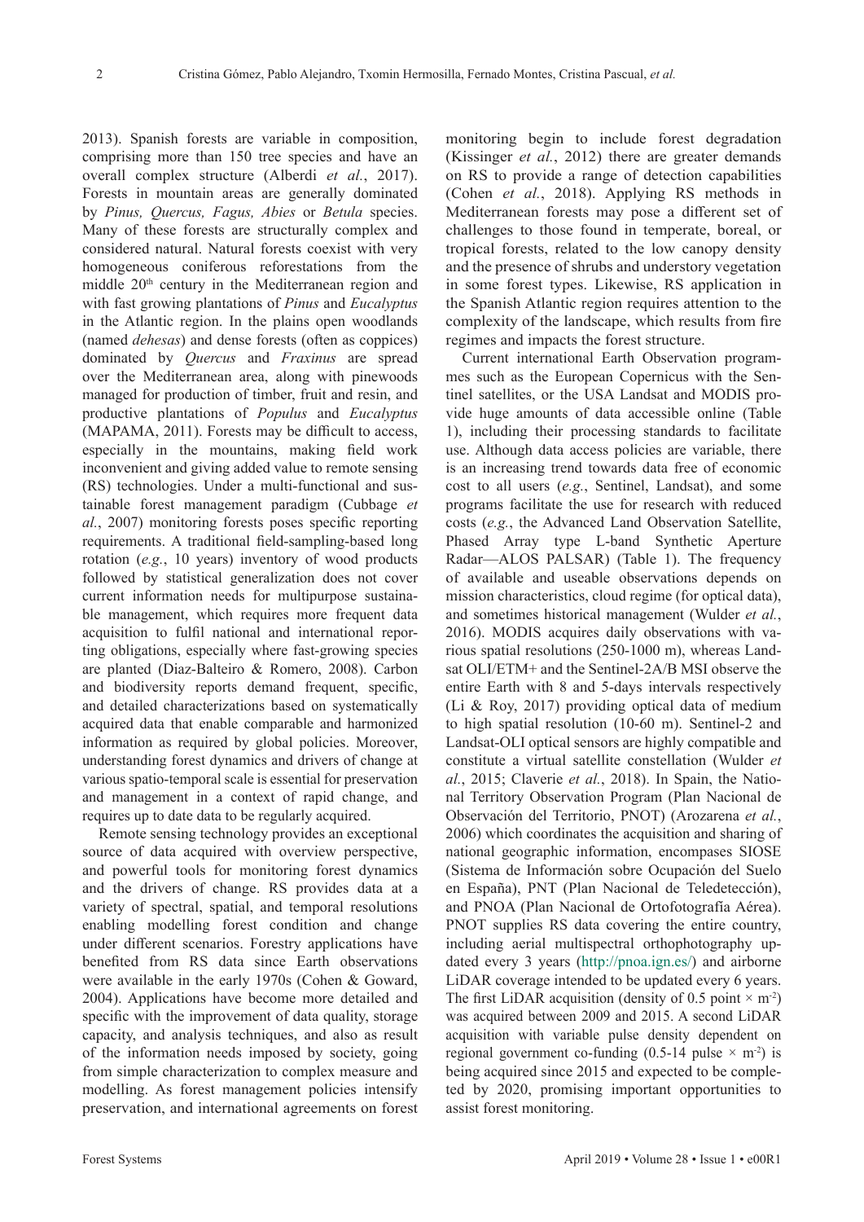2013). Spanish forests are variable in composition, comprising more than 150 tree species and have an overall complex structure (Alberdi *et al.*, 2017). Forests in mountain areas are generally dominated by *Pinus, Quercus, Fagus, Abies* or *Betula* species. Many of these forests are structurally complex and considered natural. Natural forests coexist with very homogeneous coniferous reforestations from the middle 20th century in the Mediterranean region and with fast growing plantations of *Pinus* and *Eucalyptus* in the Atlantic region. In the plains open woodlands (named *dehesas*) and dense forests (often as coppices) dominated by *Quercus* and *Fraxinus* are spread over the Mediterranean area, along with pinewoods managed for production of timber, fruit and resin, and productive plantations of *Populus* and *Eucalyptus* (MAPAMA, 2011). Forests may be difficult to access, especially in the mountains, making field work inconvenient and giving added value to remote sensing (RS) technologies. Under a multi-functional and sustainable forest management paradigm (Cubbage *et al.*, 2007) monitoring forests poses specific reporting requirements. A traditional field-sampling-based long rotation (*e.g.*, 10 years) inventory of wood products followed by statistical generalization does not cover current information needs for multipurpose sustainable management, which requires more frequent data acquisition to fulfil national and international reporting obligations, especially where fast-growing species are planted (Diaz-Balteiro & Romero, 2008). Carbon and biodiversity reports demand frequent, specific, and detailed characterizations based on systematically acquired data that enable comparable and harmonized information as required by global policies. Moreover, understanding forest dynamics and drivers of change at various spatio-temporal scale is essential for preservation and management in a context of rapid change, and requires up to date data to be regularly acquired.

Remote sensing technology provides an exceptional source of data acquired with overview perspective, and powerful tools for monitoring forest dynamics and the drivers of change. RS provides data at a variety of spectral, spatial, and temporal resolutions enabling modelling forest condition and change under different scenarios. Forestry applications have benefited from RS data since Earth observations were available in the early 1970s (Cohen & Goward, 2004). Applications have become more detailed and specific with the improvement of data quality, storage capacity, and analysis techniques, and also as result of the information needs imposed by society, going from simple characterization to complex measure and modelling. As forest management policies intensify preservation, and international agreements on forest monitoring begin to include forest degradation (Kissinger *et al.*, 2012) there are greater demands on RS to provide a range of detection capabilities (Cohen *et al.*, 2018). Applying RS methods in Mediterranean forests may pose a different set of challenges to those found in temperate, boreal, or tropical forests, related to the low canopy density and the presence of shrubs and understory vegetation in some forest types. Likewise, RS application in the Spanish Atlantic region requires attention to the complexity of the landscape, which results from fire regimes and impacts the forest structure.

Current international Earth Observation programmes such as the European Copernicus with the Sentinel satellites, or the USA Landsat and MODIS provide huge amounts of data accessible online (Table 1), including their processing standards to facilitate use. Although data access policies are variable, there is an increasing trend towards data free of economic cost to all users (*e.g.*, Sentinel, Landsat), and some programs facilitate the use for research with reduced costs (*e.g.*, the Advanced Land Observation Satellite, Phased Array type L-band Synthetic Aperture Radar—ALOS PALSAR) (Table 1). The frequency of available and useable observations depends on mission characteristics, cloud regime (for optical data), and sometimes historical management (Wulder *et al.*, 2016). MODIS acquires daily observations with various spatial resolutions (250-1000 m), whereas Landsat OLI/ETM+ and the Sentinel-2A/B MSI observe the entire Earth with 8 and 5-days intervals respectively (Li & Roy, 2017) providing optical data of medium to high spatial resolution (10-60 m). Sentinel-2 and Landsat-OLI optical sensors are highly compatible and constitute a virtual satellite constellation (Wulder *et al.*, 2015; Claverie *et al.*, 2018). In Spain, the National Territory Observation Program (Plan Nacional de Observación del Territorio, PNOT) (Arozarena *et al.*, 2006) which coordinates the acquisition and sharing of national geographic information, encompases SIOSE (Sistema de Información sobre Ocupación del Suelo en España), PNT (Plan Nacional de Teledetección), and PNOA (Plan Nacional de Ortofotografía Aérea). PNOT supplies RS data covering the entire country, including aerial multispectral orthophotography updated every 3 years (http://pnoa.ign.es/) and airborne LiDAR coverage intended to be updated every 6 years. The first LiDAR acquisition (density of 0.5 point $\times$ m$^{-2}$) was acquired between 2009 and 2015. A second LiDAR acquisition with variable pulse density dependent on regional government co-funding (0.5-14 pulse $\times$ m$^{-2}$) is being acquired since 2015 and expected to be completed by 2020, promising important opportunities to assist forest monitoring.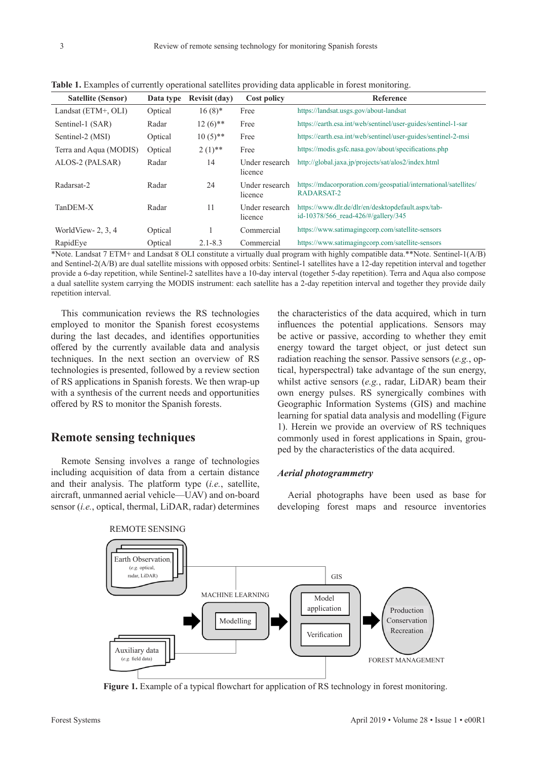**Table 1.** Examples of currently operational satellites providing data applicable in forest monitoring.

| Satellite (Sensor) | Data type | Revisit (day) | Cost policy | Reference |
|---|---|---|---|---|
| Landsat (ETM+, OLI) | Optical | 16 (8)* | Free | https://landsat.usgs.gov/about-landsat |
| Sentinel-1 (SAR) | Radar | 12 (6)** | Free | https://earth.esa.int/web/sentinel/user-guides/sentinel-1-sar |
| Sentinel-2 (MSI) | Optical | 10 (5)** | Free | https://earth.esa.int/web/sentinel/user-guides/sentinel-2-msi |
| Terra and Aqua (MODIS) | Optical | 2 (1)** | Free | https://modis.gsfc.nasa.gov/about/specifications.php |
| ALOS-2 (PALSAR) | Radar | 14 | Under research licence | http://global.jaxa.jp/projects/sat/alos2/index.html |
| Radarsat-2 | Radar | 24 | Under research licence | https://mdacorporation.com/geospatial/international/satellites/RADARSAT-2 |
| TanDEM-X | Radar | 11 | Under research licence | https://www.dlr.de/dlr/en/desktopdefault.aspx/tab-id-10378/566_read-426/#/gallery/345 |
| WorldView- 2, 3, 4 | Optical | 1 | Commercial | https://www.satimagingcorp.com/satellite-sensors |
| RapidEye | Optical | 2.1-8.3 | Commercial | https://www.satimagingcorp.com/satellite-sensors |

*Note. Landsat 7 ETM+ and Landsat 8 OLI constitute a virtually dual program with highly compatible data.**Note. Sentinel-1(A/B) and Sentinel-2(A/B) are dual satellite missions with opposed orbits: Sentinel-1 satellites have a 12-day repetition interval and together provide a 6-day repetition, while Sentinel-2 satellites have a 10-day interval (together 5-day repetition). Terra and Aqua also compose a dual satellite system carrying the MODIS instrument: each satellite has a 2-day repetition interval and together they provide daily repetition interval.

This communication reviews the RS technologies employed to monitor the Spanish forest ecosystems during the last decades, and identifies opportunities offered by the currently available data and analysis techniques. In the next section an overview of RS technologies is presented, followed by a review section of RS applications in Spanish forests. We then wrap-up with a synthesis of the current needs and opportunities offered by RS to monitor the Spanish forests.

## Remote sensing techniques

Remote Sensing involves a range of technologies including acquisition of data from a certain distance and their analysis. The platform type (*i.e.*, satellite, aircraft, unmanned aerial vehicle—UAV) and on-board sensor (*i.e.*, optical, thermal, LiDAR, radar) determines the characteristics of the data acquired, which in turn influences the potential applications. Sensors may be active or passive, according to whether they emit energy toward the target object, or just detect sun radiation reaching the sensor. Passive sensors (*e.g.*, optical, hyperspectral) take advantage of the sun energy, whilst active sensors (*e.g.*, radar, LiDAR) beam their own energy pulses. RS synergically combines with Geographic Information Systems (GIS) and machine learning for spatial data analysis and modelling (Figure 1). Herein we provide an overview of RS techniques commonly used in forest applications in Spain, grouped by the characteristics of the data acquired.

### *Aerial photogrammetry*

Aerial photographs have been used as base for developing forest maps and resource inventories

**Figure 1.** Example of a typical flowchart for application of RS technology in forest monitoring.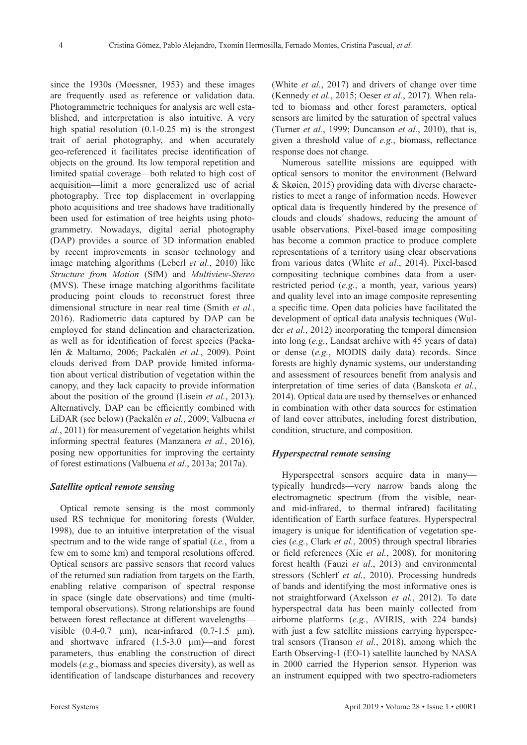since the 1930s (Moessner, 1953) and these images are frequently used as reference or validation data. Photogrammetric techniques for analysis are well established, and interpretation is also intuitive. A very high spatial resolution (0.1-0.25 m) is the strongest trait of aerial photography, and when accurately geo-referenced it facilitates precise identification of objects on the ground. Its low temporal repetition and limited spatial coverage—both related to high cost of acquisition—limit a more generalized use of aerial photography. Tree top displacement in overlapping photo acquisitions and tree shadows have traditionally been used for estimation of tree heights using photogrammetry. Nowadays, digital aerial photography (DAP) provides a source of 3D information enabled by recent improvements in sensor technology and image matching algorithms (Leberl *et al.*, 2010) like *Structure from Motion* (SfM) and *Multiview-Stereo* (MVS). These image matching algorithms facilitate producing point clouds to reconstruct forest three dimensional structure in near real time (Smith *et al.*, 2016). Radiometric data captured by DAP can be employed for stand delineation and characterization, as well as for identification of forest species (Packalén & Maltamo, 2006; Packalén *et al.*, 2009). Point clouds derived from DAP provide limited information about vertical distribution of vegetation within the canopy, and they lack capacity to provide information about the position of the ground (Lisein *et al.*, 2013). Alternatively, DAP can be efficiently combined with LiDAR (see below) (Packalén *et al.*, 2009; Valbuena *et al.*, 2011) for measurement of vegetation heights whilst informing spectral features (Manzanera *et al.*, 2016), posing new opportunities for improving the certainty of forest estimations (Valbuena *et al.*, 2013a; 2017a).

### *Satellite optical remote sensing*

Optical remote sensing is the most commonly used RS technique for monitoring forests (Wulder, 1998), due to an intuitive interpretation of the visual spectrum and to the wide range of spatial (*i.e.*, from a few cm to some km) and temporal resolutions offered. Optical sensors are passive sensors that record values of the returned sun radiation from targets on the Earth, enabling relative comparison of spectral response in space (single date observations) and time (multi-temporal observations). Strong relationships are found between forest reflectance at different wavelengths—visible (0.4-0.7 µm), near-infrared (0.7-1.5 µm), and shortwave infrared (1.5-3.0 µm)—and forest parameters, thus enabling the construction of direct models (*e.g.*, biomass and species diversity), as well as identification of landscape disturbances and recovery (White *et al.*, 2017) and drivers of change over time (Kennedy *et al.*, 2015; Oeser *et al.*, 2017). When related to biomass and other forest parameters, optical sensors are limited by the saturation of spectral values (Turner *et al.*, 1999; Duncanson *et al.*, 2010), that is, given a threshold value of *e.g.*, biomass, reflectance response does not change.

Numerous satellite missions are equipped with optical sensors to monitor the environment (Belward & Skøien, 2015) providing data with diverse characteristics to meet a range of information needs. However optical data is frequently hindered by the presence of clouds and clouds´ shadows, reducing the amount of usable observations. Pixel-based image compositing has become a common practice to produce complete representations of a territory using clear observations from various dates (White *et al.*, 2014). Pixel-based compositing technique combines data from a user-restricted period (*e.g.*, a month, year, various years) and quality level into an image composite representing a specific time. Open data policies have facilitated the development of optical data analysis techniques (Wulder *et al.*, 2012) incorporating the temporal dimension into long (*e.g.*, Landsat archive with 45 years of data) or dense (*e.g.*, MODIS daily data) records. Since forests are highly dynamic systems, our understanding and assessment of resources benefit from analysis and interpretation of time series of data (Banskota *et al.*, 2014). Optical data are used by themselves or enhanced in combination with other data sources for estimation of land cover attributes, including forest distribution, condition, structure, and composition.

### *Hyperspectral remote sensing*

Hyperspectral sensors acquire data in many—typically hundreds—very narrow bands along the electromagnetic spectrum (from the visible, near- and mid-infrared, to thermal infrared) facilitating identification of Earth surface features. Hyperspectral imagery is unique for identification of vegetation species (*e.g.*, Clark *et al.*, 2005) through spectral libraries or field references (Xie *et al.*, 2008), for monitoring forest health (Fauzi *et al.*, 2013) and environmental stressors (Schlerf *et al.*, 2010). Processing hundreds of bands and identifying the most informative ones is not straightforward (Axelsson *et al.*, 2012). To date hyperspectral data has been mainly collected from airborne platforms (*e.g.*, AVIRIS, with 224 bands) with just a few satellite missions carrying hyperspectral sensors (Transon *et al.*, 2018), among which the Earth Observing-1 (EO-1) satellite launched by NASA in 2000 carried the Hyperion sensor. Hyperion was an instrument equipped with two spectro-radiometers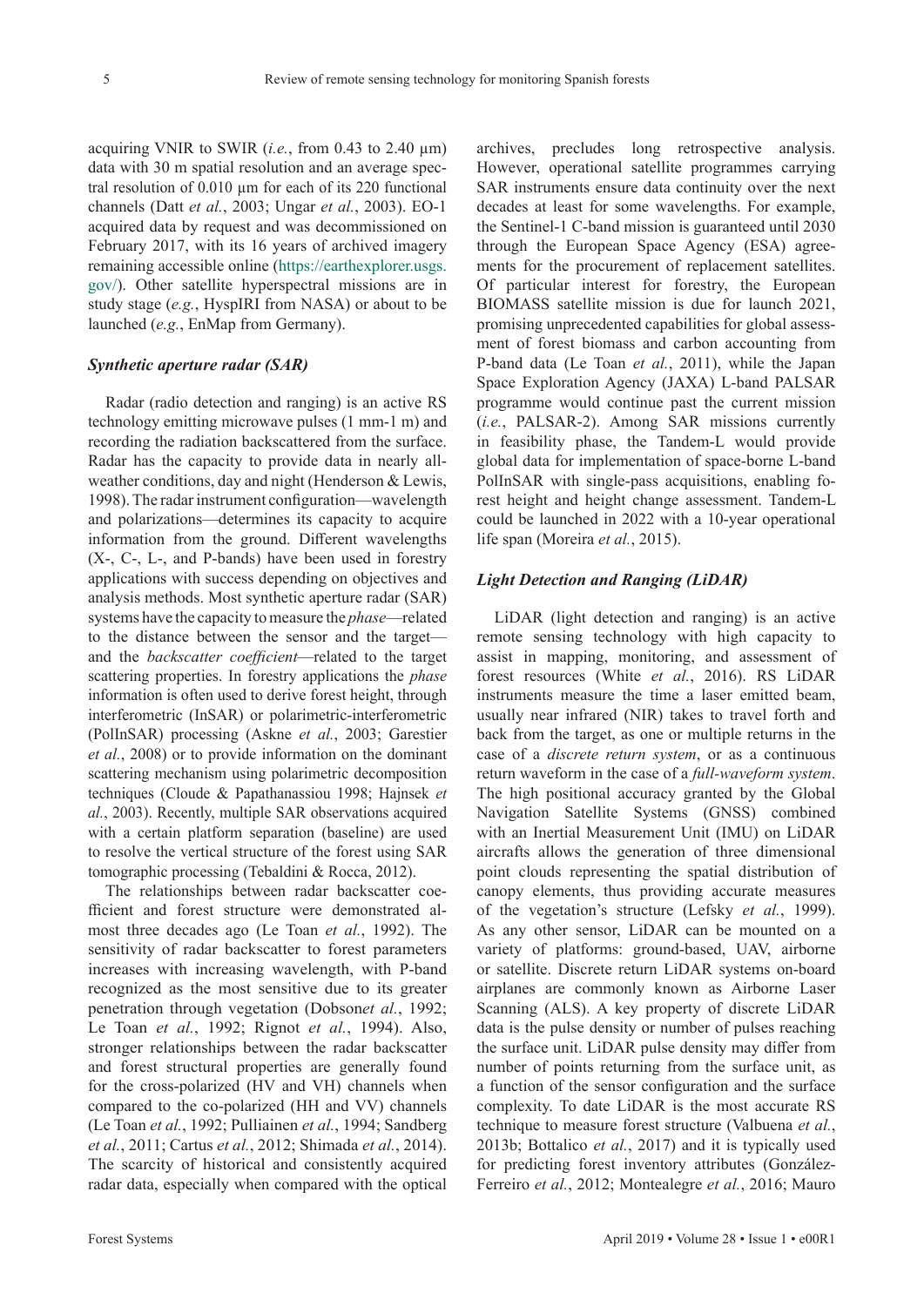acquiring VNIR to SWIR (*i.e.*, from 0.43 to 2.40 µm) data with 30 m spatial resolution and an average spectral resolution of 0.010 µm for each of its 220 functional channels (Datt *et al.*, 2003; Ungar *et al.*, 2003). EO-1 acquired data by request and was decommissioned on February 2017, with its 16 years of archived imagery remaining accessible online (https://earthexplorer.usgs.gov/). Other satellite hyperspectral missions are in study stage (*e.g.*, HyspIRI from NASA) or about to be launched (*e.g.*, EnMap from Germany).

### *Synthetic aperture radar (SAR)*

Radar (radio detection and ranging) is an active RS technology emitting microwave pulses (1 mm-1 m) and recording the radiation backscattered from the surface. Radar has the capacity to provide data in nearly all-weather conditions, day and night (Henderson & Lewis, 1998). The radar instrument configuration—wavelength and polarizations—determines its capacity to acquire information from the ground. Different wavelengths (X-, C-, L-, and P-bands) have been used in forestry applications with success depending on objectives and analysis methods. Most synthetic aperture radar (SAR) systems have the capacity to measure the *phase*—related to the distance between the sensor and the target—and the *backscatter coefficient*—related to the target scattering properties. In forestry applications the *phase* information is often used to derive forest height, through interferometric (InSAR) or polarimetric-interferometric (PolInSAR) processing (Askne *et al.*, 2003; Garestier *et al.*, 2008) or to provide information on the dominant scattering mechanism using polarimetric decomposition techniques (Cloude & Papathanassiou 1998; Hajnsek *et al.*, 2003). Recently, multiple SAR observations acquired with a certain platform separation (baseline) are used to resolve the vertical structure of the forest using SAR tomographic processing (Tebaldini & Rocca, 2012).

The relationships between radar backscatter coefficient and forest structure were demonstrated almost three decades ago (Le Toan *et al.*, 1992). The sensitivity of radar backscatter to forest parameters increases with increasing wavelength, with P-band recognized as the most sensitive due to its greater penetration through vegetation (Dobson*et al.*, 1992; Le Toan *et al.*, 1992; Rignot *et al.*, 1994). Also, stronger relationships between the radar backscatter and forest structural properties are generally found for the cross-polarized (HV and VH) channels when compared to the co-polarized (HH and VV) channels (Le Toan *et al.*, 1992; Pulliainen *et al.*, 1994; Sandberg *et al.*, 2011; Cartus *et al.*, 2012; Shimada *et al.*, 2014). The scarcity of historical and consistently acquired radar data, especially when compared with the optical archives, precludes long retrospective analysis. However, operational satellite programmes carrying SAR instruments ensure data continuity over the next decades at least for some wavelengths. For example, the Sentinel-1 C-band mission is guaranteed until 2030 through the European Space Agency (ESA) agreements for the procurement of replacement satellites. Of particular interest for forestry, the European BIOMASS satellite mission is due for launch 2021, promising unprecedented capabilities for global assessment of forest biomass and carbon accounting from P-band data (Le Toan *et al.*, 2011), while the Japan Space Exploration Agency (JAXA) L-band PALSAR programme would continue past the current mission (*i.e.*, PALSAR-2). Among SAR missions currently in feasibility phase, the Tandem-L would provide global data for implementation of space-borne L-band PolInSAR with single-pass acquisitions, enabling forest height and height change assessment. Tandem-L could be launched in 2022 with a 10-year operational life span (Moreira *et al.*, 2015).

### *Light Detection and Ranging (LiDAR)*

LiDAR (light detection and ranging) is an active remote sensing technology with high capacity to assist in mapping, monitoring, and assessment of forest resources (White *et al.*, 2016). RS LiDAR instruments measure the time a laser emitted beam, usually near infrared (NIR) takes to travel forth and back from the target, as one or multiple returns in the case of a *discrete return system*, or as a continuous return waveform in the case of a *full-waveform system*. The high positional accuracy granted by the Global Navigation Satellite Systems (GNSS) combined with an Inertial Measurement Unit (IMU) on LiDAR aircrafts allows the generation of three dimensional point clouds representing the spatial distribution of canopy elements, thus providing accurate measures of the vegetation's structure (Lefsky *et al.*, 1999). As any other sensor, LiDAR can be mounted on a variety of platforms: ground-based, UAV, airborne or satellite. Discrete return LiDAR systems on-board airplanes are commonly known as Airborne Laser Scanning (ALS). A key property of discrete LiDAR data is the pulse density or number of pulses reaching the surface unit. LiDAR pulse density may differ from number of points returning from the surface unit, as a function of the sensor configuration and the surface complexity. To date LiDAR is the most accurate RS technique to measure forest structure (Valbuena *et al.*, 2013b; Bottalico *et al.*, 2017) and it is typically used for predicting forest inventory attributes (González-Ferreiro *et al.*, 2012; Montealegre *et al.*, 2016; Mauro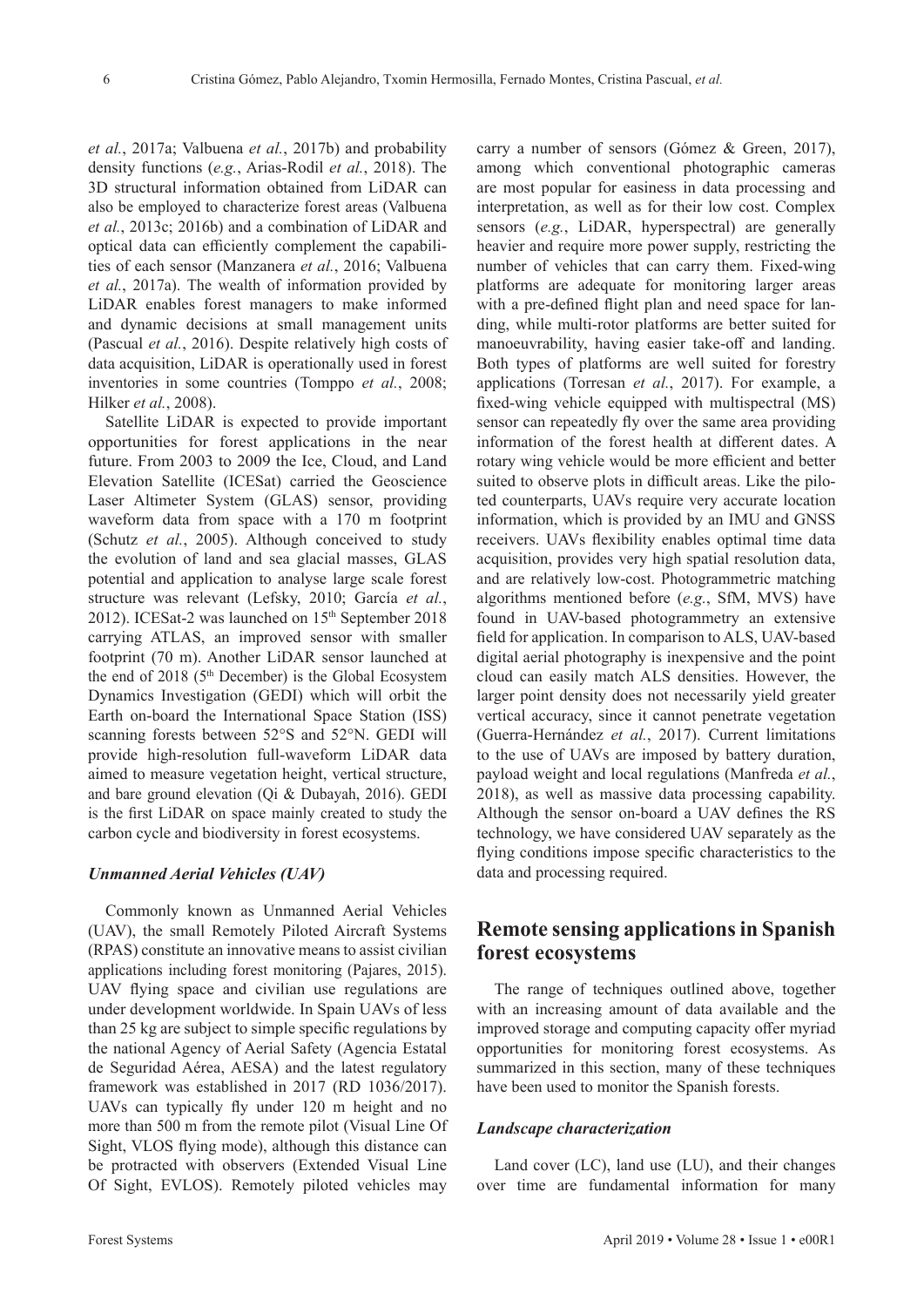*et al.*, 2017a; Valbuena *et al.*, 2017b) and probability density functions (*e.g.*, Arias-Rodil *et al.*, 2018). The 3D structural information obtained from LiDAR can also be employed to characterize forest areas (Valbuena *et al.*, 2013c; 2016b) and a combination of LiDAR and optical data can efficiently complement the capabilities of each sensor (Manzanera *et al.*, 2016; Valbuena *et al.*, 2017a). The wealth of information provided by LiDAR enables forest managers to make informed and dynamic decisions at small management units (Pascual *et al.*, 2016). Despite relatively high costs of data acquisition, LiDAR is operationally used in forest inventories in some countries (Tomppo *et al.*, 2008; Hilker *et al.*, 2008).

Satellite LiDAR is expected to provide important opportunities for forest applications in the near future. From 2003 to 2009 the Ice, Cloud, and Land Elevation Satellite (ICESat) carried the Geoscience Laser Altimeter System (GLAS) sensor, providing waveform data from space with a 170 m footprint (Schutz *et al.*, 2005). Although conceived to study the evolution of land and sea glacial masses, GLAS potential and application to analyse large scale forest structure was relevant (Lefsky, 2010; García *et al.*, 2012). ICESat-2 was launched on 15th September 2018 carrying ATLAS, an improved sensor with smaller footprint (70 m). Another LiDAR sensor launched at the end of 2018 (5th December) is the Global Ecosystem Dynamics Investigation (GEDI) which will orbit the Earth on-board the International Space Station (ISS) scanning forests between 52°S and 52°N. GEDI will provide high-resolution full-waveform LiDAR data aimed to measure vegetation height, vertical structure, and bare ground elevation (Qi & Dubayah, 2016). GEDI is the first LiDAR on space mainly created to study the carbon cycle and biodiversity in forest ecosystems.

### *Unmanned Aerial Vehicles (UAV)*

Commonly known as Unmanned Aerial Vehicles (UAV), the small Remotely Piloted Aircraft Systems (RPAS) constitute an innovative means to assist civilian applications including forest monitoring (Pajares, 2015). UAV flying space and civilian use regulations are under development worldwide. In Spain UAVs of less than 25 kg are subject to simple specific regulations by the national Agency of Aerial Safety (Agencia Estatal de Seguridad Aérea, AESA) and the latest regulatory framework was established in 2017 (RD 1036/2017). UAVs can typically fly under 120 m height and no more than 500 m from the remote pilot (Visual Line Of Sight, VLOS flying mode), although this distance can be protracted with observers (Extended Visual Line Of Sight, EVLOS). Remotely piloted vehicles may carry a number of sensors (Gómez & Green, 2017), among which conventional photographic cameras are most popular for easiness in data processing and interpretation, as well as for their low cost. Complex sensors (*e.g.*, LiDAR, hyperspectral) are generally heavier and require more power supply, restricting the number of vehicles that can carry them. Fixed-wing platforms are adequate for monitoring larger areas with a pre-defined flight plan and need space for landing, while multi-rotor platforms are better suited for manoeuvrability, having easier take-off and landing. Both types of platforms are well suited for forestry applications (Torresan *et al.*, 2017). For example, a fixed-wing vehicle equipped with multispectral (MS) sensor can repeatedly fly over the same area providing information of the forest health at different dates. A rotary wing vehicle would be more efficient and better suited to observe plots in difficult areas. Like the piloted counterparts, UAVs require very accurate location information, which is provided by an IMU and GNSS receivers. UAVs flexibility enables optimal time data acquisition, provides very high spatial resolution data, and are relatively low-cost. Photogrammetric matching algorithms mentioned before (*e.g.*, SfM, MVS) have found in UAV-based photogrammetry an extensive field for application. In comparison to ALS, UAV-based digital aerial photography is inexpensive and the point cloud can easily match ALS densities. However, the larger point density does not necessarily yield greater vertical accuracy, since it cannot penetrate vegetation (Guerra-Hernández *et al.*, 2017). Current limitations to the use of UAVs are imposed by battery duration, payload weight and local regulations (Manfreda *et al.*, 2018), as well as massive data processing capability. Although the sensor on-board a UAV defines the RS technology, we have considered UAV separately as the flying conditions impose specific characteristics to the data and processing required.

## Remote sensing applications in Spanish forest ecosystems

The range of techniques outlined above, together with an increasing amount of data available and the improved storage and computing capacity offer myriad opportunities for monitoring forest ecosystems. As summarized in this section, many of these techniques have been used to monitor the Spanish forests.

### *Landscape characterization*

Land cover (LC), land use (LU), and their changes over time are fundamental information for many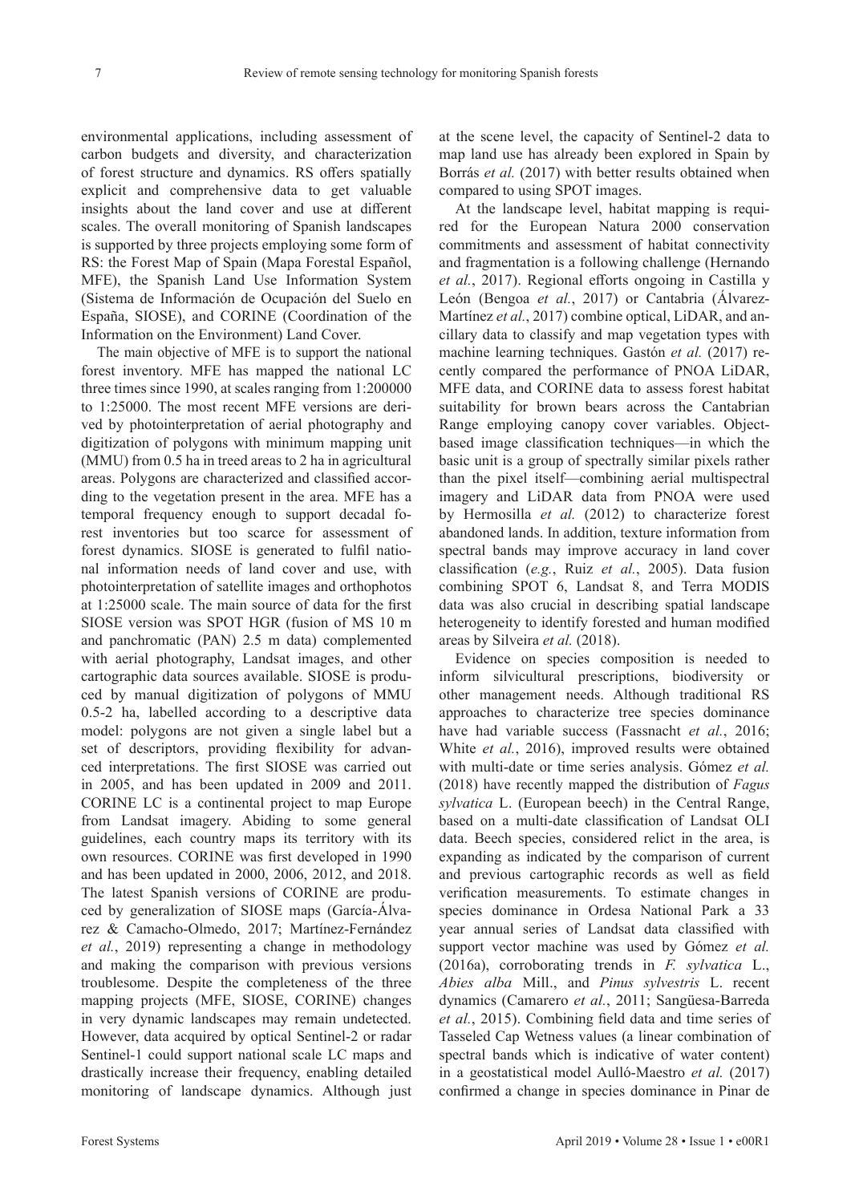environmental applications, including assessment of carbon budgets and diversity, and characterization of forest structure and dynamics. RS offers spatially explicit and comprehensive data to get valuable insights about the land cover and use at different scales. The overall monitoring of Spanish landscapes is supported by three projects employing some form of RS: the Forest Map of Spain (Mapa Forestal Español, MFE), the Spanish Land Use Information System (Sistema de Información de Ocupación del Suelo en España, SIOSE), and CORINE (Coordination of the Information on the Environment) Land Cover.

The main objective of MFE is to support the national forest inventory. MFE has mapped the national LC three times since 1990, at scales ranging from 1:200000 to 1:25000. The most recent MFE versions are derived by photointerpretation of aerial photography and digitization of polygons with minimum mapping unit (MMU) from 0.5 ha in treed areas to 2 ha in agricultural areas. Polygons are characterized and classified according to the vegetation present in the area. MFE has a temporal frequency enough to support decadal forest inventories but too scarce for assessment of forest dynamics. SIOSE is generated to fulfil national information needs of land cover and use, with photointerpretation of satellite images and orthophotos at 1:25000 scale. The main source of data for the first SIOSE version was SPOT HGR (fusion of MS 10 m and panchromatic (PAN) 2.5 m data) complemented with aerial photography, Landsat images, and other cartographic data sources available. SIOSE is produced by manual digitization of polygons of MMU 0.5-2 ha, labelled according to a descriptive data model: polygons are not given a single label but a set of descriptors, providing flexibility for advanced interpretations. The first SIOSE was carried out in 2005, and has been updated in 2009 and 2011. CORINE LC is a continental project to map Europe from Landsat imagery. Abiding to some general guidelines, each country maps its territory with its own resources. CORINE was first developed in 1990 and has been updated in 2000, 2006, 2012, and 2018. The latest Spanish versions of CORINE are produced by generalization of SIOSE maps (García-Álvarez & Camacho-Olmedo, 2017; Martínez-Fernández *et al.*, 2019) representing a change in methodology and making the comparison with previous versions troublesome. Despite the completeness of the three mapping projects (MFE, SIOSE, CORINE) changes in very dynamic landscapes may remain undetected. However, data acquired by optical Sentinel-2 or radar Sentinel-1 could support national scale LC maps and drastically increase their frequency, enabling detailed monitoring of landscape dynamics. Although just at the scene level, the capacity of Sentinel-2 data to map land use has already been explored in Spain by Borrás *et al.* (2017) with better results obtained when compared to using SPOT images.

At the landscape level, habitat mapping is required for the European Natura 2000 conservation commitments and assessment of habitat connectivity and fragmentation is a following challenge (Hernando *et al.*, 2017). Regional efforts ongoing in Castilla y León (Bengoa *et al.*, 2017) or Cantabria (Álvarez-Martínez *et al.*, 2017) combine optical, LiDAR, and ancillary data to classify and map vegetation types with machine learning techniques. Gastón *et al.* (2017) recently compared the performance of PNOA LiDAR, MFE data, and CORINE data to assess forest habitat suitability for brown bears across the Cantabrian Range employing canopy cover variables. Object-based image classification techniques—in which the basic unit is a group of spectrally similar pixels rather than the pixel itself—combining aerial multispectral imagery and LiDAR data from PNOA were used by Hermosilla *et al.* (2012) to characterize forest abandoned lands. In addition, texture information from spectral bands may improve accuracy in land cover classification (*e.g.*, Ruiz *et al.*, 2005). Data fusion combining SPOT 6, Landsat 8, and Terra MODIS data was also crucial in describing spatial landscape heterogeneity to identify forested and human modified areas by Silveira *et al.* (2018).

Evidence on species composition is needed to inform silvicultural prescriptions, biodiversity or other management needs. Although traditional RS approaches to characterize tree species dominance have had variable success (Fassnacht *et al.*, 2016; White *et al.*, 2016), improved results were obtained with multi-date or time series analysis. Gómez *et al.* (2018) have recently mapped the distribution of *Fagus sylvatica* L. (European beech) in the Central Range, based on a multi-date classification of Landsat OLI data. Beech species, considered relict in the area, is expanding as indicated by the comparison of current and previous cartographic records as well as field verification measurements. To estimate changes in species dominance in Ordesa National Park a 33 year annual series of Landsat data classified with support vector machine was used by Gómez *et al.* (2016a), corroborating trends in *F. sylvatica* L., *Abies alba* Mill., and *Pinus sylvestris* L. recent dynamics (Camarero *et al.*, 2011; Sangüesa-Barreda *et al.*, 2015). Combining field data and time series of Tasseled Cap Wetness values (a linear combination of spectral bands which is indicative of water content) in a geostatistical model Aulló-Maestro *et al.* (2017) confirmed a change in species dominance in Pinar de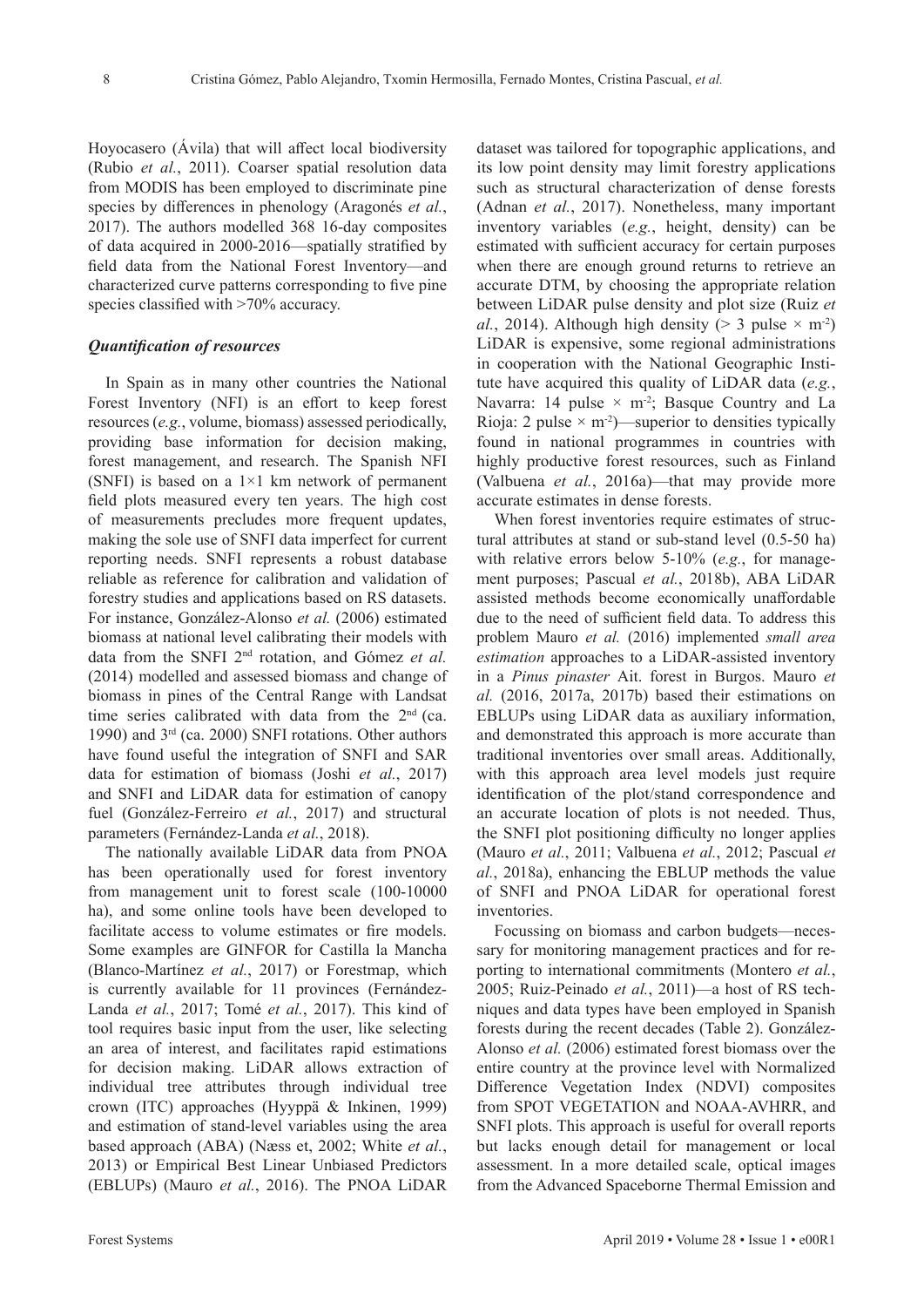Hoyocasero (Ávila) that will affect local biodiversity (Rubio *et al.*, 2011). Coarser spatial resolution data from MODIS has been employed to discriminate pine species by differences in phenology (Aragonés *et al.*, 2017). The authors modelled 368 16-day composites of data acquired in 2000-2016—spatially stratified by field data from the National Forest Inventory—and characterized curve patterns corresponding to five pine species classified with >70% accuracy.

### *Quantification of resources*

In Spain as in many other countries the National Forest Inventory (NFI) is an effort to keep forest resources (*e.g.*, volume, biomass) assessed periodically, providing base information for decision making, forest management, and research. The Spanish NFI (SNFI) is based on a 1×1 km network of permanent field plots measured every ten years. The high cost of measurements precludes more frequent updates, making the sole use of SNFI data imperfect for current reporting needs. SNFI represents a robust database reliable as reference for calibration and validation of forestry studies and applications based on RS datasets. For instance, González-Alonso *et al.* (2006) estimated biomass at national level calibrating their models with data from the SNFI 2nd rotation, and Gómez *et al.* (2014) modelled and assessed biomass and change of biomass in pines of the Central Range with Landsat time series calibrated with data from the 2nd (ca. 1990) and 3rd (ca. 2000) SNFI rotations. Other authors have found useful the integration of SNFI and SAR data for estimation of biomass (Joshi *et al.*, 2017) and SNFI and LiDAR data for estimation of canopy fuel (González-Ferreiro *et al.*, 2017) and structural parameters (Fernández-Landa *et al.*, 2018).

The nationally available LiDAR data from PNOA has been operationally used for forest inventory from management unit to forest scale (100-10000 ha), and some online tools have been developed to facilitate access to volume estimates or fire models. Some examples are GINFOR for Castilla la Mancha (Blanco-Martínez *et al.*, 2017) or Forestmap, which is currently available for 11 provinces (Fernández-Landa *et al.*, 2017; Tomé *et al.*, 2017). This kind of tool requires basic input from the user, like selecting an area of interest, and facilitates rapid estimations for decision making. LiDAR allows extraction of individual tree attributes through individual tree crown (ITC) approaches (Hyyppä & Inkinen, 1999) and estimation of stand-level variables using the area based approach (ABA) (Næss et, 2002; White *et al.*, 2013) or Empirical Best Linear Unbiased Predictors (EBLUPs) (Mauro *et al.*, 2016). The PNOA LiDAR dataset was tailored for topographic applications, and its low point density may limit forestry applications such as structural characterization of dense forests (Adnan *et al.*, 2017). Nonetheless, many important inventory variables (*e.g.*, height, density) can be estimated with sufficient accuracy for certain purposes when there are enough ground returns to retrieve an accurate DTM, by choosing the appropriate relation between LiDAR pulse density and plot size (Ruiz *et al.*, 2014). Although high density (> 3 pulse × $m^{-2}$) LiDAR is expensive, some regional administrations in cooperation with the National Geographic Institute have acquired this quality of LiDAR data (*e.g.*, Navarra: 14 pulse × $m^{-2}$; Basque Country and La Rioja: 2 pulse × $m^{-2}$)—superior to densities typically found in national programmes in countries with highly productive forest resources, such as Finland (Valbuena *et al.*, 2016a)—that may provide more accurate estimates in dense forests.

When forest inventories require estimates of structural attributes at stand or sub-stand level (0.5-50 ha) with relative errors below 5-10% (*e.g.*, for management purposes; Pascual *et al.*, 2018b), ABA LiDAR assisted methods become economically unaffordable due to the need of sufficient field data. To address this problem Mauro *et al.* (2016) implemented *small area estimation* approaches to a LiDAR-assisted inventory in a *Pinus pinaster* Ait. forest in Burgos. Mauro *et al.* (2016, 2017a, 2017b) based their estimations on EBLUPs using LiDAR data as auxiliary information, and demonstrated this approach is more accurate than traditional inventories over small areas. Additionally, with this approach area level models just require identification of the plot/stand correspondence and an accurate location of plots is not needed. Thus, the SNFI plot positioning difficulty no longer applies (Mauro *et al.*, 2011; Valbuena *et al.*, 2012; Pascual *et al.*, 2018a), enhancing the EBLUP methods the value of SNFI and PNOA LiDAR for operational forest inventories.

Focussing on biomass and carbon budgets—necessary for monitoring management practices and for reporting to international commitments (Montero *et al.*, 2005; Ruiz-Peinado *et al.*, 2011)—a host of RS techniques and data types have been employed in Spanish forests during the recent decades (Table 2). González-Alonso *et al.* (2006) estimated forest biomass over the entire country at the province level with Normalized Difference Vegetation Index (NDVI) composites from SPOT VEGETATION and NOAA-AVHRR, and SNFI plots. This approach is useful for overall reports but lacks enough detail for management or local assessment. In a more detailed scale, optical images from the Advanced Spaceborne Thermal Emission and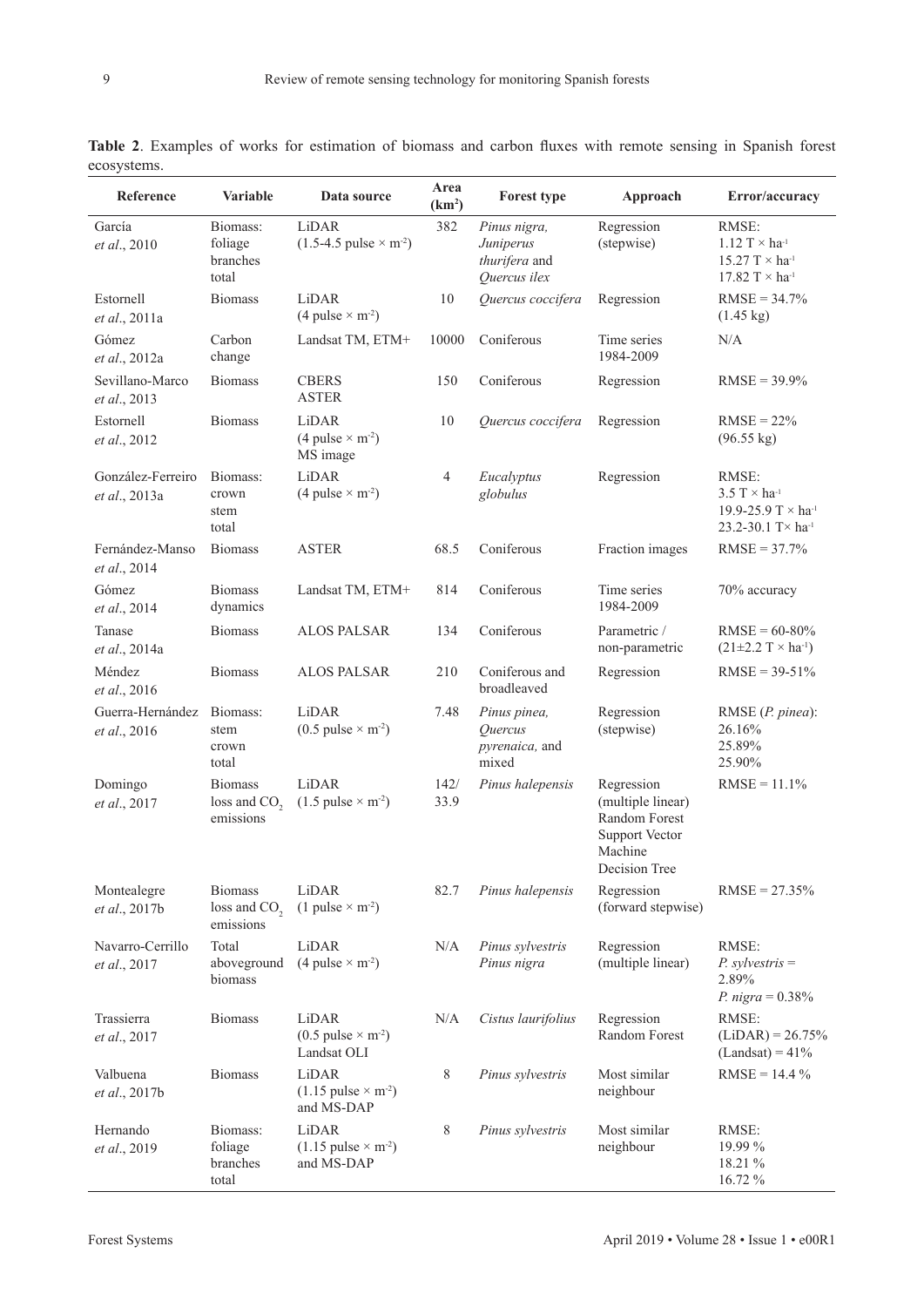**Table 2**. Examples of works for estimation of biomass and carbon fluxes with remote sensing in Spanish forest ecosystems.

| Reference | Variable | Data source | Area ($km^2$) | Forest type | Approach | Error/accuracy |
|---|---|---|---|---|---|---|
| García *et al*., 2010 | Biomass: foliage branches total | LiDAR (1.5-4.5 pulse × $m^{-2}$) | 382 | *Pinus nigra, Juniperus thurifera* and *Quercus ilex* | Regression (stepwise) | RMSE: 1.12 T × $ha^{-1}$ 15.27 T × $ha^{-1}$ 17.82 T × $ha^{-1}$ |
| Estornell *et al*., 2011a | Biomass | LiDAR (4 pulse × $m^{-2}$) | 10 | *Quercus coccifera* | Regression | RMSE = 34.7% (1.45 kg) |
| Gómez *et al*., 2012a | Carbon change | Landsat TM, ETM+ | 10000 | Coniferous | Time series 1984-2009 | N/A |
| Sevillano-Marco *et al*., 2013 | Biomass | CBERS ASTER | 150 | Coniferous | Regression | RMSE = 39.9% |
| Estornell *et al*., 2012 | Biomass | LiDAR (4 pulse × $m^{-2}$) MS image | 10 | *Quercus coccifera* | Regression | RMSE = 22% (96.55 kg) |
| González-Ferreiro *et al*., 2013a | Biomass: crown stem total | LiDAR (4 pulse × $m^{-2}$) | 4 | *Eucalyptus globulus* | Regression | RMSE: 3.5 T × $ha^{-1}$ 19.9-25.9 T × $ha^{-1}$ 23.2-30.1 T× $ha^{-1}$ |
| Fernández-Manso *et al*., 2014 | Biomass | ASTER | 68.5 | Coniferous | Fraction images | RMSE = 37.7% |
| Gómez *et al*., 2014 | Biomass dynamics | Landsat TM, ETM+ | 814 | Coniferous | Time series 1984-2009 | 70% accuracy |
| Tanase *et al*., 2014a | Biomass | ALOS PALSAR | 134 | Coniferous | Parametric / non-parametric | RMSE = 60-80% (21±2.2 T × $ha^{-1}$) |
| Méndez *et al*., 2016 | Biomass | ALOS PALSAR | 210 | Coniferous and broadleaved | Regression | RMSE = 39-51% |
| Guerra-Hernández *et al*., 2016 | Biomass: stem crown total | LiDAR (0.5 pulse × $m^{-2}$) | 7.48 | *Pinus pinea, Quercus pyrenaica,* and mixed | Regression (stepwise) | RMSE (*P. pinea*): 26.16% 25.89% 25.90% |
| Domingo *et al*., 2017 | Biomass loss and $CO_2$ emissions | LiDAR (1.5 pulse × $m^{-2}$) | 142/ 33.9 | *Pinus halepensis* | Regression (multiple linear) Random Forest Support Vector Machine Decision Tree | RMSE = 11.1% |
| Montealegre *et al*., 2017b | Biomass loss and $CO_2$ emissions | LiDAR (1 pulse × $m^{-2}$) | 82.7 | *Pinus halepensis* | Regression (forward stepwise) | RMSE = 27.35% |
| Navarro-Cerrillo *et al*., 2017 | Total aboveground biomass | LiDAR (4 pulse × $m^{-2}$) | N/A | *Pinus sylvestris Pinus nigra* | Regression (multiple linear) | RMSE: *P. sylvestris* = 2.89% *P. nigra* = 0.38% |
| Trassierra *et al*., 2017 | Biomass | LiDAR (0.5 pulse × $m^{-2}$) Landsat OLI | N/A | *Cistus laurifolius* | Regression Random Forest | RMSE: (LiDAR) = 26.75% (Landsat) = 41% |
| Valbuena *et al*., 2017b | Biomass | LiDAR (1.15 pulse × $m^{-2}$) and MS-DAP | 8 | *Pinus sylvestris* | Most similar neighbour | RMSE = 14.4 % |
| Hernando *et al*., 2019 | Biomass: foliage branches total | LiDAR (1.15 pulse × $m^{-2}$) and MS-DAP | 8 | *Pinus sylvestris* | Most similar neighbour | RMSE: 19.99 % 18.21 % 16.72 % |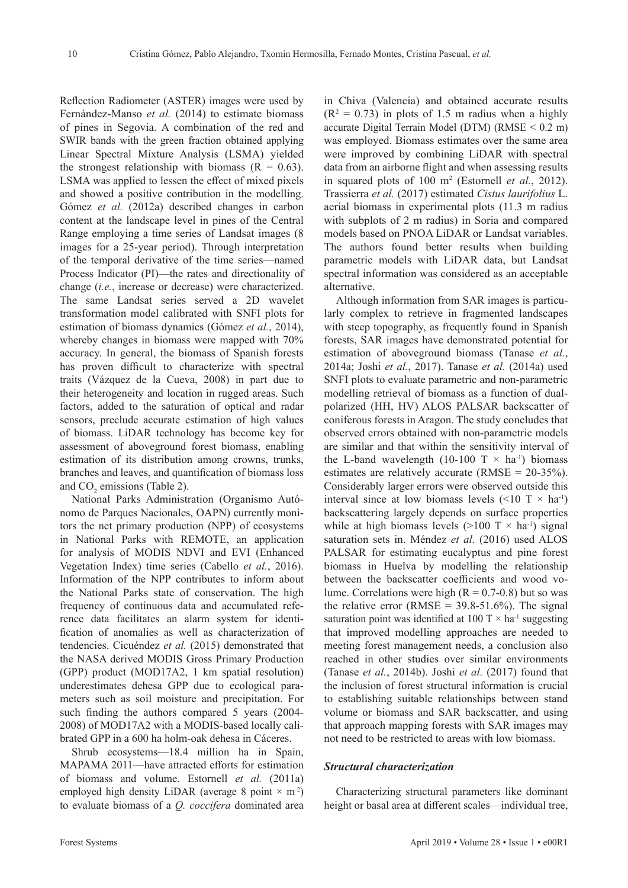Reflection Radiometer (ASTER) images were used by Fernández-Manso *et al.* (2014) to estimate biomass of pines in Segovia. A combination of the red and SWIR bands with the green fraction obtained applying Linear Spectral Mixture Analysis (LSMA) yielded the strongest relationship with biomass ($R = 0.63$). LSMA was applied to lessen the effect of mixed pixels and showed a positive contribution in the modelling. Gómez *et al.* (2012a) described changes in carbon content at the landscape level in pines of the Central Range employing a time series of Landsat images (8 images for a 25-year period). Through interpretation of the temporal derivative of the time series—named Process Indicator (PI)—the rates and directionality of change (*i.e.*, increase or decrease) were characterized. The same Landsat series served a 2D wavelet transformation model calibrated with SNFI plots for estimation of biomass dynamics (Gómez *et al.*, 2014), whereby changes in biomass were mapped with 70% accuracy. In general, the biomass of Spanish forests has proven difficult to characterize with spectral traits (Vázquez de la Cueva, 2008) in part due to their heterogeneity and location in rugged areas. Such factors, added to the saturation of optical and radar sensors, preclude accurate estimation of high values of biomass. LiDAR technology has become key for assessment of aboveground forest biomass, enabling estimation of its distribution among crowns, trunks, branches and leaves, and quantification of biomass loss and $CO_2$ emissions (Table 2).

National Parks Administration (Organismo Autónomo de Parques Nacionales, OAPN) currently monitors the net primary production (NPP) of ecosystems in National Parks with REMOTE, an application for analysis of MODIS NDVI and EVI (Enhanced Vegetation Index) time series (Cabello *et al.*, 2016). Information of the NPP contributes to inform about the National Parks state of conservation. The high frequency of continuous data and accumulated reference data facilitates an alarm system for identification of anomalies as well as characterization of tendencies. Cicuéndez *et al.* (2015) demonstrated that the NASA derived MODIS Gross Primary Production (GPP) product (MOD17A2, 1 km spatial resolution) underestimates dehesa GPP due to ecological parameters such as soil moisture and precipitation. For such finding the authors compared 5 years (2004-2008) of MOD17A2 with a MODIS-based locally calibrated GPP in a 600 ha holm-oak dehesa in Cáceres.

Shrub ecosystems—18.4 million ha in Spain, MAPAMA 2011—have attracted efforts for estimation of biomass and volume. Estornell *et al.* (2011a) employed high density LiDAR (average 8 point $\times$ m$^{-2}$) to evaluate biomass of a *Q. coccifera* dominated area in Chiva (Valencia) and obtained accurate results ($R^2 = 0.73$) in plots of 1.5 m radius when a highly accurate Digital Terrain Model (DTM) (RMSE $< 0.2$ m) was employed. Biomass estimates over the same area were improved by combining LiDAR with spectral data from an airborne flight and when assessing results in squared plots of 100 m$^2$ (Estornell *et al.*, 2012). Trassierra *et al.* (2017) estimated *Cistus laurifolius* L. aerial biomass in experimental plots (11.3 m radius with subplots of 2 m radius) in Soria and compared models based on PNOA LiDAR or Landsat variables. The authors found better results when building parametric models with LiDAR data, but Landsat spectral information was considered as an acceptable alternative.

Although information from SAR images is particularly complex to retrieve in fragmented landscapes with steep topography, as frequently found in Spanish forests, SAR images have demonstrated potential for estimation of aboveground biomass (Tanase *et al.*, 2014a; Joshi *et al.*, 2017). Tanase *et al.* (2014a) used SNFI plots to evaluate parametric and non-parametric modelling retrieval of biomass as a function of dual-polarized (HH, HV) ALOS PALSAR backscatter of coniferous forests in Aragon. The study concludes that observed errors obtained with non-parametric models are similar and that within the sensitivity interval of the L-band wavelength (10-100 T $\times$ ha$^{-1}$) biomass estimates are relatively accurate (RMSE = 20-35%). Considerably larger errors were observed outside this interval since at low biomass levels ($<$10 T $\times$ ha$^{-1}$) backscattering largely depends on surface properties while at high biomass levels ($>$100 T $\times$ ha$^{-1}$) signal saturation sets in. Méndez *et al.* (2016) used ALOS PALSAR for estimating eucalyptus and pine forest biomass in Huelva by modelling the relationship between the backscatter coefficients and wood volume. Correlations were high ($R = 0.7$-$0.8$) but so was the relative error (RMSE = 39.8-51.6%). The signal saturation point was identified at 100 T $\times$ ha$^{-1}$ suggesting that improved modelling approaches are needed to meeting forest management needs, a conclusion also reached in other studies over similar environments (Tanase *et al.*, 2014b). Joshi *et al.* (2017) found that the inclusion of forest structural information is crucial to establishing suitable relationships between stand volume or biomass and SAR backscatter, and using that approach mapping forests with SAR images may not need to be restricted to areas with low biomass.

### *Structural characterization*

Characterizing structural parameters like dominant height or basal area at different scales—individual tree,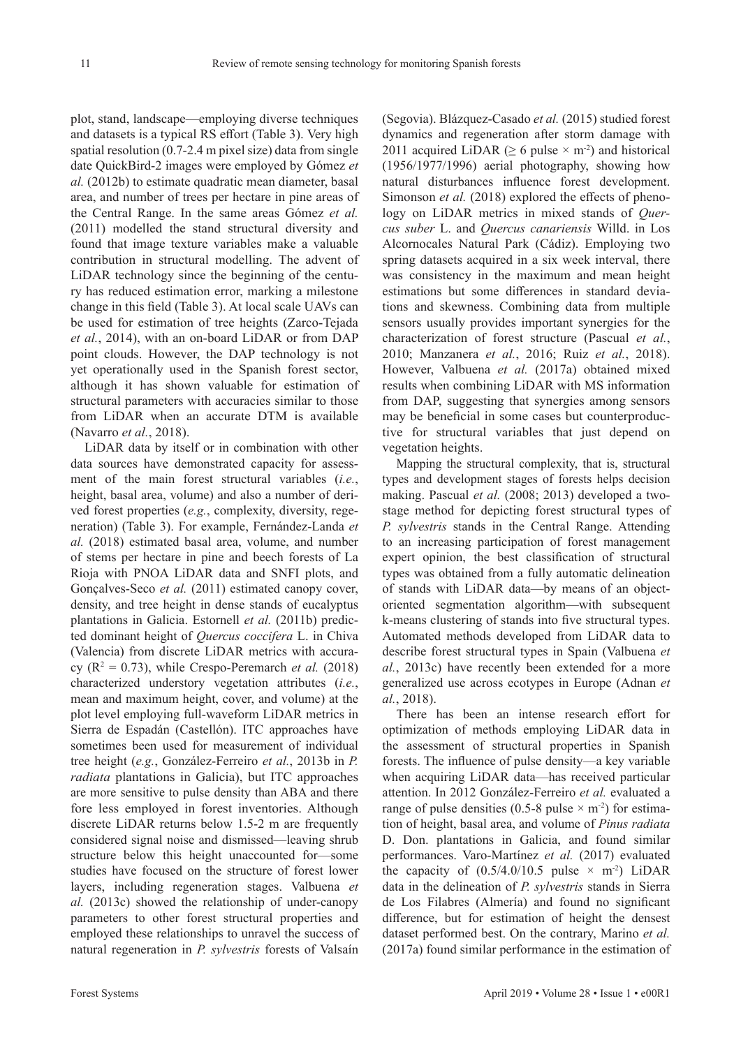plot, stand, landscape—employing diverse techniques and datasets is a typical RS effort (Table 3). Very high spatial resolution (0.7-2.4 m pixel size) data from single date QuickBird-2 images were employed by Gómez *et al.* (2012b) to estimate quadratic mean diameter, basal area, and number of trees per hectare in pine areas of the Central Range. In the same areas Gómez *et al.* (2011) modelled the stand structural diversity and found that image texture variables make a valuable contribution in structural modelling. The advent of LiDAR technology since the beginning of the century has reduced estimation error, marking a milestone change in this field (Table 3). At local scale UAVs can be used for estimation of tree heights (Zarco-Tejada *et al.*, 2014), with an on-board LiDAR or from DAP point clouds. However, the DAP technology is not yet operationally used in the Spanish forest sector, although it has shown valuable for estimation of structural parameters with accuracies similar to those from LiDAR when an accurate DTM is available (Navarro *et al.*, 2018).

LiDAR data by itself or in combination with other data sources have demonstrated capacity for assessment of the main forest structural variables (*i.e.*, height, basal area, volume) and also a number of derived forest properties (*e.g.*, complexity, diversity, regeneration) (Table 3). For example, Fernández-Landa *et al.* (2018) estimated basal area, volume, and number of stems per hectare in pine and beech forests of La Rioja with PNOA LiDAR data and SNFI plots, and Gonçalves-Seco *et al.* (2011) estimated canopy cover, density, and tree height in dense stands of eucalyptus plantations in Galicia. Estornell *et al.* (2011b) predicted dominant height of *Quercus coccifera* L. in Chiva (Valencia) from discrete LiDAR metrics with accuracy ($R^2$ = 0.73), while Crespo-Peremarch *et al.* (2018) characterized understory vegetation attributes (*i.e.*, mean and maximum height, cover, and volume) at the plot level employing full-waveform LiDAR metrics in Sierra de Espadán (Castellón). ITC approaches have sometimes been used for measurement of individual tree height (*e.g.*, González-Ferreiro *et al.*, 2013b in *P. radiata* plantations in Galicia), but ITC approaches are more sensitive to pulse density than ABA and there fore less employed in forest inventories. Although discrete LiDAR returns below 1.5-2 m are frequently considered signal noise and dismissed—leaving shrub structure below this height unaccounted for—some studies have focused on the structure of forest lower layers, including regeneration stages. Valbuena *et al.* (2013c) showed the relationship of under-canopy parameters to other forest structural properties and employed these relationships to unravel the success of natural regeneration in *P. sylvestris* forests of Valsaín (Segovia). Blázquez-Casado *et al.* (2015) studied forest dynamics and regeneration after storm damage with 2011 acquired LiDAR (≥ 6 pulse × $m^{-2}$) and historical (1956/1977/1996) aerial photography, showing how natural disturbances influence forest development. Simonson *et al.* (2018) explored the effects of phenology on LiDAR metrics in mixed stands of *Quercus suber* L. and *Quercus canariensis* Willd. in Los Alcornocales Natural Park (Cádiz). Employing two spring datasets acquired in a six week interval, there was consistency in the maximum and mean height estimations but some differences in standard deviations and skewness. Combining data from multiple sensors usually provides important synergies for the characterization of forest structure (Pascual *et al.*, 2010; Manzanera *et al.*, 2016; Ruiz *et al.*, 2018). However, Valbuena *et al.* (2017a) obtained mixed results when combining LiDAR with MS information from DAP, suggesting that synergies among sensors may be beneficial in some cases but counterproductive for structural variables that just depend on vegetation heights.

Mapping the structural complexity, that is, structural types and development stages of forests helps decision making. Pascual *et al.* (2008; 2013) developed a two-stage method for depicting forest structural types of *P. sylvestris* stands in the Central Range. Attending to an increasing participation of forest management expert opinion, the best classification of structural types was obtained from a fully automatic delineation of stands with LiDAR data—by means of an object-oriented segmentation algorithm—with subsequent k-means clustering of stands into five structural types. Automated methods developed from LiDAR data to describe forest structural types in Spain (Valbuena *et al.*, 2013c) have recently been extended for a more generalized use across ecotypes in Europe (Adnan *et al.*, 2018).

There has been an intense research effort for optimization of methods employing LiDAR data in the assessment of structural properties in Spanish forests. The influence of pulse density—a key variable when acquiring LiDAR data—has received particular attention. In 2012 González-Ferreiro *et al.* evaluated a range of pulse densities (0.5-8 pulse × $m^{-2}$) for estimation of height, basal area, and volume of *Pinus radiata* D. Don. plantations in Galicia, and found similar performances. Varo-Martínez *et al.* (2017) evaluated the capacity of (0.5/4.0/10.5 pulse × $m^{-2}$) LiDAR data in the delineation of *P. sylvestris* stands in Sierra de Los Filabres (Almería) and found no significant difference, but for estimation of height the densest dataset performed best. On the contrary, Marino *et al.* (2017a) found similar performance in the estimation of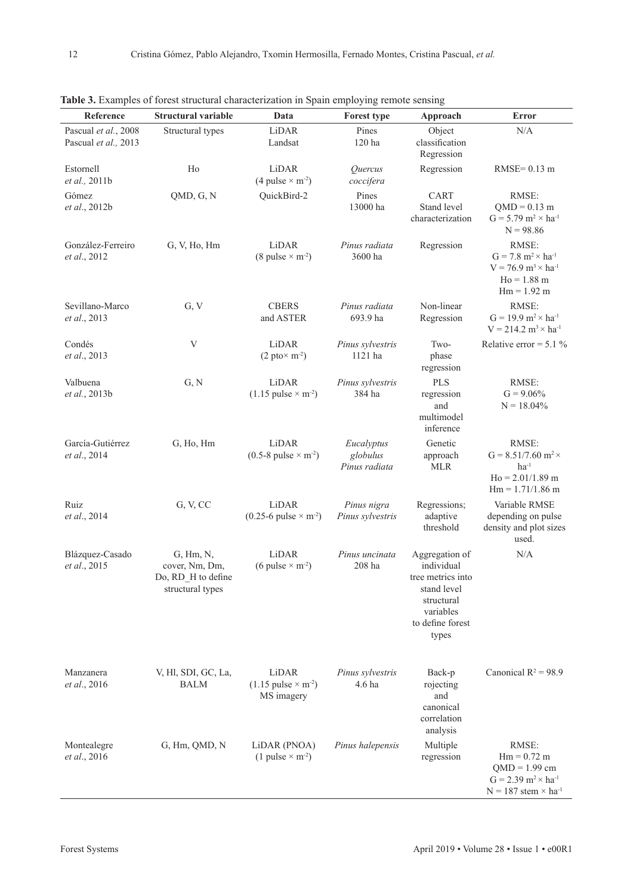**Table 3.** Examples of forest structural characterization in Spain employing remote sensing

| Reference | Structural variable | Data | Forest type | Approach | Error |
|---|---|---|---|---|---|
| Pascual *et al.*, 2008 Pascual *et al.,* 2013 | Structural types | LiDAR Landsat | Pines 120 ha | Object classification Regression | N/A |
| Estornell *et al.,* 2011b | Ho | LiDAR (4 pulse × $m^{-2}$) | *Quercus coccifera* | Regression | RMSE= 0.13 m |
| Gómez *et al*., 2012b | QMD, G, N | QuickBird-2 | Pines 13000 ha | CART Stand level characterization | RMSE: QMD = 0.13 m G = 5.79 $m^2$ × $ha^{-1}$ N = 98.86 |
| González-Ferreiro *et al*., 2012 | G, V, Ho, Hm | LiDAR (8 pulse × $m^{-2}$) | *Pinus radiata* 3600 ha | Regression | RMSE: G = 7.8 $m^2$ × $ha^{-1}$ V = 76.9 $m^3$ × $ha^{-1}$ Ho = 1.88 m Hm = 1.92 m |
| Sevillano-Marco *et al*., 2013 | G, V | CBERS and ASTER | *Pinus radiata* 693.9 ha | Non-linear Regression | RMSE: G = 19.9 $m^2$ × $ha^{-1}$ V = 214.2 $m^3$ × $ha^{-1}$ |
| Condés *et al*., 2013 | V | LiDAR (2 pto× $m^{-2}$) | *Pinus sylvestris* 1121 ha | Two-phase regression | Relative error = 5.1 % |
| Valbuena *et al*., 2013b | G, N | LiDAR (1.15 pulse × $m^{-2}$) | *Pinus sylvestris* 384 ha | PLS regression and multimodel inference | RMSE: G = 9.06% N = 18.04% |
| García-Gutiérrez *et al*., 2014 | G, Ho, Hm | LiDAR (0.5-8 pulse × $m^{-2}$) | *Eucalyptus globulus Pinus radiata* | Genetic approach MLR | RMSE: G = 8.51/7.60 $m^2$ × $ha^{-1}$ Ho = 2.01/1.89 m Hm = 1.71/1.86 m |
| Ruiz *et al*., 2014 | G, V, CC | LiDAR (0.25-6 pulse × $m^{-2}$) | *Pinus nigra Pinus sylvestris* | Regressions; adaptive threshold | Variable RMSE depending on pulse density and plot sizes used. |
| Blázquez-Casado *et al*., 2015 | G, Hm, N, cover, Nm, Dm, Do, RD_H to define structural types | LiDAR (6 pulse × $m^{-2}$) | *Pinus uncinata* 208 ha | Aggregation of individual tree metrics into stand level structural variables to define forest types | N/A |
| Manzanera *et al*., 2016 | V, Hl, SDI, GC, La, BALM | LiDAR (1.15 pulse × $m^{-2}$) MS imagery | *Pinus sylvestris* 4.6 ha | Back-projecting and canonical correlation analysis | Canonical $R^2$ = 98.9 |
| Montealegre *et al*., 2016 | G, Hm, QMD, N | LiDAR (PNOA) (1 pulse × $m^{-2}$) | *Pinus halepensis* | Multiple regression | RMSE: Hm = 0.72 m QMD = 1.99 cm G = 2.39 $m^2$ × $ha^{-1}$ N = 187 stem × $ha^{-1}$ |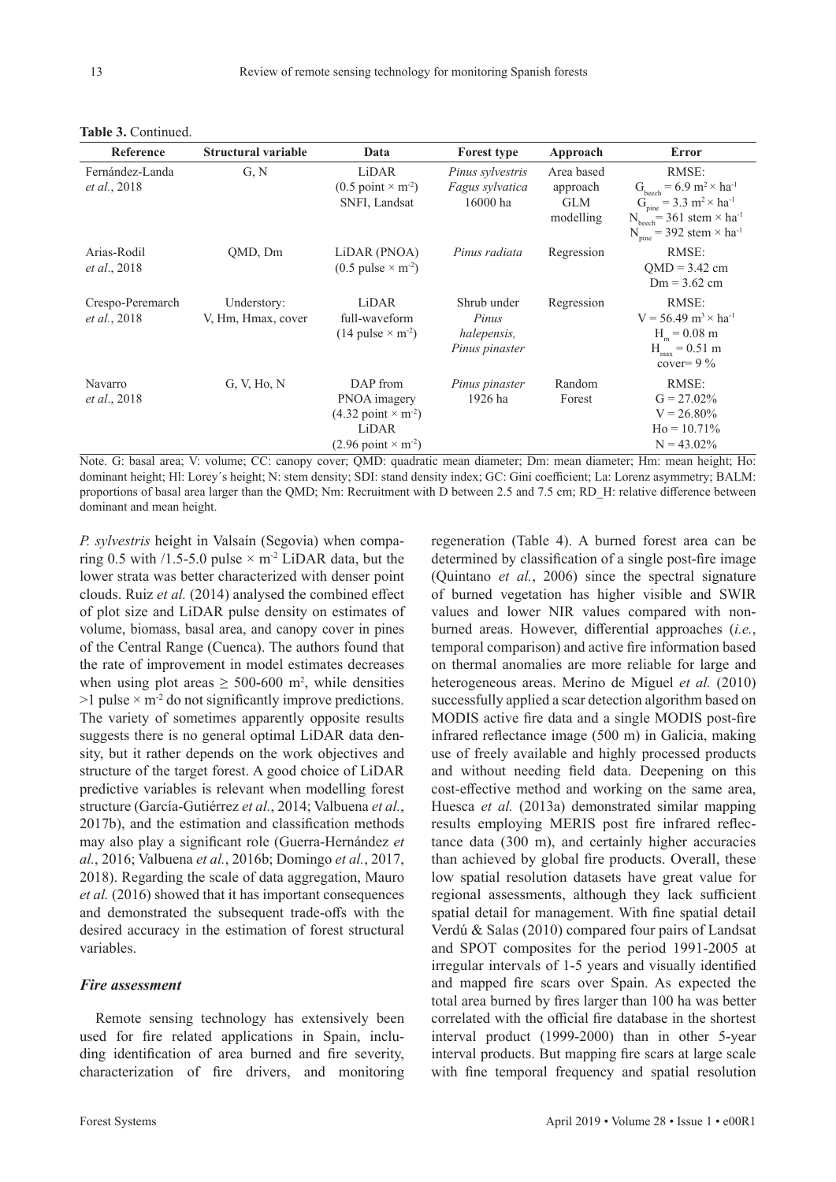**Table 3.** Continued.

| Reference | Structural variable | Data | Forest type | Approach | Error |
|---|---|---|---|---|---|
| Fernández-Landa *et al.*, 2018 | G, N | LiDAR ($0.5$ point $\times$ m$^{-2}$) SNFI, Landsat | *Pinus sylvestris* *Fagus sylvatica* 16000 ha | Area based approach GLM modelling | RMSE: $G_{beech} = 6.9$ m$^2 \times$ ha$^{-1}$ $G_{pine} = 3.3$ m$^2 \times$ ha$^{-1}$ $N_{beech} = 361$ stem $\times$ ha$^{-1}$ $N_{pine} = 392$ stem $\times$ ha$^{-1}$ |
| Arias-Rodil *et al*., 2018 | QMD, Dm | LiDAR (PNOA) ($0.5$ pulse $\times$ m$^{-2}$) | *Pinus radiata* | Regression | RMSE: QMD = 3.42 cm Dm = 3.62 cm |
| Crespo-Peremarch *et al.*, 2018 | Understory: V, Hm, Hmax, cover | LiDAR full-waveform ($14$ pulse $\times$ m$^{-2}$) | Shrub under *Pinus halepensis, Pinus pinaster* | Regression | RMSE: $V = 56.49$ m$^3 \times$ ha$^{-1}$ $H_m = 0.08$ m $H_{max} = 0.51$ m cover= 9 % |
| Navarro *et al.*, 2018 | G, V, Ho, N | DAP from PNOA imagery ($4.32$ point $\times$ m$^{-2}$) LiDAR ($2.96$ point $\times$ m$^{-2}$) | *Pinus pinaster* 1926 ha | Random Forest | RMSE: G = 27.02% V = 26.80% Ho = 10.71% N = 43.02% |

Note. G: basal area; V: volume; CC: canopy cover; QMD: quadratic mean diameter; Dm: mean diameter; Hm: mean height; Ho: dominant height; Hl: Lorey´s height; N: stem density; SDI: stand density index; GC: Gini coefficient; La: Lorenz asymmetry; BALM: proportions of basal area larger than the QMD; Nm: Recruitment with D between 2.5 and 7.5 cm; RD_H: relative difference between dominant and mean height.

*P. sylvestris* height in Valsaín (Segovia) when comparing 0.5 with /1.5-5.0 pulse $\times$ m$^{-2}$ LiDAR data, but the lower strata was better characterized with denser point clouds. Ruiz *et al.* (2014) analysed the combined effect of plot size and LiDAR pulse density on estimates of volume, biomass, basal area, and canopy cover in pines of the Central Range (Cuenca). The authors found that the rate of improvement in model estimates decreases when using plot areas $\geq$ 500-600 m$^2$, while densities >1 pulse $\times$ m$^{-2}$ do not significantly improve predictions. The variety of sometimes apparently opposite results suggests there is no general optimal LiDAR data density, but it rather depends on the work objectives and structure of the target forest. A good choice of LiDAR predictive variables is relevant when modelling forest structure (García-Gutiérrez *et al.*, 2014; Valbuena *et al.*, 2017b), and the estimation and classification methods may also play a significant role (Guerra-Hernández *et al.*, 2016; Valbuena *et al.*, 2016b; Domingo *et al.*, 2017, 2018). Regarding the scale of data aggregation, Mauro *et al.* (2016) showed that it has important consequences and demonstrated the subsequent trade-offs with the desired accuracy in the estimation of forest structural variables.

### *Fire assessment*

Remote sensing technology has extensively been used for fire related applications in Spain, including identification of area burned and fire severity, characterization of fire drivers, and monitoring regeneration (Table 4). A burned forest area can be determined by classification of a single post-fire image (Quintano *et al.*, 2006) since the spectral signature of burned vegetation has higher visible and SWIR values and lower NIR values compared with non-burned areas. However, differential approaches (*i.e.*, temporal comparison) and active fire information based on thermal anomalies are more reliable for large and heterogeneous areas. Merino de Miguel *et al.* (2010) successfully applied a scar detection algorithm based on MODIS active fire data and a single MODIS post-fire infrared reflectance image (500 m) in Galicia, making use of freely available and highly processed products and without needing field data. Deepening on this cost-effective method and working on the same area, Huesca *et al.* (2013a) demonstrated similar mapping results employing MERIS post fire infrared reflectance data (300 m), and certainly higher accuracies than achieved by global fire products. Overall, these low spatial resolution datasets have great value for regional assessments, although they lack sufficient spatial detail for management. With fine spatial detail Verdú & Salas (2010) compared four pairs of Landsat and SPOT composites for the period 1991-2005 at irregular intervals of 1-5 years and visually identified and mapped fire scars over Spain. As expected the total area burned by fires larger than 100 ha was better correlated with the official fire database in the shortest interval product (1999-2000) than in other 5-year interval products. But mapping fire scars at large scale with fine temporal frequency and spatial resolution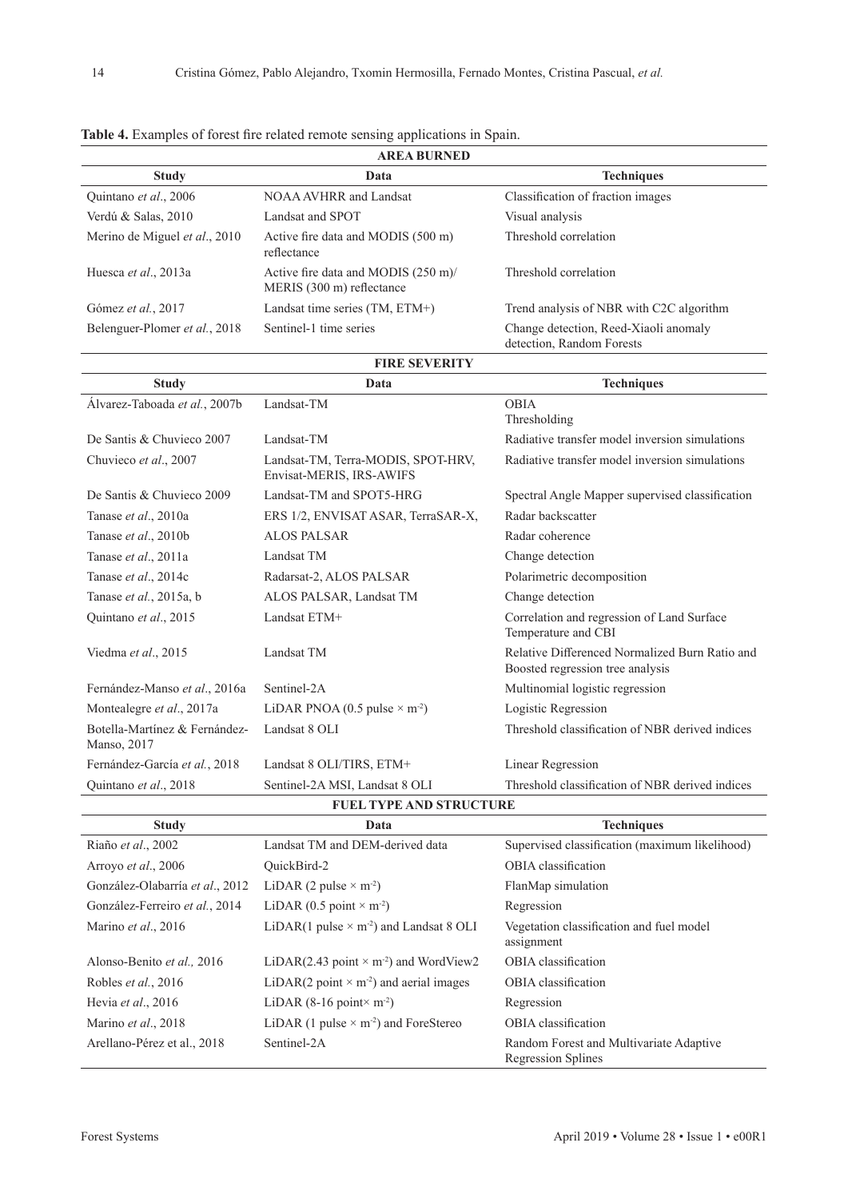**Table 4.** Examples of forest fire related remote sensing applications in Spain.

| AREA BURNED | | |
|---|---|---|
| **Study** | **Data** | **Techniques** |
| Quintano *et al*., 2006 | NOAA AVHRR and Landsat | Classification of fraction images |
| Verdú & Salas, 2010 | Landsat and SPOT | Visual analysis |
| Merino de Miguel *et al*., 2010 | Active fire data and MODIS (500 m) reflectance | Threshold correlation |
| Huesca *et al*., 2013a | Active fire data and MODIS (250 m)/ MERIS (300 m) reflectance | Threshold correlation |
| Gómez *et al.*, 2017 | Landsat time series (TM, ETM+) | Trend analysis of NBR with C2C algorithm |
| Belenguer-Plomer *et al.*, 2018 | Sentinel-1 time series | Change detection, Reed-Xiaoli anomaly detection, Random Forests |
| **FIRE SEVERITY** | | |
| **Study** | **Data** | **Techniques** |
| Álvarez-Taboada *et al.*, 2007b | Landsat-TM | OBIA Thresholding |
| De Santis & Chuvieco 2007 | Landsat-TM | Radiative transfer model inversion simulations |
| Chuvieco *et al*., 2007 | Landsat-TM, Terra-MODIS, SPOT-HRV, Envisat-MERIS, IRS-AWIFS | Radiative transfer model inversion simulations |
| De Santis & Chuvieco 2009 | Landsat-TM and SPOT5-HRG | Spectral Angle Mapper supervised classification |
| Tanase *et al*., 2010a | ERS 1/2, ENVISAT ASAR, TerraSAR-X, | Radar backscatter |
| Tanase *et al*., 2010b | ALOS PALSAR | Radar coherence |
| Tanase *et al*., 2011a | Landsat TM | Change detection |
| Tanase *et al*., 2014c | Radarsat-2, ALOS PALSAR | Polarimetric decomposition |
| Tanase *et al.*, 2015a, b | ALOS PALSAR, Landsat TM | Change detection |
| Quintano *et al*., 2015 | Landsat ETM+ | Correlation and regression of Land Surface Temperature and CBI |
| Viedma *et al*., 2015 | Landsat TM | Relative Differenced Normalized Burn Ratio and Boosted regression tree analysis |
| Fernández-Manso *et al*., 2016a | Sentinel-2A | Multinomial logistic regression |
| Montealegre *et al*., 2017a | LiDAR PNOA (0.5 pulse × m$^{-2}$) | Logistic Regression |
| Botella-Martínez & Fernández-Manso, 2017 | Landsat 8 OLI | Threshold classification of NBR derived indices |
| Fernández-García *et al.*, 2018 | Landsat 8 OLI/TIRS, ETM+ | Linear Regression |
| Quintano *et al*., 2018 | Sentinel-2A MSI, Landsat 8 OLI | Threshold classification of NBR derived indices |
| **FUEL TYPE AND STRUCTURE** | | |
| **Study** | **Data** | **Techniques** |
| Riaño *et al*., 2002 | Landsat TM and DEM-derived data | Supervised classification (maximum likelihood) |
| Arroyo *et al*., 2006 | QuickBird-2 | OBIA classification |
| González-Olabarría *et al*., 2012 | LiDAR (2 pulse × m$^{-2}$) | FlanMap simulation |
| González-Ferreiro *et al.*, 2014 | LiDAR (0.5 point × m$^{-2}$) | Regression |
| Marino *et al*., 2016 | LiDAR(1 pulse × m$^{-2}$) and Landsat 8 OLI | Vegetation classification and fuel model assignment |
| Alonso-Benito *et al.,* 2016 | LiDAR(2.43 point × m$^{-2}$) and WordView2 | OBIA classification |
| Robles *et al.*, 2016 | LiDAR(2 point × m$^{-2}$) and aerial images | OBIA classification |
| Hevia *et al*., 2016 | LiDAR (8-16 point× m$^{-2}$) | Regression |
| Marino *et al*., 2018 | LiDAR (1 pulse × m$^{-2}$) and ForeStereo | OBIA classification |
| Arellano-Pérez et al., 2018 | Sentinel-2A | Random Forest and Multivariate Adaptive Regression Splines |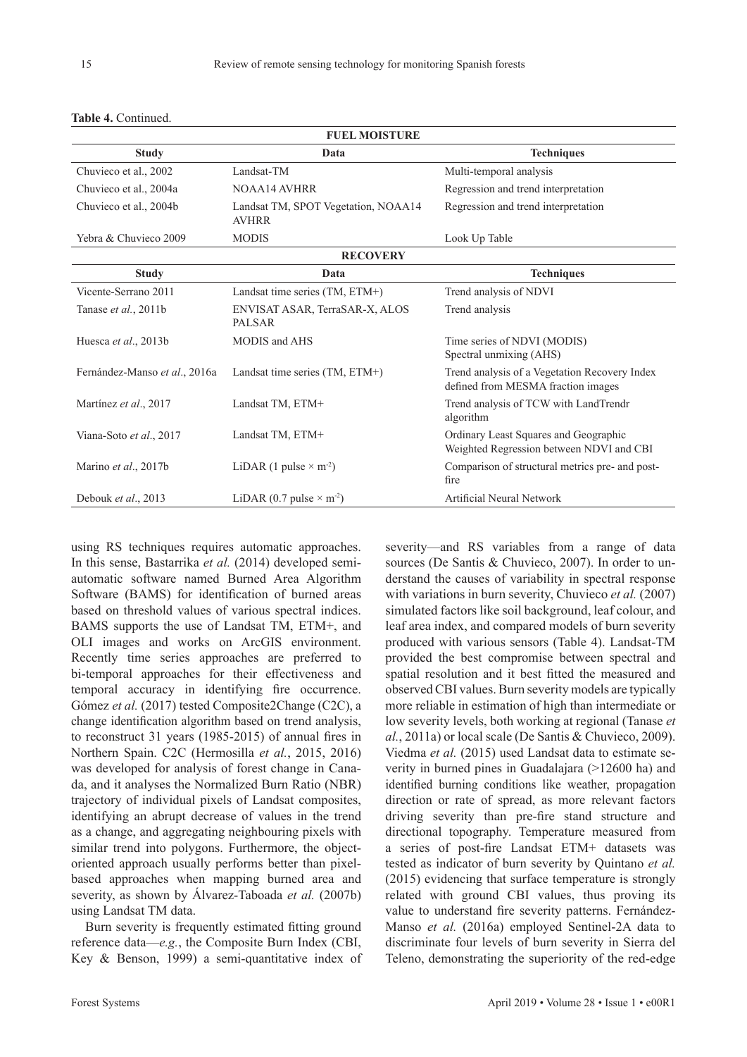**Table 4.** Continued.

| FUEL MOISTURE | | |
|---|---|---|
| **Study** | **Data** | **Techniques** |
| Chuvieco et al., 2002 | Landsat-TM | Multi-temporal analysis |
| Chuvieco et al., 2004a | NOAA14 AVHRR | Regression and trend interpretation |
| Chuvieco et al., 2004b | Landsat TM, SPOT Vegetation, NOAA14 AVHRR | Regression and trend interpretation |
| Yebra & Chuvieco 2009 | MODIS | Look Up Table |
| **RECOVERY** | | |
| **Study** | **Data** | **Techniques** |
| Vicente-Serrano 2011 | Landsat time series (TM, ETM+) | Trend analysis of NDVI |
| Tanase *et al.*, 2011b | ENVISAT ASAR, TerraSAR-X, ALOS PALSAR | Trend analysis |
| Huesca *et al*., 2013b | MODIS and AHS | Time series of NDVI (MODIS) Spectral unmixing (AHS) |
| Fernández-Manso *et al*., 2016a | Landsat time series (TM, ETM+) | Trend analysis of a Vegetation Recovery Index defined from MESMA fraction images |
| Martínez *et al*., 2017 | Landsat TM, ETM+ | Trend analysis of TCW with LandTrendr algorithm |
| Viana-Soto *et al*., 2017 | Landsat TM, ETM+ | Ordinary Least Squares and Geographic Weighted Regression between NDVI and CBI |
| Marino *et al*., 2017b | LiDAR (1 pulse × $m^{-2}$) | Comparison of structural metrics pre- and post-fire |
| Debouk *et al*., 2013 | LiDAR (0.7 pulse × $m^{-2}$) | Artificial Neural Network |

using RS techniques requires automatic approaches. In this sense, Bastarrika *et al.* (2014) developed semi-automatic software named Burned Area Algorithm Software (BAMS) for identification of burned areas based on threshold values of various spectral indices. BAMS supports the use of Landsat TM, ETM+, and OLI images and works on ArcGIS environment. Recently time series approaches are preferred to bi-temporal approaches for their effectiveness and temporal accuracy in identifying fire occurrence. Gómez *et al.* (2017) tested Composite2Change (C2C), a change identification algorithm based on trend analysis, to reconstruct 31 years (1985-2015) of annual fires in Northern Spain. C2C (Hermosilla *et al.*, 2015, 2016) was developed for analysis of forest change in Canada, and it analyses the Normalized Burn Ratio (NBR) trajectory of individual pixels of Landsat composites, identifying an abrupt decrease of values in the trend as a change, and aggregating neighbouring pixels with similar trend into polygons. Furthermore, the object-oriented approach usually performs better than pixel-based approaches when mapping burned area and severity, as shown by Álvarez-Taboada *et al.* (2007b) using Landsat TM data.

Burn severity is frequently estimated fitting ground reference data—*e.g.*, the Composite Burn Index (CBI, Key & Benson, 1999) a semi-quantitative index of severity—and RS variables from a range of data sources (De Santis & Chuvieco, 2007). In order to understand the causes of variability in spectral response with variations in burn severity, Chuvieco *et al.* (2007) simulated factors like soil background, leaf colour, and leaf area index, and compared models of burn severity produced with various sensors (Table 4). Landsat-TM provided the best compromise between spectral and spatial resolution and it best fitted the measured and observed CBI values. Burn severity models are typically more reliable in estimation of high than intermediate or low severity levels, both working at regional (Tanase *et al.*, 2011a) or local scale (De Santis & Chuvieco, 2009). Viedma *et al.* (2015) used Landsat data to estimate severity in burned pines in Guadalajara (>12600 ha) and identified burning conditions like weather, propagation direction or rate of spread, as more relevant factors driving severity than pre-fire stand structure and directional topography. Temperature measured from a series of post-fire Landsat ETM+ datasets was tested as indicator of burn severity by Quintano *et al.* (2015) evidencing that surface temperature is strongly related with ground CBI values, thus proving its value to understand fire severity patterns. Fernández-Manso *et al.* (2016a) employed Sentinel-2A data to discriminate four levels of burn severity in Sierra del Teleno, demonstrating the superiority of the red-edge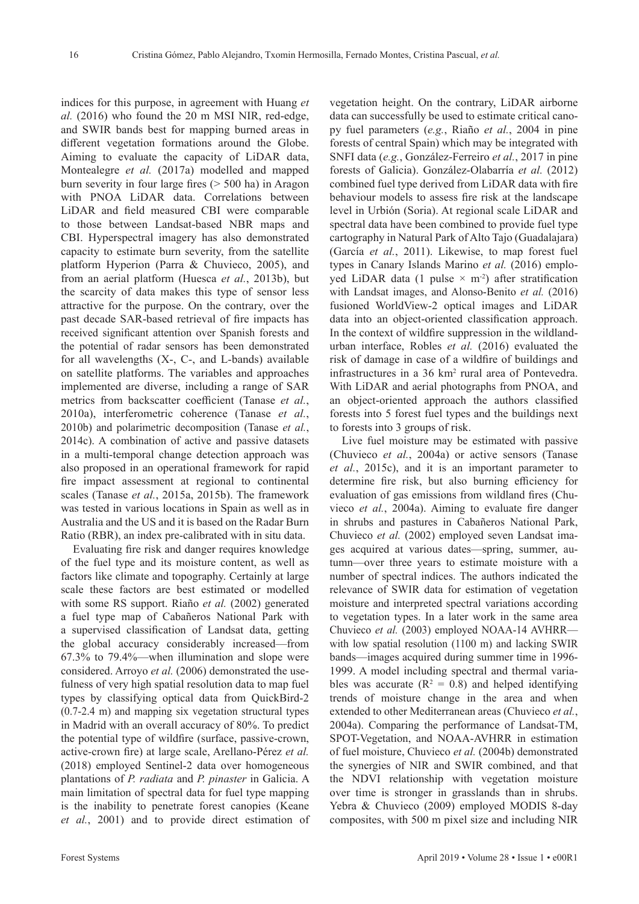indices for this purpose, in agreement with Huang *et al.* (2016) who found the 20 m MSI NIR, red-edge, and SWIR bands best for mapping burned areas in different vegetation formations around the Globe. Aiming to evaluate the capacity of LiDAR data, Montealegre *et al.* (2017a) modelled and mapped burn severity in four large fires (> 500 ha) in Aragon with PNOA LiDAR data. Correlations between LiDAR and field measured CBI were comparable to those between Landsat-based NBR maps and CBI. Hyperspectral imagery has also demonstrated capacity to estimate burn severity, from the satellite platform Hyperion (Parra & Chuvieco, 2005), and from an aerial platform (Huesca *et al.*, 2013b), but the scarcity of data makes this type of sensor less attractive for the purpose. On the contrary, over the past decade SAR-based retrieval of fire impacts has received significant attention over Spanish forests and the potential of radar sensors has been demonstrated for all wavelengths (X-, C-, and L-bands) available on satellite platforms. The variables and approaches implemented are diverse, including a range of SAR metrics from backscatter coefficient (Tanase *et al.*, 2010a), interferometric coherence (Tanase *et al.*, 2010b) and polarimetric decomposition (Tanase *et al.*, 2014c). A combination of active and passive datasets in a multi-temporal change detection approach was also proposed in an operational framework for rapid fire impact assessment at regional to continental scales (Tanase *et al.*, 2015a, 2015b). The framework was tested in various locations in Spain as well as in Australia and the US and it is based on the Radar Burn Ratio (RBR), an index pre-calibrated with in situ data.

Evaluating fire risk and danger requires knowledge of the fuel type and its moisture content, as well as factors like climate and topography. Certainly at large scale these factors are best estimated or modelled with some RS support. Riaño *et al.* (2002) generated a fuel type map of Cabañeros National Park with a supervised classification of Landsat data, getting the global accuracy considerably increased—from 67.3% to 79.4%—when illumination and slope were considered. Arroyo *et al.* (2006) demonstrated the usefulness of very high spatial resolution data to map fuel types by classifying optical data from QuickBird-2 (0.7-2.4 m) and mapping six vegetation structural types in Madrid with an overall accuracy of 80%. To predict the potential type of wildfire (surface, passive-crown, active-crown fire) at large scale, Arellano-Pérez *et al.* (2018) employed Sentinel-2 data over homogeneous plantations of *P. radiata* and *P. pinaster* in Galicia. A main limitation of spectral data for fuel type mapping is the inability to penetrate forest canopies (Keane *et al.*, 2001) and to provide direct estimation of vegetation height. On the contrary, LiDAR airborne data can successfully be used to estimate critical canopy fuel parameters (*e.g.*, Riaño *et al.*, 2004 in pine forests of central Spain) which may be integrated with SNFI data (*e.g.*, González-Ferreiro *et al.*, 2017 in pine forests of Galicia). González-Olabarría *et al.* (2012) combined fuel type derived from LiDAR data with fire behaviour models to assess fire risk at the landscape level in Urbión (Soria). At regional scale LiDAR and spectral data have been combined to provide fuel type cartography in Natural Park of Alto Tajo (Guadalajara) (García *et al.*, 2011). Likewise, to map forest fuel types in Canary Islands Marino *et al.* (2016) employed LiDAR data (1 pulse $\times$ m$^{-2}$) after stratification with Landsat images, and Alonso-Benito *et al.* (2016) fusioned WorldView-2 optical images and LiDAR data into an object-oriented classification approach. In the context of wildfire suppression in the wildland-urban interface, Robles *et al.* (2016) evaluated the risk of damage in case of a wildfire of buildings and infrastructures in a 36 km$^2$ rural area of Pontevedra. With LiDAR and aerial photographs from PNOA, and an object-oriented approach the authors classified forests into 5 forest fuel types and the buildings next to forests into 3 groups of risk.

Live fuel moisture may be estimated with passive (Chuvieco *et al.*, 2004a) or active sensors (Tanase *et al.*, 2015c), and it is an important parameter to determine fire risk, but also burning efficiency for evaluation of gas emissions from wildland fires (Chuvieco *et al.*, 2004a). Aiming to evaluate fire danger in shrubs and pastures in Cabañeros National Park, Chuvieco *et al.* (2002) employed seven Landsat images acquired at various dates—spring, summer, autumn—over three years to estimate moisture with a number of spectral indices. The authors indicated the relevance of SWIR data for estimation of vegetation moisture and interpreted spectral variations according to vegetation types. In a later work in the same area Chuvieco *et al.* (2003) employed NOAA-14 AVHRR—with low spatial resolution (1100 m) and lacking SWIR bands—images acquired during summer time in 1996-1999. A model including spectral and thermal variables was accurate ($R^2$ = 0.8) and helped identifying trends of moisture change in the area and when extended to other Mediterranean areas (Chuvieco *et al.*, 2004a). Comparing the performance of Landsat-TM, SPOT-Vegetation, and NOAA-AVHRR in estimation of fuel moisture, Chuvieco *et al.* (2004b) demonstrated the synergies of NIR and SWIR combined, and that the NDVI relationship with vegetation moisture over time is stronger in grasslands than in shrubs. Yebra & Chuvieco (2009) employed MODIS 8-day composites, with 500 m pixel size and including NIR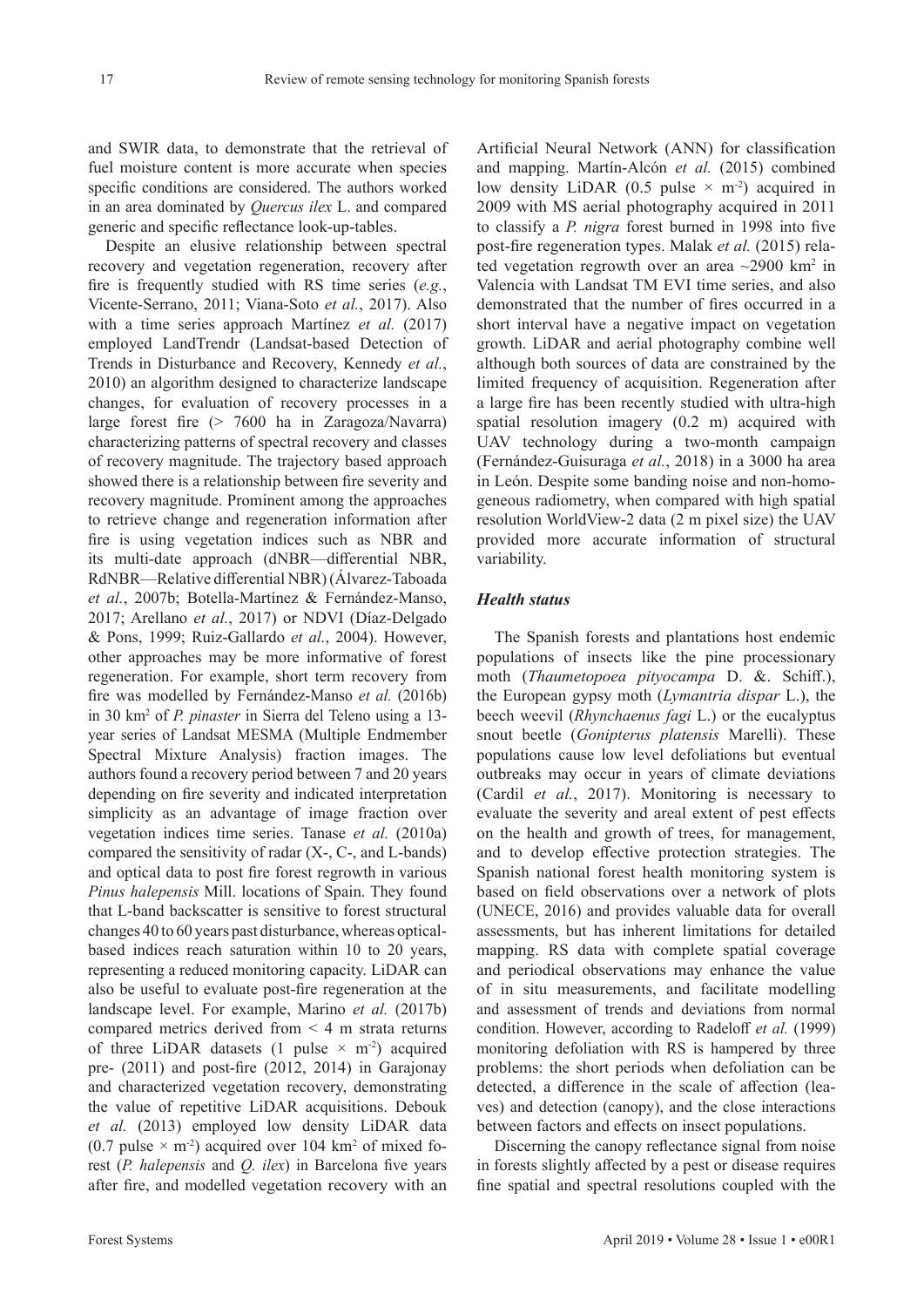and SWIR data, to demonstrate that the retrieval of fuel moisture content is more accurate when species specific conditions are considered. The authors worked in an area dominated by *Quercus ilex* L. and compared generic and specific reflectance look-up-tables.

Despite an elusive relationship between spectral recovery and vegetation regeneration, recovery after fire is frequently studied with RS time series (*e.g.*, Vicente-Serrano, 2011; Viana-Soto *et al.*, 2017). Also with a time series approach Martínez *et al.* (2017) employed LandTrendr (Landsat-based Detection of Trends in Disturbance and Recovery, Kennedy *et al.*, 2010) an algorithm designed to characterize landscape changes, for evaluation of recovery processes in a large forest fire (> 7600 ha in Zaragoza/Navarra) characterizing patterns of spectral recovery and classes of recovery magnitude. The trajectory based approach showed there is a relationship between fire severity and recovery magnitude. Prominent among the approaches to retrieve change and regeneration information after fire is using vegetation indices such as NBR and its multi-date approach (dNBR—differential NBR, RdNBR—Relative differential NBR) (Álvarez-Taboada *et al.*, 2007b; Botella-Martínez & Fernández-Manso, 2017; Arellano *et al.*, 2017) or NDVI (Díaz-Delgado & Pons, 1999; Ruiz-Gallardo *et al.*, 2004). However, other approaches may be more informative of forest regeneration. For example, short term recovery from fire was modelled by Fernández-Manso *et al.* (2016b) in 30 km$^2$ of *P. pinaster* in Sierra del Teleno using a 13-year series of Landsat MESMA (Multiple Endmember Spectral Mixture Analysis) fraction images. The authors found a recovery period between 7 and 20 years depending on fire severity and indicated interpretation simplicity as an advantage of image fraction over vegetation indices time series. Tanase *et al.* (2010a) compared the sensitivity of radar (X-, C-, and L-bands) and optical data to post fire forest regrowth in various *Pinus halepensis* Mill. locations of Spain. They found that L-band backscatter is sensitive to forest structural changes 40 to 60 years past disturbance, whereas optical-based indices reach saturation within 10 to 20 years, representing a reduced monitoring capacity. LiDAR can also be useful to evaluate post-fire regeneration at the landscape level. For example, Marino *et al.* (2017b) compared metrics derived from < 4 m strata returns of three LiDAR datasets (1 pulse × m$^{-2}$) acquired pre- (2011) and post-fire (2012, 2014) in Garajonay and characterized vegetation recovery, demonstrating the value of repetitive LiDAR acquisitions. Debouk *et al.* (2013) employed low density LiDAR data (0.7 pulse × m$^{-2}$) acquired over 104 km$^2$ of mixed forest (*P. halepensis* and *Q. ilex*) in Barcelona five years after fire, and modelled vegetation recovery with an Artificial Neural Network (ANN) for classification and mapping. Martín-Alcón *et al.* (2015) combined low density LiDAR (0.5 pulse × m$^{-2}$) acquired in 2009 with MS aerial photography acquired in 2011 to classify a *P. nigra* forest burned in 1998 into five post-fire regeneration types. Malak *et al.* (2015) related vegetation regrowth over an area ~2900 km$^2$ in Valencia with Landsat TM EVI time series, and also demonstrated that the number of fires occurred in a short interval have a negative impact on vegetation growth. LiDAR and aerial photography combine well although both sources of data are constrained by the limited frequency of acquisition. Regeneration after a large fire has been recently studied with ultra-high spatial resolution imagery (0.2 m) acquired with UAV technology during a two-month campaign (Fernández-Guisuraga *et al.*, 2018) in a 3000 ha area in León. Despite some banding noise and non-homogeneous radiometry, when compared with high spatial resolution WorldView-2 data (2 m pixel size) the UAV provided more accurate information of structural variability.

### *Health status*

The Spanish forests and plantations host endemic populations of insects like the pine processionary moth (*Thaumetopoea pityocampa* D. &. Schiff.), the European gypsy moth (*Lymantria dispar* L.), the beech weevil (*Rhynchaenus fagi* L.) or the eucalyptus snout beetle (*Gonipterus platensis* Marelli). These populations cause low level defoliations but eventual outbreaks may occur in years of climate deviations (Cardil *et al.*, 2017). Monitoring is necessary to evaluate the severity and areal extent of pest effects on the health and growth of trees, for management, and to develop effective protection strategies. The Spanish national forest health monitoring system is based on field observations over a network of plots (UNECE, 2016) and provides valuable data for overall assessments, but has inherent limitations for detailed mapping. RS data with complete spatial coverage and periodical observations may enhance the value of in situ measurements, and facilitate modelling and assessment of trends and deviations from normal condition. However, according to Radeloff *et al.* (1999) monitoring defoliation with RS is hampered by three problems: the short periods when defoliation can be detected, a difference in the scale of affection (leaves) and detection (canopy), and the close interactions between factors and effects on insect populations.

Discerning the canopy reflectance signal from noise in forests slightly affected by a pest or disease requires fine spatial and spectral resolutions coupled with the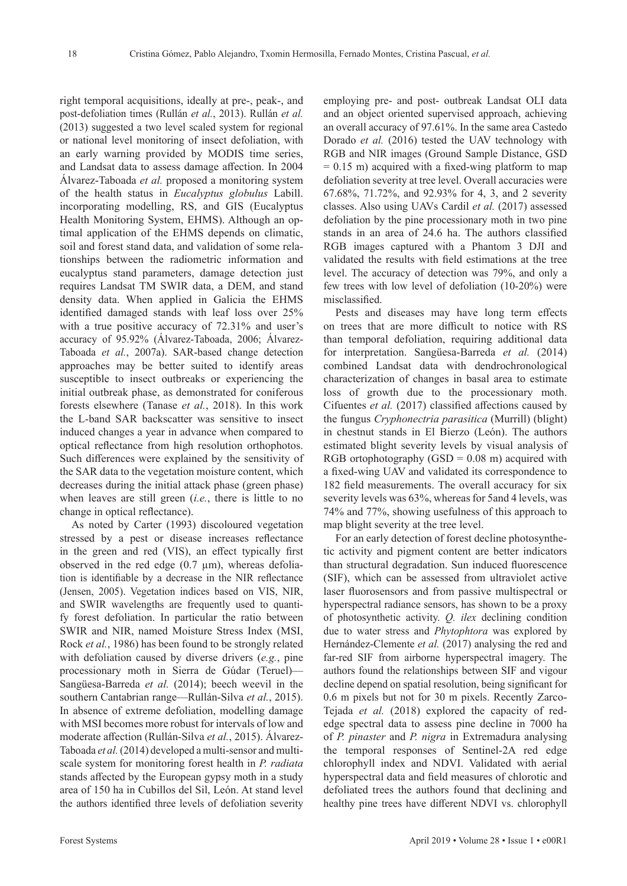right temporal acquisitions, ideally at pre-, peak-, and post-defoliation times (Rullán *et al.*, 2013). Rullán *et al.* (2013) suggested a two level scaled system for regional or national level monitoring of insect defoliation, with an early warning provided by MODIS time series, and Landsat data to assess damage affection. In 2004 Álvarez-Taboada *et al.* proposed a monitoring system of the health status in *Eucalyptus globulus* Labill. incorporating modelling, RS, and GIS (Eucalyptus Health Monitoring System, EHMS). Although an optimal application of the EHMS depends on climatic, soil and forest stand data, and validation of some relationships between the radiometric information and eucalyptus stand parameters, damage detection just requires Landsat TM SWIR data, a DEM, and stand density data. When applied in Galicia the EHMS identified damaged stands with leaf loss over 25% with a true positive accuracy of 72.31% and user's accuracy of 95.92% (Álvarez-Taboada, 2006; Álvarez-Taboada *et al.*, 2007a). SAR-based change detection approaches may be better suited to identify areas susceptible to insect outbreaks or experiencing the initial outbreak phase, as demonstrated for coniferous forests elsewhere (Tanase *et al.*, 2018). In this work the L-band SAR backscatter was sensitive to insect induced changes a year in advance when compared to optical reflectance from high resolution orthophotos. Such differences were explained by the sensitivity of the SAR data to the vegetation moisture content, which decreases during the initial attack phase (green phase) when leaves are still green (*i.e.*, there is little to no change in optical reflectance).

As noted by Carter (1993) discoloured vegetation stressed by a pest or disease increases reflectance in the green and red (VIS), an effect typically first observed in the red edge (0.7 µm), whereas defoliation is identifiable by a decrease in the NIR reflectance (Jensen, 2005). Vegetation indices based on VIS, NIR, and SWIR wavelengths are frequently used to quantify forest defoliation. In particular the ratio between SWIR and NIR, named Moisture Stress Index (MSI, Rock *et al.*, 1986) has been found to be strongly related with defoliation caused by diverse drivers (*e.g.*, pine processionary moth in Sierra de Gúdar (Teruel)—Sangüesa-Barreda *et al.* (2014); beech weevil in the southern Cantabrian range—Rullán-Silva *et al.*, 2015). In absence of extreme defoliation, modelling damage with MSI becomes more robust for intervals of low and moderate affection (Rullán-Silva *et al.*, 2015). Álvarez-Taboada *et al.* (2014) developed a multi-sensor and multi-scale system for monitoring forest health in *P. radiata* stands affected by the European gypsy moth in a study area of 150 ha in Cubillos del Sil, León. At stand level the authors identified three levels of defoliation severity employing pre- and post- outbreak Landsat OLI data and an object oriented supervised approach, achieving an overall accuracy of 97.61%. In the same area Castedo Dorado *et al.* (2016) tested the UAV technology with RGB and NIR images (Ground Sample Distance, GSD = 0.15 m) acquired with a fixed-wing platform to map defoliation severity at tree level. Overall accuracies were 67.68%, 71.72%, and 92.93% for 4, 3, and 2 severity classes. Also using UAVs Cardil *et al.* (2017) assessed defoliation by the pine processionary moth in two pine stands in an area of 24.6 ha. The authors classified RGB images captured with a Phantom 3 DJI and validated the results with field estimations at the tree level. The accuracy of detection was 79%, and only a few trees with low level of defoliation (10-20%) were misclassified.

Pests and diseases may have long term effects on trees that are more difficult to notice with RS than temporal defoliation, requiring additional data for interpretation. Sangüesa-Barreda *et al.* (2014) combined Landsat data with dendrochronological characterization of changes in basal area to estimate loss of growth due to the processionary moth. Cifuentes *et al.* (2017) classified affections caused by the fungus *Cryphonectria parasitica* (Murrill) (blight) in chestnut stands in El Bierzo (León). The authors estimated blight severity levels by visual analysis of RGB ortophotography (GSD = 0.08 m) acquired with a fixed-wing UAV and validated its correspondence to 182 field measurements. The overall accuracy for six severity levels was 63%, whereas for 5and 4 levels, was 74% and 77%, showing usefulness of this approach to map blight severity at the tree level.

For an early detection of forest decline photosynthetic activity and pigment content are better indicators than structural degradation. Sun induced fluorescence (SIF), which can be assessed from ultraviolet active laser fluorosensors and from passive multispectral or hyperspectral radiance sensors, has shown to be a proxy of photosynthetic activity. *Q. ilex* declining condition due to water stress and *Phytophtora* was explored by Hernández-Clemente *et al.* (2017) analysing the red and far-red SIF from airborne hyperspectral imagery. The authors found the relationships between SIF and vigour decline depend on spatial resolution, being significant for 0.6 m pixels but not for 30 m pixels. Recently Zarco-Tejada *et al.* (2018) explored the capacity of red-edge spectral data to assess pine decline in 7000 ha of *P. pinaster* and *P. nigra* in Extremadura analysing the temporal responses of Sentinel-2A red edge chlorophyll index and NDVI. Validated with aerial hyperspectral data and field measures of chlorotic and defoliated trees the authors found that declining and healthy pine trees have different NDVI vs. chlorophyll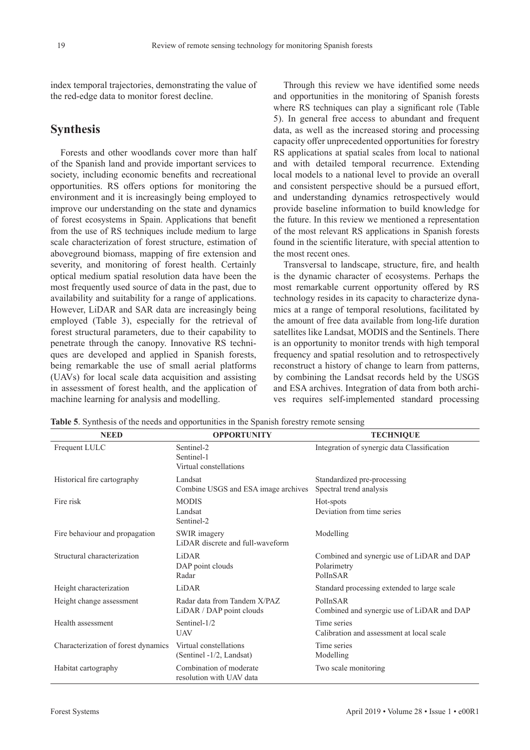index temporal trajectories, demonstrating the value of the red-edge data to monitor forest decline.

## Synthesis

Forests and other woodlands cover more than half of the Spanish land and provide important services to society, including economic benefits and recreational opportunities. RS offers options for monitoring the environment and it is increasingly being employed to improve our understanding on the state and dynamics of forest ecosystems in Spain. Applications that benefit from the use of RS techniques include medium to large scale characterization of forest structure, estimation of aboveground biomass, mapping of fire extension and severity, and monitoring of forest health. Certainly optical medium spatial resolution data have been the most frequently used source of data in the past, due to availability and suitability for a range of applications. However, LiDAR and SAR data are increasingly being employed (Table 3), especially for the retrieval of forest structural parameters, due to their capability to penetrate through the canopy. Innovative RS techniques are developed and applied in Spanish forests, being remarkable the use of small aerial platforms (UAVs) for local scale data acquisition and assisting in assessment of forest health, and the application of machine learning for analysis and modelling.

Through this review we have identified some needs and opportunities in the monitoring of Spanish forests where RS techniques can play a significant role (Table 5). In general free access to abundant and frequent data, as well as the increased storing and processing capacity offer unprecedented opportunities for forestry RS applications at spatial scales from local to national and with detailed temporal recurrence. Extending local models to a national level to provide an overall and consistent perspective should be a pursued effort, and understanding dynamics retrospectively would provide baseline information to build knowledge for the future. In this review we mentioned a representation of the most relevant RS applications in Spanish forests found in the scientific literature, with special attention to the most recent ones.

Transversal to landscape, structure, fire, and health is the dynamic character of ecosystems. Perhaps the most remarkable current opportunity offered by RS technology resides in its capacity to characterize dynamics at a range of temporal resolutions, facilitated by the amount of free data available from long-life duration satellites like Landsat, MODIS and the Sentinels. There is an opportunity to monitor trends with high temporal frequency and spatial resolution and to retrospectively reconstruct a history of change to learn from patterns, by combining the Landsat records held by the USGS and ESA archives. Integration of data from both archives requires self-implemented standard processing

**Table 5**. Synthesis of the needs and opportunities in the Spanish forestry remote sensing

| NEED | OPPORTUNITY | TECHNIQUE |
|---|---|---|
| Frequent LULC | Sentinel-2<br>Sentinel-1<br>Virtual constellations | Integration of synergic data Classification |
| Historical fire cartography | Landsat<br>Combine USGS and ESA image archives | Standardized pre-processing<br>Spectral trend analysis |
| Fire risk | MODIS<br>Landsat<br>Sentinel-2 | Hot-spots<br>Deviation from time series |
| Fire behaviour and propagation | SWIR imagery<br>LiDAR discrete and full-waveform | Modelling |
| Structural characterization | LiDAR<br>DAP point clouds<br>Radar | Combined and synergic use of LiDAR and DAP<br>Polarimetry<br>PolInSAR |
| Height characterization | LiDAR | Standard processing extended to large scale |
| Height change assessment | Radar data from Tandem X/PAZ<br>LiDAR / DAP point clouds | PolInSAR<br>Combined and synergic use of LiDAR and DAP |
| Health assessment | Sentinel-1/2<br>UAV | Time series<br>Calibration and assessment at local scale |
| Characterization of forest dynamics | Virtual constellations<br>(Sentinel -1/2, Landsat) | Time series<br>Modelling |
| Habitat cartography | Combination of moderate resolution with UAV data | Two scale monitoring |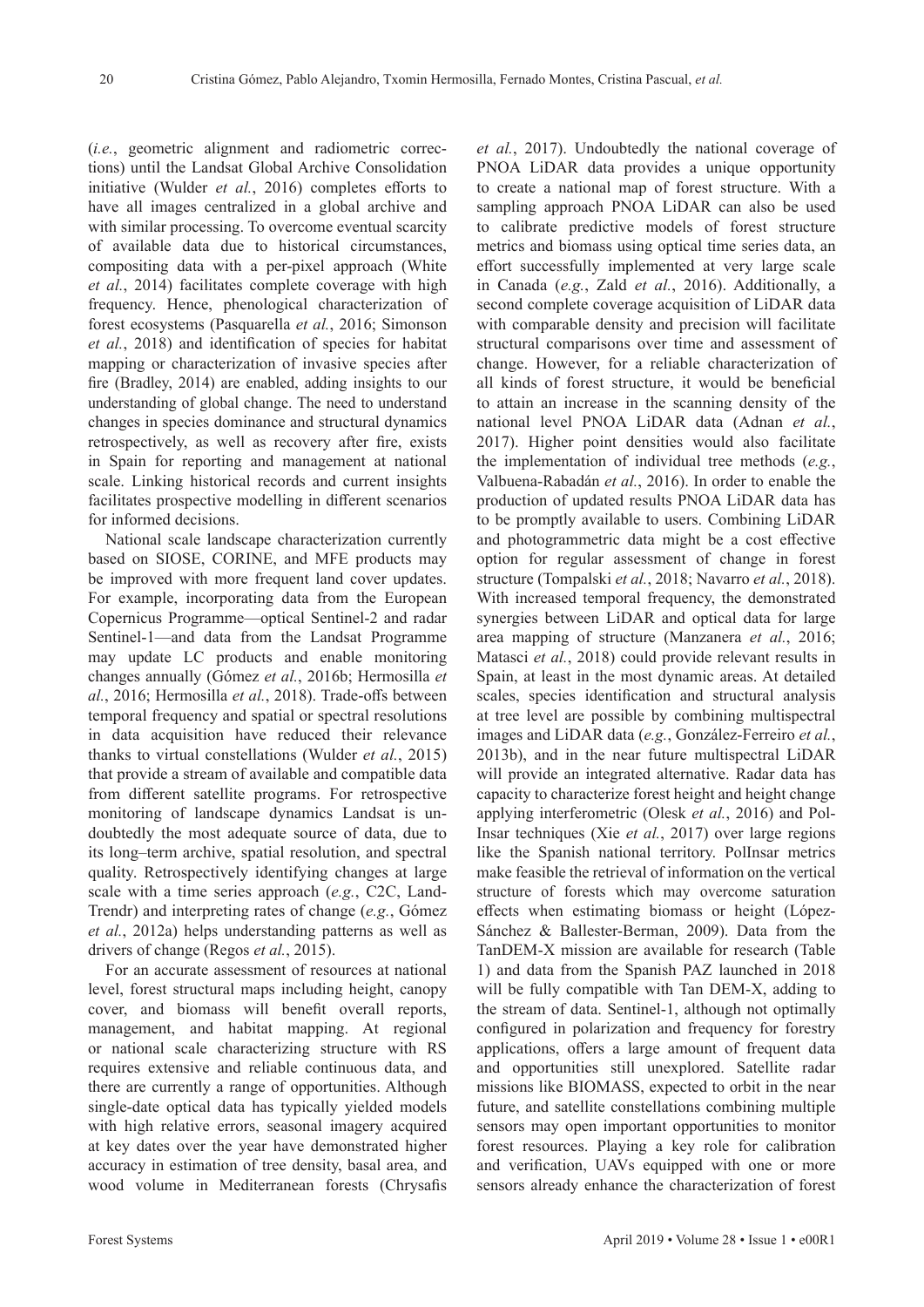(*i.e.*, geometric alignment and radiometric corrections) until the Landsat Global Archive Consolidation initiative (Wulder *et al.*, 2016) completes efforts to have all images centralized in a global archive and with similar processing. To overcome eventual scarcity of available data due to historical circumstances, compositing data with a per-pixel approach (White *et al.*, 2014) facilitates complete coverage with high frequency. Hence, phenological characterization of forest ecosystems (Pasquarella *et al.*, 2016; Simonson *et al.*, 2018) and identification of species for habitat mapping or characterization of invasive species after fire (Bradley, 2014) are enabled, adding insights to our understanding of global change. The need to understand changes in species dominance and structural dynamics retrospectively, as well as recovery after fire, exists in Spain for reporting and management at national scale. Linking historical records and current insights facilitates prospective modelling in different scenarios for informed decisions.

National scale landscape characterization currently based on SIOSE, CORINE, and MFE products may be improved with more frequent land cover updates. For example, incorporating data from the European Copernicus Programme—optical Sentinel-2 and radar Sentinel-1—and data from the Landsat Programme may update LC products and enable monitoring changes annually (Gómez *et al.*, 2016b; Hermosilla *et al.*, 2016; Hermosilla *et al.*, 2018). Trade-offs between temporal frequency and spatial or spectral resolutions in data acquisition have reduced their relevance thanks to virtual constellations (Wulder *et al.*, 2015) that provide a stream of available and compatible data from different satellite programs. For retrospective monitoring of landscape dynamics Landsat is undoubtedly the most adequate source of data, due to its long–term archive, spatial resolution, and spectral quality. Retrospectively identifying changes at large scale with a time series approach (*e.g.*, C2C, Land-Trendr) and interpreting rates of change (*e.g.*, Gómez *et al.*, 2012a) helps understanding patterns as well as drivers of change (Regos *et al.*, 2015).

For an accurate assessment of resources at national level, forest structural maps including height, canopy cover, and biomass will benefit overall reports, management, and habitat mapping. At regional or national scale characterizing structure with RS requires extensive and reliable continuous data, and there are currently a range of opportunities. Although single-date optical data has typically yielded models with high relative errors, seasonal imagery acquired at key dates over the year have demonstrated higher accuracy in estimation of tree density, basal area, and wood volume in Mediterranean forests (Chrysafis *et al.*, 2017). Undoubtedly the national coverage of PNOA LiDAR data provides a unique opportunity to create a national map of forest structure. With a sampling approach PNOA LiDAR can also be used to calibrate predictive models of forest structure metrics and biomass using optical time series data, an effort successfully implemented at very large scale in Canada (*e.g.*, Zald *et al.*, 2016). Additionally, a second complete coverage acquisition of LiDAR data with comparable density and precision will facilitate structural comparisons over time and assessment of change. However, for a reliable characterization of all kinds of forest structure, it would be beneficial to attain an increase in the scanning density of the national level PNOA LiDAR data (Adnan *et al.*, 2017). Higher point densities would also facilitate the implementation of individual tree methods (*e.g.*, Valbuena-Rabadán *et al.*, 2016). In order to enable the production of updated results PNOA LiDAR data has to be promptly available to users. Combining LiDAR and photogrammetric data might be a cost effective option for regular assessment of change in forest structure (Tompalski *et al.*, 2018; Navarro *et al.*, 2018). With increased temporal frequency, the demonstrated synergies between LiDAR and optical data for large area mapping of structure (Manzanera *et al.*, 2016; Matasci *et al.*, 2018) could provide relevant results in Spain, at least in the most dynamic areas. At detailed scales, species identification and structural analysis at tree level are possible by combining multispectral images and LiDAR data (*e.g.*, González-Ferreiro *et al.*, 2013b), and in the near future multispectral LiDAR will provide an integrated alternative. Radar data has capacity to characterize forest height and height change applying interferometric (Olesk *et al.*, 2016) and Pol-Insar techniques (Xie *et al.*, 2017) over large regions like the Spanish national territory. PolInsar metrics make feasible the retrieval of information on the vertical structure of forests which may overcome saturation effects when estimating biomass or height (López-Sánchez & Ballester-Berman, 2009). Data from the TanDEM-X mission are available for research (Table 1) and data from the Spanish PAZ launched in 2018 will be fully compatible with Tan DEM-X, adding to the stream of data. Sentinel-1, although not optimally configured in polarization and frequency for forestry applications, offers a large amount of frequent data and opportunities still unexplored. Satellite radar missions like BIOMASS, expected to orbit in the near future, and satellite constellations combining multiple sensors may open important opportunities to monitor forest resources. Playing a key role for calibration and verification, UAVs equipped with one or more sensors already enhance the characterization of forest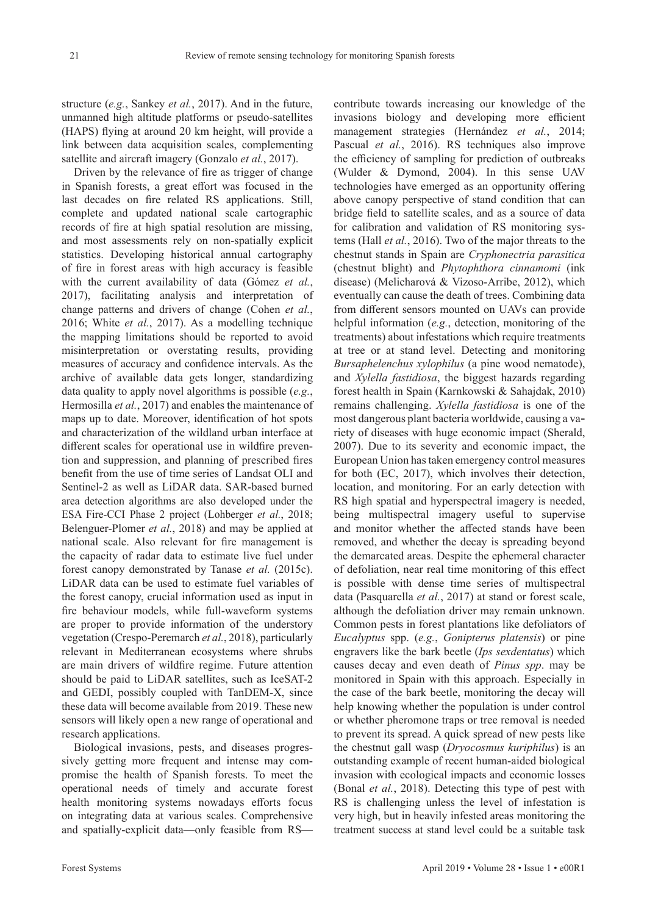structure (*e.g.*, Sankey *et al.*, 2017). And in the future, unmanned high altitude platforms or pseudo-satellites (HAPS) flying at around 20 km height, will provide a link between data acquisition scales, complementing satellite and aircraft imagery (Gonzalo *et al.*, 2017).

Driven by the relevance of fire as trigger of change in Spanish forests, a great effort was focused in the last decades on fire related RS applications. Still, complete and updated national scale cartographic records of fire at high spatial resolution are missing, and most assessments rely on non-spatially explicit statistics. Developing historical annual cartography of fire in forest areas with high accuracy is feasible with the current availability of data (Gómez *et al.*, 2017), facilitating analysis and interpretation of change patterns and drivers of change (Cohen *et al.*, 2016; White *et al.*, 2017). As a modelling technique the mapping limitations should be reported to avoid misinterpretation or overstating results, providing measures of accuracy and confidence intervals. As the archive of available data gets longer, standardizing data quality to apply novel algorithms is possible (*e.g.*, Hermosilla *et al.*, 2017) and enables the maintenance of maps up to date. Moreover, identification of hot spots and characterization of the wildland urban interface at different scales for operational use in wildfire prevention and suppression, and planning of prescribed fires benefit from the use of time series of Landsat OLI and Sentinel-2 as well as LiDAR data. SAR-based burned area detection algorithms are also developed under the ESA Fire-CCI Phase 2 project (Lohberger *et al.*, 2018; Belenguer-Plomer *et al.*, 2018) and may be applied at national scale. Also relevant for fire management is the capacity of radar data to estimate live fuel under forest canopy demonstrated by Tanase *et al.* (2015c). LiDAR data can be used to estimate fuel variables of the forest canopy, crucial information used as input in fire behaviour models, while full-waveform systems are proper to provide information of the understory vegetation (Crespo-Peremarcch *et al.*, 2018), particularly relevant in Mediterranean ecosystems where shrubs are main drivers of wildfire regime. Future attention should be paid to LiDAR satellites, such as IceSAT-2 and GEDI, possibly coupled with TanDEM-X, since these data will become available from 2019. These new sensors will likely open a new range of operational and research applications.

Biological invasions, pests, and diseases progressively getting more frequent and intense may compromise the health of Spanish forests. To meet the operational needs of timely and accurate forest health monitoring systems nowadays efforts focus on integrating data at various scales. Comprehensive and spatially-explicit data—only feasible from RS—contribute towards increasing our knowledge of the invasions biology and developing more efficient management strategies (Hernández *et al.*, 2014; Pascual *et al.*, 2016). RS techniques also improve the efficiency of sampling for prediction of outbreaks (Wulder & Dymond, 2004). In this sense UAV technologies have emerged as an opportunity offering above canopy perspective of stand condition that can bridge field to satellite scales, and as a source of data for calibration and validation of RS monitoring systems (Hall *et al.*, 2016). Two of the major threats to the chestnut stands in Spain are *Cryphonectria parasitica* (chestnut blight) and *Phytophthora cinnamomi* (ink disease) (Melicharová & Vizoso-Arribe, 2012), which eventually can cause the death of trees. Combining data from different sensors mounted on UAVs can provide helpful information (*e.g.*, detection, monitoring of the treatments) about infestations which require treatments at tree or at stand level. Detecting and monitoring *Bursaphelenchus xylophilus* (a pine wood nematode), and *Xylella fastidiosa*, the biggest hazards regarding forest health in Spain (Karnkowski & Sahajdak, 2010) remains challenging. *Xylella fastidiosa* is one of the most dangerous plant bacteria worldwide, causing a variety of diseases with huge economic impact (Sherald, 2007). Due to its severity and economic impact, the European Union has taken emergency control measures for both (EC, 2017), which involves their detection, location, and monitoring. For an early detection with RS high spatial and hyperspectral imagery is needed, being multispectral imagery useful to supervise and monitor whether the affected stands have been removed, and whether the decay is spreading beyond the demarcated areas. Despite the ephemeral character of defoliation, near real time monitoring of this effect is possible with dense time series of multispectral data (Pasquarella *et al.*, 2017) at stand or forest scale, although the defoliation driver may remain unknown. Common pests in forest plantations like defoliators of *Eucalyptus* spp. (*e.g.*, *Gonipterus platensis*) or pine engravers like the bark beetle (*Ips sexdentatus*) which causes decay and even death of *Pinus spp*. may be monitored in Spain with this approach. Especially in the case of the bark beetle, monitoring the decay will help knowing whether the population is under control or whether pheromone traps or tree removal is needed to prevent its spread. A quick spread of new pests like the chestnut gall wasp (*Dryocosmus kuriphilus*) is an outstanding example of recent human-aided biological invasion with ecological impacts and economic losses (Bonal *et al.*, 2018). Detecting this type of pest with RS is challenging unless the level of infestation is very high, but in heavily infested areas monitoring the treatment success at stand level could be a suitable task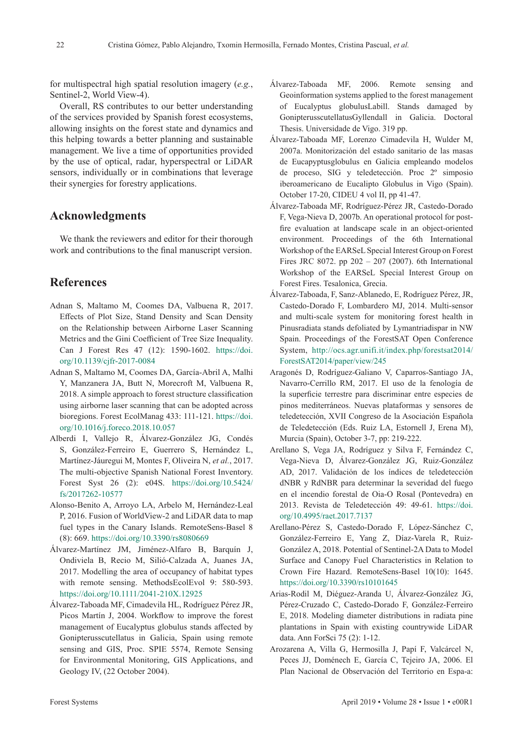for multispectral high spatial resolution imagery (*e.g.*, Sentinel-2, World View-4).

Overall, RS contributes to our better understanding of the services provided by Spanish forest ecosystems, allowing insights on the forest state and dynamics and this helping towards a better planning and sustainable management. We live a time of opportunities provided by the use of optical, radar, hyperspectral or LiDAR sensors, individually or in combinations that leverage their synergies for forestry applications.

## Acknowledgments

We thank the reviewers and editor for their thorough work and contributions to the final manuscript version.

## References

Adnan S, Maltamo M, Coomes DA, Valbuena R, 2017. Effects of Plot Size, Stand Density and Scan Density on the Relationship between Airborne Laser Scanning Metrics and the Gini Coefficient of Tree Size Inequality. Can J Forest Res 47 (12): 1590-1602. https://doi.org/10.1139/cjfr-2017-0084

Adnan S, Maltamo M, Coomes DA, García-Abril A, Malhi Y, Manzanera JA, Butt N, Morecroft M, Valbuena R, 2018. A simple approach to forest structure classification using airborne laser scanning that can be adopted across bioregions. Forest EcolManag 433: 111-121. https://doi.org/10.1016/j.foreco.2018.10.057

Alberdi I, Vallejo R, Álvarez-González JG, Condés S, González-Ferreiro E, Guerrero S, Hernández L, Martínez-Jáuregui M, Montes F, Oliveira N, *et al.*, 2017. The multi-objective Spanish National Forest Inventory. Forest Syst 26 (2): e04S. https://doi.org/10.5424/fs/2017262-10577

Alonso-Benito A, Arroyo LA, Arbelo M, Hernández-Leal P, 2016. Fusion of WorldView-2 and LiDAR data to map fuel types in the Canary Islands. RemoteSens-Basel 8 (8): 669. https://doi.org/10.3390/rs8080669

Álvarez-Martínez JM, Jiménez-Alfaro B, Barquín J, Ondiviela B, Recio M, Silió-Calzada A, Juanes JA, 2017. Modelling the area of occupancy of habitat types with remote sensing. MethodsEcolEvol 9: 580-593. https://doi.org/10.1111/2041-210X.12925

Álvarez-Taboada MF, Cimadevila HL, Rodríguez Pérez JR, Picos Martín J, 2004. Workflow to improve the forest management of Eucalyptus globulus stands affected by Gonipteruscutellatus in Galicia, Spain using remote sensing and GIS, Proc. SPIE 5574, Remote Sensing for Environmental Monitoring, GIS Applications, and Geology IV, (22 October 2004).

Álvarez-Taboada MF, 2006. Remote sensing and Geoinformation systems applied to the forest management of Eucalyptus globulusLabill. Stands damaged by GonipterusscutellatusGyllendall in Galicia. Doctoral Thesis. Universidade de Vigo. 319 pp.

Álvarez-Taboada MF, Lorenzo Cimadevila H, Wulder M, 2007a. Monitorización del estado sanitario de las masas de Eucapyptusglobulus en Galicia empleando modelos de proceso, SIG y teledetección. Proc 2º simposio iberoamericano de Eucalipto Globulus in Vigo (Spain). October 17-20, CIDEU 4 vol II, pp 41-47.

Álvarez-Taboada MF, Rodríguez-Pérez JR, Castedo-Dorado F, Vega-Nieva D, 2007b. An operational protocol for post-fire evaluation at landscape scale in an object-oriented environment. Proceedings of the 6th International Workshop of the EARSeL Special Interest Group on Forest Fires JRC 8072. pp 202 – 207 (2007). 6th International Workshop of the EARSeL Special Interest Group on Forest Fires. Tesalonica, Grecia.

Álvarez-Taboada, F, Sanz-Ablanedo, E, Rodríguez Pérez, JR, Castedo-Dorado F, Lombardero MJ, 2014. Multi-sensor and multi-scale system for monitoring forest health in Pinusradiata stands defoliated by Lymantriadispar in NW Spain. Proceedings of the ForestSAT Open Conference System, http://ocs.agr.unifi.it/index.php/forestsat2014/ForestSAT2014/paper/view/245

Aragonés D, Rodríguez-Galiano V, Caparros-Santiago JA, Navarro-Cerrillo RM, 2017. El uso de la fenología de la superficie terrestre para discriminar entre especies de pinos mediterráneos. Nuevas plataformas y sensores de teledetección, XVII Congreso de la Asociación Española de Teledetección (Eds. Ruiz LA, Estornell J, Erena M), Murcia (Spain), October 3-7, pp: 219-222.

Arellano S, Vega JA, Rodríguez y Silva F, Fernández C, Vega-Nieva D, Álvarez-González JG, Ruiz-González AD, 2017. Validación de los índices de teledetección dNBR y RdNBR para determinar la severidad del fuego en el incendio forestal de Oia-O Rosal (Pontevedra) en 2013. Revista de Teledetección 49: 49-61. https://doi.org/10.4995/raet.2017.7137

Arellano-Pérez S, Castedo-Dorado F, López-Sánchez C, González-Ferreiro E, Yang Z, Díaz-Varela R, Ruiz-González A, 2018. Potential of Sentinel-2A Data to Model Surface and Canopy Fuel Characteristics in Relation to Crown Fire Hazard. RemoteSens-Basel 10(10): 1645. https://doi.org/10.3390/rs10101645

Arias-Rodil M, Diéguez-Aranda U, Álvarez-González JG, Pérez-Cruzado C, Castedo-Dorado F, González-Ferreiro E, 2018. Modeling diameter distributions in radiata pine plantations in Spain with existing countrywide LiDAR data. Ann ForSci 75 (2): 1-12.

Arozarena A, Villa G, Hermosilla J, Papí F, Valcárcel N, Peces JJ, Doménech E, García C, Tejeiro JA, 2006. El Plan Nacional de Observación del Territorio en Espa-a: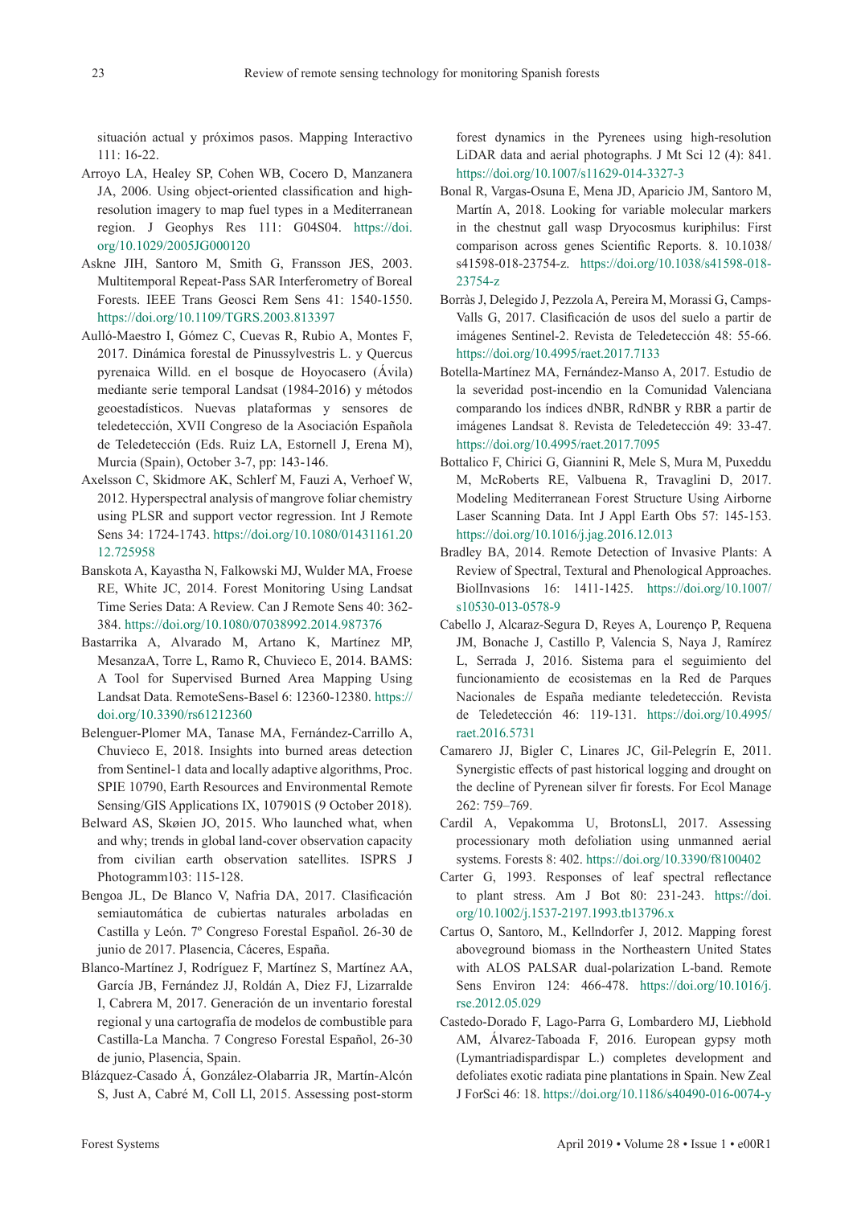situación actual y próximos pasos. Mapping Interactivo 111: 16-22.

Arroyo LA, Healey SP, Cohen WB, Cocero D, Manzanera JA, 2006. Using object-oriented classification and high-resolution imagery to map fuel types in a Mediterranean region. J Geophys Res 111: G04S04. https://doi.org/10.1029/2005JG000120

Askne JIH, Santoro M, Smith G, Fransson JES, 2003. Multitemporal Repeat-Pass SAR Interferometry of Boreal Forests. IEEE Trans Geosci Rem Sens 41: 1540-1550. https://doi.org/10.1109/TGRS.2003.813397

Aulló-Maestro I, Gómez C, Cuevas R, Rubio A, Montes F, 2017. Dinámica forestal de Pinussylvestris L. y Quercus pyrenaica Willd. en el bosque de Hoyocasero (Ávila) mediante serie temporal Landsat (1984-2016) y métodos geoestadísticos. Nuevas plataformas y sensores de teledetección, XVII Congreso de la Asociación Española de Teledetección (Eds. Ruiz LA, Estornell J, Erena M), Murcia (Spain), October 3-7, pp: 143-146.

Axelsson C, Skidmore AK, Schlerf M, Fauzi A, Verhoef W, 2012. Hyperspectral analysis of mangrove foliar chemistry using PLSR and support vector regression. Int J Remote Sens 34: 1724-1743. https://doi.org/10.1080/01431161.2012.725958

Banskota A, Kayastha N, Falkowski MJ, Wulder MA, Froese RE, White JC, 2014. Forest Monitoring Using Landsat Time Series Data: A Review. Can J Remote Sens 40: 362-384. https://doi.org/10.1080/07038992.2014.987376

Bastarrika A, Alvarado M, Artano K, Martínez MP, MesanzaA, Torre L, Ramo R, Chuvieco E, 2014. BAMS: A Tool for Supervised Burned Area Mapping Using Landsat Data. RemoteSens-Basel 6: 12360-12380. https://doi.org/10.3390/rs61212360

Belenguer-Plomer MA, Tanase MA, Fernández-Carrillo A, Chuvieco E, 2018. Insights into burned areas detection from Sentinel-1 data and locally adaptive algorithms, Proc. SPIE 10790, Earth Resources and Environmental Remote Sensing/GIS Applications IX, 107901S (9 October 2018).

Belward AS, Skøien JO, 2015. Who launched what, when and why; trends in global land-cover observation capacity from civilian earth observation satellites. ISPRS J Photogramm103: 115-128.

Bengoa JL, De Blanco V, Nafria DA, 2017. Clasificación semiautomática de cubiertas naturales arboladas en Castilla y León. 7º Congreso Forestal Español. 26-30 de junio de 2017. Plasencia, Cáceres, España.

Blanco-Martínez J, Rodríguez F, Martínez S, Martínez AA, García JB, Fernández JJ, Roldán A, Diez FJ, Lizarralde I, Cabrera M, 2017. Generación de un inventario forestal regional y una cartografía de modelos de combustible para Castilla-La Mancha. 7 Congreso Forestal Español, 26-30 de junio, Plasencia, Spain.

Blázquez-Casado Á, González-Olabarria JR, Martín-Alcón S, Just A, Cabré M, Coll Ll, 2015. Assessing post-storm forest dynamics in the Pyrenees using high-resolution LiDAR data and aerial photographs. J Mt Sci 12 (4): 841. https://doi.org/10.1007/s11629-014-3327-3

Bonal R, Vargas-Osuna E, Mena JD, Aparicio JM, Santoro M, Martín A, 2018. Looking for variable molecular markers in the chestnut gall wasp Dryocosmus kuriphilus: First comparison across genes Scientific Reports. 8. 10.1038/s41598-018-23754-z. https://doi.org/10.1038/s41598-018-23754-z

Borràs J, Delegido J, Pezzola A, Pereira M, Morassi G, Camps-Valls G, 2017. Clasificación de usos del suelo a partir de imágenes Sentinel-2. Revista de Teledetección 48: 55-66. https://doi.org/10.4995/raet.2017.7133

Botella-Martínez MA, Fernández-Manso A, 2017. Estudio de la severidad post-incendio en la Comunidad Valenciana comparando los índices dNBR, RdNBR y RBR a partir de imágenes Landsat 8. Revista de Teledetección 49: 33-47. https://doi.org/10.4995/raet.2017.7095

Bottalico F, Chirici G, Giannini R, Mele S, Mura M, Puxeddu M, McRoberts RE, Valbuena R, Travaglini D, 2017. Modeling Mediterranean Forest Structure Using Airborne Laser Scanning Data. Int J Appl Earth Obs 57: 145-153. https://doi.org/10.1016/j.jag.2016.12.013

Bradley BA, 2014. Remote Detection of Invasive Plants: A Review of Spectral, Textural and Phenological Approaches. BiolInvasions 16: 1411-1425. https://doi.org/10.1007/s10530-013-0578-9

Cabello J, Alcaraz-Segura D, Reyes A, Lourenço P, Requena JM, Bonache J, Castillo P, Valencia S, Naya J, Ramírez L, Serrada J, 2016. Sistema para el seguimiento del funcionamiento de ecosistemas en la Red de Parques Nacionales de España mediante teledetección. Revista de Teledetección 46: 119-131. https://doi.org/10.4995/raet.2016.5731

Camarero JJ, Bigler C, Linares JC, Gil-Pelegrín E, 2011. Synergistic effects of past historical logging and drought on the decline of Pyrenean silver fir forests. For Ecol Manage 262: 759–769.

Cardil A, Vepakomma U, BrotonsLl, 2017. Assessing processionary moth defoliation using unmanned aerial systems. Forests 8: 402. https://doi.org/10.3390/f8100402

Carter G, 1993. Responses of leaf spectral reflectance to plant stress. Am J Bot 80: 231-243. https://doi.org/10.1002/j.1537-2197.1993.tb13796.x

Cartus O, Santoro, M., Kellndorfer J, 2012. Mapping forest aboveground biomass in the Northeastern United States with ALOS PALSAR dual-polarization L-band. Remote Sens Environ 124: 466-478. https://doi.org/10.1016/j.rse.2012.05.029

Castedo-Dorado F, Lago-Parra G, Lombardero MJ, Liebhold AM, Álvarez-Taboada F, 2016. European gypsy moth (Lymantriadispardispar L.) completes development and defoliates exotic radiata pine plantations in Spain. New Zeal J ForSci 46: 18. https://doi.org/10.1186/s40490-016-0074-y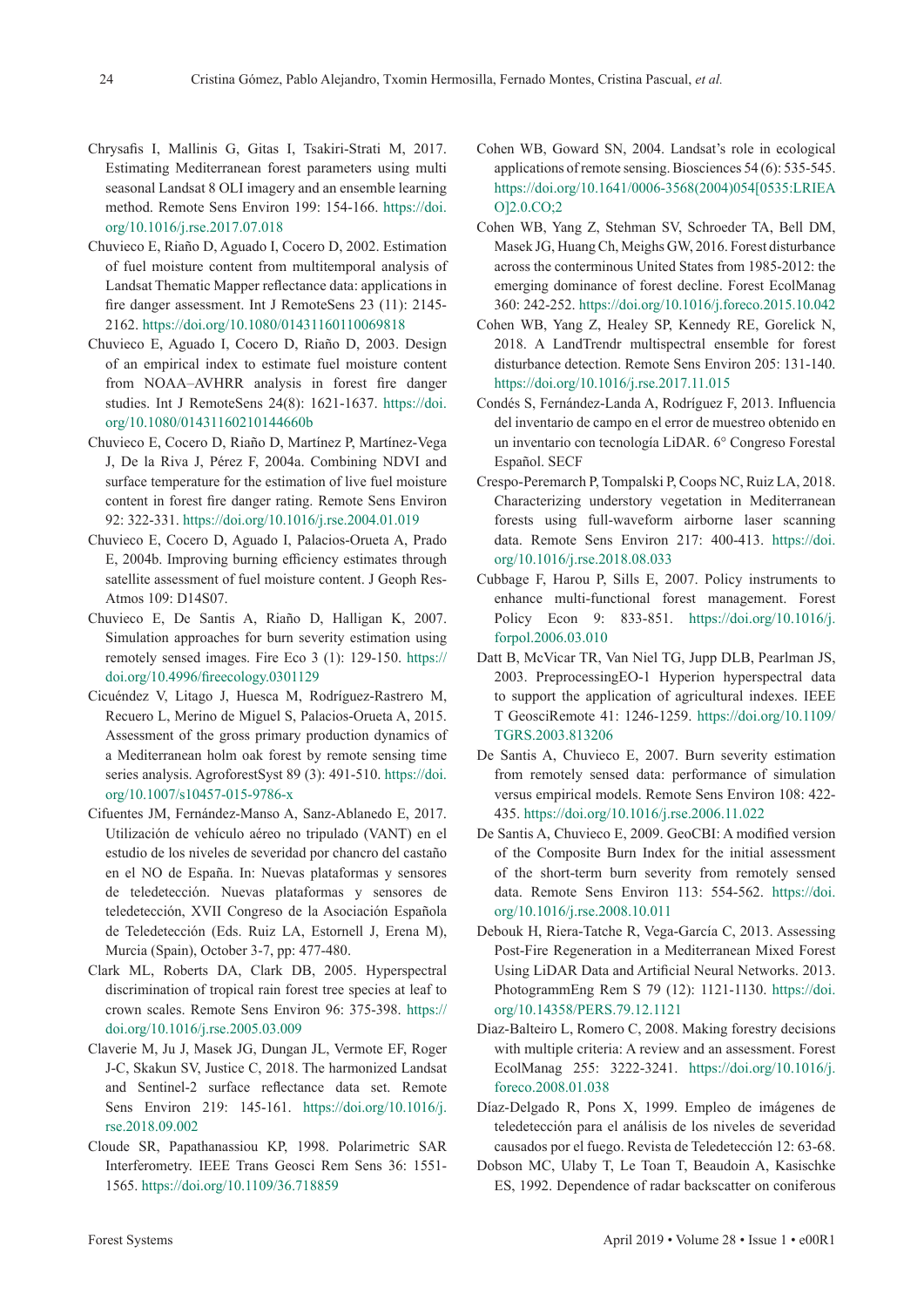Chrysafis I, Mallinis G, Gitas I, Tsakiri-Strati M, 2017. Estimating Mediterranean forest parameters using multi seasonal Landsat 8 OLI imagery and an ensemble learning method. Remote Sens Environ 199: 154-166. https://doi.org/10.1016/j.rse.2017.07.018

Chuvieco E, Riaño D, Aguado I, Cocero D, 2002. Estimation of fuel moisture content from multitemporal analysis of Landsat Thematic Mapper reflectance data: applications in fire danger assessment. Int J RemoteSens 23 (11): 2145-2162. https://doi.org/10.1080/01431160110069818

Chuvieco E, Aguado I, Cocero D, Riaño D, 2003. Design of an empirical index to estimate fuel moisture content from NOAA–AVHRR analysis in forest fire danger studies. Int J RemoteSens 24(8): 1621-1637. https://doi.org/10.1080/01431160210144660b

Chuvieco E, Cocero D, Riaño D, Martínez P, Martínez-Vega J, De la Riva J, Pérez F, 2004a. Combining NDVI and surface temperature for the estimation of live fuel moisture content in forest fire danger rating. Remote Sens Environ 92: 322-331. https://doi.org/10.1016/j.rse.2004.01.019

Chuvieco E, Cocero D, Aguado I, Palacios-Orueta A, Prado E, 2004b. Improving burning efficiency estimates through satellite assessment of fuel moisture content. J Geoph Res-Atmos 109: D14S07.

Chuvieco E, De Santis A, Riaño D, Halligan K, 2007. Simulation approaches for burn severity estimation using remotely sensed images. Fire Eco 3 (1): 129-150. https://doi.org/10.4996/fireecology.0301129

Cicuéndez V, Litago J, Huesca M, Rodríguez-Rastrero M, Recuero L, Merino de Miguel S, Palacios-Orueta A, 2015. Assessment of the gross primary production dynamics of a Mediterranean holm oak forest by remote sensing time series analysis. AgroforestSyst 89 (3): 491-510. https://doi.org/10.1007/s10457-015-9786-x

Cifuentes JM, Fernández-Manso A, Sanz-Ablanedo E, 2017. Utilización de vehículo aéreo no tripulado (VANT) en el estudio de los niveles de severidad por chancro del castaño en el NO de España. In: Nuevas plataformas y sensores de teledetección. Nuevas plataformas y sensores de teledetección, XVII Congreso de la Asociación Española de Teledetección (Eds. Ruiz LA, Estornell J, Erena M), Murcia (Spain), October 3-7, pp: 477-480.

Clark ML, Roberts DA, Clark DB, 2005. Hyperspectral discrimination of tropical rain forest tree species at leaf to crown scales. Remote Sens Environ 96: 375-398. https://doi.org/10.1016/j.rse.2005.03.009

Claverie M, Ju J, Masek JG, Dungan JL, Vermote EF, Roger J-C, Skakun SV, Justice C, 2018. The harmonized Landsat and Sentinel-2 surface reflectance data set. Remote Sens Environ 219: 145-161. https://doi.org/10.1016/j.rse.2018.09.002

Cloude SR, Papathanassiou KP, 1998. Polarimetric SAR Interferometry. IEEE Trans Geosci Rem Sens 36: 1551-1565. https://doi.org/10.1109/36.718859

Cohen WB, Goward SN, 2004. Landsat's role in ecological applications of remote sensing. Biosciences 54 (6): 535-545. https://doi.org/10.1641/0006-3568(2004)054[0535:LRIEAO]2.0.CO;2

Cohen WB, Yang Z, Stehman SV, Schroeder TA, Bell DM, Masek JG, Huang Ch, Meighs GW, 2016. Forest disturbance across the conterminous United States from 1985-2012: the emerging dominance of forest decline. Forest EcolManag 360: 242-252. https://doi.org/10.1016/j.foreco.2015.10.042

Cohen WB, Yang Z, Healey SP, Kennedy RE, Gorelick N, 2018. A LandTrendr multispectral ensemble for forest disturbance detection. Remote Sens Environ 205: 131-140. https://doi.org/10.1016/j.rse.2017.11.015

Condés S, Fernández-Landa A, Rodríguez F, 2013. Influencia del inventario de campo en el error de muestreo obtenido en un inventario con tecnología LiDAR. 6° Congreso Forestal Español. SECF

Crespo-Peremarch P, Tompalski P, Coops NC, Ruiz LA, 2018. Characterizing understory vegetation in Mediterranean forests using full-waveform airborne laser scanning data. Remote Sens Environ 217: 400-413. https://doi.org/10.1016/j.rse.2018.08.033

Cubbage F, Harou P, Sills E, 2007. Policy instruments to enhance multi-functional forest management. Forest Policy Econ 9: 833-851. https://doi.org/10.1016/j.forpol.2006.03.010

Datt B, McVicar TR, Van Niel TG, Jupp DLB, Pearlman JS, 2003. PreprocessingEO-1 Hyperion hyperspectral data to support the application of agricultural indexes. IEEE T GeosciRemote 41: 1246-1259. https://doi.org/10.1109/TGRS.2003.813206

De Santis A, Chuvieco E, 2007. Burn severity estimation from remotely sensed data: performance of simulation versus empirical models. Remote Sens Environ 108: 422-435. https://doi.org/10.1016/j.rse.2006.11.022

De Santis A, Chuvieco E, 2009. GeoCBI: A modified version of the Composite Burn Index for the initial assessment of the short-term burn severity from remotely sensed data. Remote Sens Environ 113: 554-562. https://doi.org/10.1016/j.rse.2008.10.011

Debouk H, Riera-Tatche R, Vega-García C, 2013. Assessing Post-Fire Regeneration in a Mediterranean Mixed Forest Using LiDAR Data and Artificial Neural Networks. 2013. PhotogrammEng Rem S 79 (12): 1121-1130. https://doi.org/10.14358/PERS.79.12.1121

Diaz-Balteiro L, Romero C, 2008. Making forestry decisions with multiple criteria: A review and an assessment. Forest EcolManag 255: 3222-3241. https://doi.org/10.1016/j.foreco.2008.01.038

Díaz-Delgado R, Pons X, 1999. Empleo de imágenes de teledetección para el análisis de los niveles de severidad causados por el fuego. Revista de Teledetección 12: 63-68.

Dobson MC, Ulaby T, Le Toan T, Beaudoin A, Kasischke ES, 1992. Dependence of radar backscatter on coniferous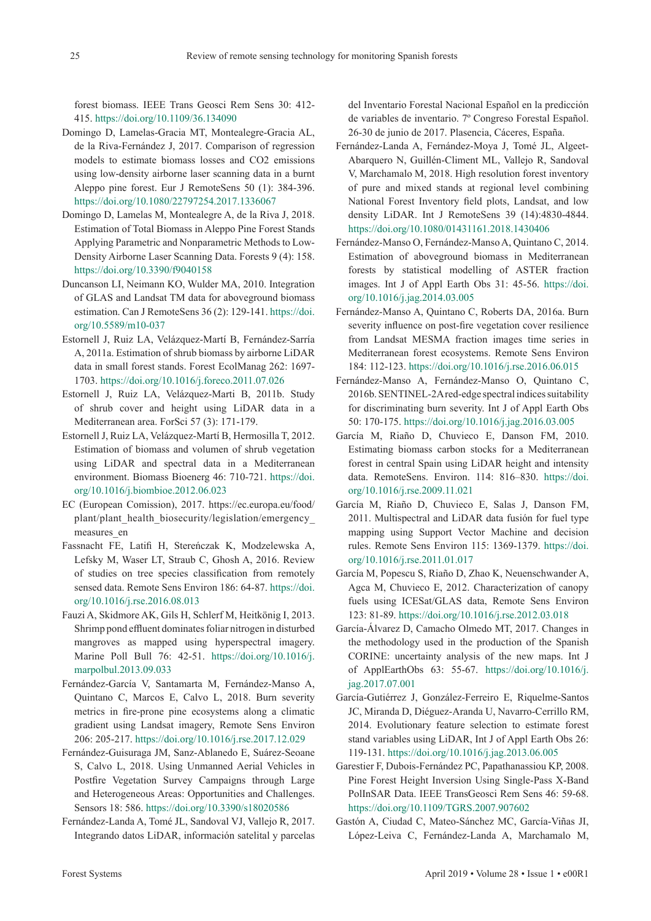forest biomass. IEEE Trans Geosci Rem Sens 30: 412-415. https://doi.org/10.1109/36.134090

Domingo D, Lamelas-Gracia MT, Montealegre-Gracia AL, de la Riva-Fernández J, 2017. Comparison of regression models to estimate biomass losses and CO2 emissions using low-density airborne laser scanning data in a burnt Aleppo pine forest. Eur J RemoteSens 50 (1): 384-396. https://doi.org/10.1080/22797254.2017.1336067

Domingo D, Lamelas M, Montealegre A, de la Riva J, 2018. Estimation of Total Biomass in Aleppo Pine Forest Stands Applying Parametric and Nonparametric Methods to Low-Density Airborne Laser Scanning Data. Forests 9 (4): 158. https://doi.org/10.3390/f9040158

Duncanson LI, Neimann KO, Wulder MA, 2010. Integration of GLAS and Landsat TM data for aboveground biomass estimation. Can J RemoteSens 36 (2): 129-141. https://doi.org/10.5589/m10-037

Estornell J, Ruiz LA, Velázquez-Martí B, Fernández-Sarría A, 2011a. Estimation of shrub biomass by airborne LiDAR data in small forest stands. Forest EcolManag 262: 1697-1703. https://doi.org/10.1016/j.foreco.2011.07.026

Estornell J, Ruiz LA, Velázquez-Marti B, 2011b. Study of shrub cover and height using LiDAR data in a Mediterranean area. ForSci 57 (3): 171-179.

Estornell J, Ruiz LA, Velázquez-Martí B, Hermosilla T, 2012. Estimation of biomass and volumen of shrub vegetation using LiDAR and spectral data in a Mediterranean environment. Biomass Bioenerg 46: 710-721. https://doi.org/10.1016/j.biombioe.2012.06.023

EC (European Comission), 2017. https://ec.europa.eu/food/plant/plant_health_biosecurity/legislation/emergency_measures_en

Fassnacht FE, Latifi H, Stereńczak K, Modzelewska A, Lefsky M, Waser LT, Straub C, Ghosh A, 2016. Review of studies on tree species classification from remotely sensed data. Remote Sens Environ 186: 64-87. https://doi.org/10.1016/j.rse.2016.08.013

Fauzi A, Skidmore AK, Gils H, Schlerf M, Heitkönig I, 2013. Shrimp pond effluent dominates foliar nitrogen in disturbed mangroves as mapped using hyperspectral imagery. Marine Poll Bull 76: 42-51. https://doi.org/10.1016/j.marpolbul.2013.09.033

Fernández-García V, Santamarta M, Fernández-Manso A, Quintano C, Marcos E, Calvo L, 2018. Burn severity metrics in fire-prone pine ecosystems along a climatic gradient using Landsat imagery, Remote Sens Environ 206: 205-217. https://doi.org/10.1016/j.rse.2017.12.029

Fernández-Guisuraga JM, Sanz-Ablanedo E, Suárez-Seoane S, Calvo L, 2018. Using Unmanned Aerial Vehicles in Postfire Vegetation Survey Campaigns through Large and Heterogeneous Areas: Opportunities and Challenges. Sensors 18: 586. https://doi.org/10.3390/s18020586

Fernández-Landa A, Tomé JL, Sandoval VJ, Vallejo R, 2017. Integrando datos LiDAR, información satelital y parcelas del Inventario Forestal Nacional Español en la predicción de variables de inventario. 7º Congreso Forestal Español. 26-30 de junio de 2017. Plasencia, Cáceres, España.

Fernández-Landa A, Fernández-Moya J, Tomé JL, Algeet-Abarquero N, Guillén-Climent ML, Vallejo R, Sandoval V, Marchamalo M, 2018. High resolution forest inventory of pure and mixed stands at regional level combining National Forest Inventory field plots, Landsat, and low density LiDAR. Int J RemoteSens 39 (14):4830-4844. https://doi.org/10.1080/01431161.2018.1430406

Fernández-Manso O, Fernández-Manso A, Quintano C, 2014. Estimation of aboveground biomass in Mediterranean forests by statistical modelling of ASTER fraction images. Int J of Appl Earth Obs 31: 45-56. https://doi.org/10.1016/j.jag.2014.03.005

Fernández-Manso A, Quintano C, Roberts DA, 2016a. Burn severity influence on post-fire vegetation cover resilience from Landsat MESMA fraction images time series in Mediterranean forest ecosystems. Remote Sens Environ 184: 112-123. https://doi.org/10.1016/j.rse.2016.06.015

Fernández-Manso A, Fernández-Manso O, Quintano C, 2016b. SENTINEL-2A red-edge spectral indices suitability for discriminating burn severity. Int J of Appl Earth Obs 50: 170-175. https://doi.org/10.1016/j.jag.2016.03.005

García M, Riaño D, Chuvieco E, Danson FM, 2010. Estimating biomass carbon stocks for a Mediterranean forest in central Spain using LiDAR height and intensity data. RemoteSens. Environ. 114: 816–830. https://doi.org/10.1016/j.rse.2009.11.021

García M, Riaño D, Chuvieco E, Salas J, Danson FM, 2011. Multispectral and LiDAR data fusión for fuel type mapping using Support Vector Machine and decision rules. Remote Sens Environ 115: 1369-1379. https://doi.org/10.1016/j.rse.2011.01.017

García M, Popescu S, Riaño D, Zhao K, Neuenschwander A, Agca M, Chuvieco E, 2012. Characterization of canopy fuels using ICESat/GLAS data, Remote Sens Environ 123: 81-89. https://doi.org/10.1016/j.rse.2012.03.018

García-Álvarez D, Camacho Olmedo MT, 2017. Changes in the methodology used in the production of the Spanish CORINE: uncertainty analysis of the new maps. Int J of ApplEarthObs 63: 55-67. https://doi.org/10.1016/j.jag.2017.07.001

García-Gutiérrez J, González-Ferreiro E, Riquelme-Santos JC, Miranda D, Diéguez-Aranda U, Navarro-Cerrillo RM, 2014. Evolutionary feature selection to estimate forest stand variables using LiDAR, Int J of Appl Earth Obs 26: 119-131. https://doi.org/10.1016/j.jag.2013.06.005

Garestier F, Dubois-Fernández PC, Papathanassiou KP, 2008. Pine Forest Height Inversion Using Single-Pass X-Band PolInSAR Data. IEEE TransGeosci Rem Sens 46: 59-68. https://doi.org/10.1109/TGRS.2007.907602

Gastón A, Ciudad C, Mateo-Sánchez MC, García-Viñas JI, López-Leiva C, Fernández-Landa A, Marchamalo M,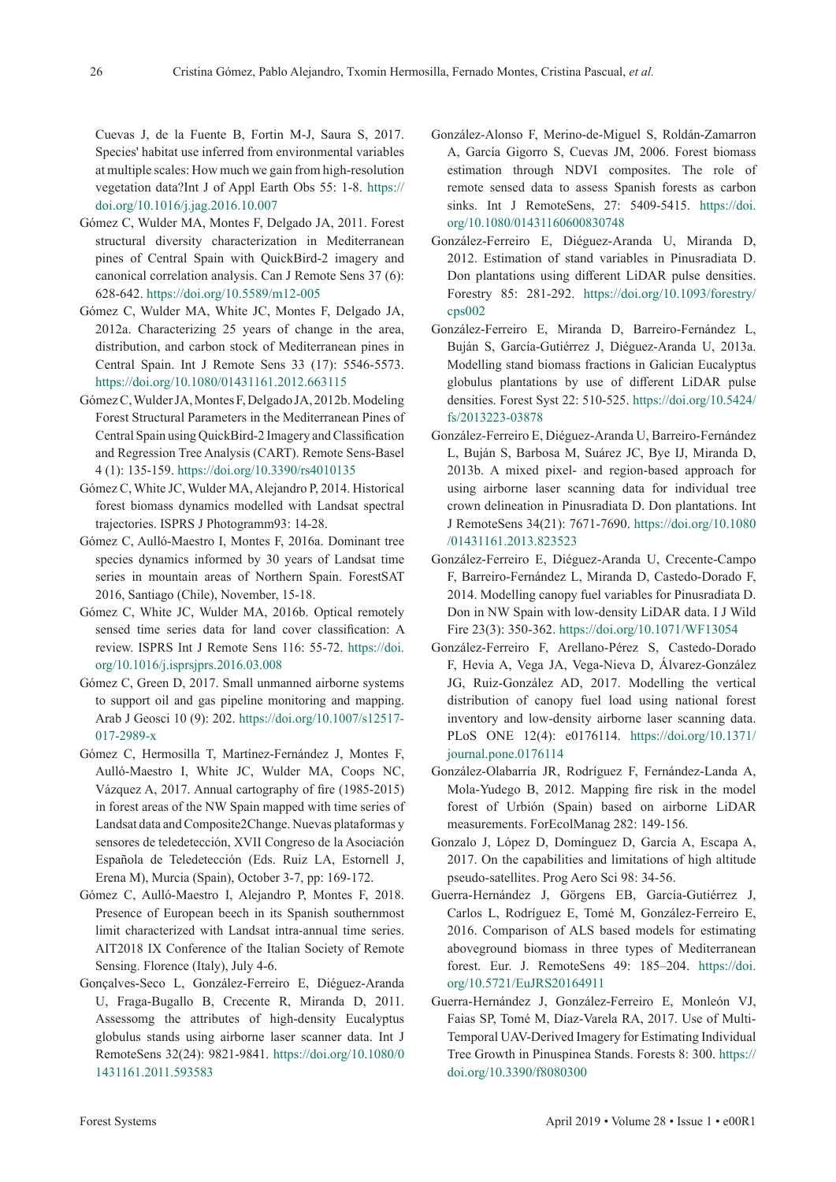Cuevas J, de la Fuente B, Fortin M-J, Saura S, 2017. Species' habitat use inferred from environmental variables at multiple scales: How much we gain from high-resolution vegetation data?Int J of Appl Earth Obs 55: 1-8. https://doi.org/10.1016/j.jag.2016.10.007

Gómez C, Wulder MA, Montes F, Delgado JA, 2011. Forest structural diversity characterization in Mediterranean pines of Central Spain with QuickBird-2 imagery and canonical correlation analysis. Can J Remote Sens 37 (6): 628-642. https://doi.org/10.5589/m12-005

Gómez C, Wulder MA, White JC, Montes F, Delgado JA, 2012a. Characterizing 25 years of change in the area, distribution, and carbon stock of Mediterranean pines in Central Spain. Int J Remote Sens 33 (17): 5546-5573. https://doi.org/10.1080/01431161.2012.663115

Gómez C, Wulder JA, Montes F, Delgado JA, 2012b. Modeling Forest Structural Parameters in the Mediterranean Pines of Central Spain using QuickBird-2 Imagery and Classification and Regression Tree Analysis (CART). Remote Sens-Basel 4 (1): 135-159. https://doi.org/10.3390/rs4010135

Gómez C, White JC, Wulder MA, Alejandro P, 2014. Historical forest biomass dynamics modelled with Landsat spectral trajectories. ISPRS J Photogramm93: 14-28.

Gómez C, Aulló-Maestro I, Montes F, 2016a. Dominant tree species dynamics informed by 30 years of Landsat time series in mountain areas of Northern Spain. ForestSAT 2016, Santiago (Chile), November, 15-18.

Gómez C, White JC, Wulder MA, 2016b. Optical remotely sensed time series data for land cover classification: A review. ISPRS Int J Remote Sens 116: 55-72. https://doi.org/10.1016/j.isprsjprs.2016.03.008

Gómez C, Green D, 2017. Small unmanned airborne systems to support oil and gas pipeline monitoring and mapping. Arab J Geosci 10 (9): 202. https://doi.org/10.1007/s12517-017-2989-x

Gómez C, Hermosilla T, Martínez-Fernández J, Montes F, Aulló-Maestro I, White JC, Wulder MA, Coops NC, Vázquez A, 2017. Annual cartography of fire (1985-2015) in forest areas of the NW Spain mapped with time series of Landsat data and Composite2Change. Nuevas plataformas y sensores de teledetección, XVII Congreso de la Asociación Española de Teledetección (Eds. Ruiz LA, Estornell J, Erena M), Murcia (Spain), October 3-7, pp: 169-172.

Gómez C, Aulló-Maestro I, Alejandro P, Montes F, 2018. Presence of European beech in its Spanish southernmost limit characterized with Landsat intra-annual time series. AIT2018 IX Conference of the Italian Society of Remote Sensing. Florence (Italy), July 4-6.

Gonçalves-Seco L, González-Ferreiro E, Diéguez-Aranda U, Fraga-Bugallo B, Crecente R, Miranda D, 2011. Assessomg the attributes of high-density Eucalyptus globulus stands using airborne laser scanner data. Int J RemoteSens 32(24): 9821-9841. https://doi.org/10.1080/01431161.2011.593583

González-Alonso F, Merino-de-Miguel S, Roldán-Zamarron A, García Gigorro S, Cuevas JM, 2006. Forest biomass estimation through NDVI composites. The role of remote sensed data to assess Spanish forests as carbon sinks. Int J RemoteSens, 27: 5409-5415. https://doi.org/10.1080/01431160600830748

González-Ferreiro E, Diéguez-Aranda U, Miranda D, 2012. Estimation of stand variables in Pinusradiata D. Don plantations using different LiDAR pulse densities. Forestry 85: 281-292. https://doi.org/10.1093/forestry/cps002

González-Ferreiro E, Miranda D, Barreiro-Fernández L, Buján S, García-Gutiérrez J, Diéguez-Aranda U, 2013a. Modelling stand biomass fractions in Galician Eucalyptus globulus plantations by use of different LiDAR pulse densities. Forest Syst 22: 510-525. https://doi.org/10.5424/fs/2013223-03878

González-Ferreiro E, Diéguez-Aranda U, Barreiro-Fernández L, Buján S, Barbosa M, Suárez JC, Bye IJ, Miranda D, 2013b. A mixed pixel- and region-based approach for using airborne laser scanning data for individual tree crown delineation in Pinusradiata D. Don plantations. Int J RemoteSens 34(21): 7671-7690. https://doi.org/10.1080/01431161.2013.823523

González-Ferreiro E, Diéguez-Aranda U, Crecente-Campo F, Barreiro-Fernández L, Miranda D, Castedo-Dorado F, 2014. Modelling canopy fuel variables for Pinusradiata D. Don in NW Spain with low-density LiDAR data. I J Wild Fire 23(3): 350-362. https://doi.org/10.1071/WF13054

González-Ferreiro F, Arellano-Pérez S, Castedo-Dorado F, Hevia A, Vega JA, Vega-Nieva D, Álvarez-González JG, Ruiz-González AD, 2017. Modelling the vertical distribution of canopy fuel load using national forest inventory and low-density airborne laser scanning data. PLoS ONE 12(4): e0176114. https://doi.org/10.1371/journal.pone.0176114

González-Olabarría JR, Rodríguez F, Fernández-Landa A, Mola-Yudego B, 2012. Mapping fire risk in the model forest of Urbión (Spain) based on airborne LiDAR measurements. ForEcolManag 282: 149-156.

Gonzalo J, López D, Domínguez D, García A, Escapa A, 2017. On the capabilities and limitations of high altitude pseudo-satellites. Prog Aero Sci 98: 34-56.

Guerra-Hernández J, Görgens EB, García-Gutiérrez J, Carlos L, Rodríguez E, Tomé M, González-Ferreiro E, 2016. Comparison of ALS based models for estimating aboveground biomass in three types of Mediterranean forest. Eur. J. RemoteSens 49: 185–204. https://doi.org/10.5721/EuJRS20164911

Guerra-Hernández J, González-Ferreiro E, Monleón VJ, Faias SP, Tomé M, Díaz-Varela RA, 2017. Use of Multi-Temporal UAV-Derived Imagery for Estimating Individual Tree Growth in Pinuspinea Stands. Forests 8: 300. https://doi.org/10.3390/f8080300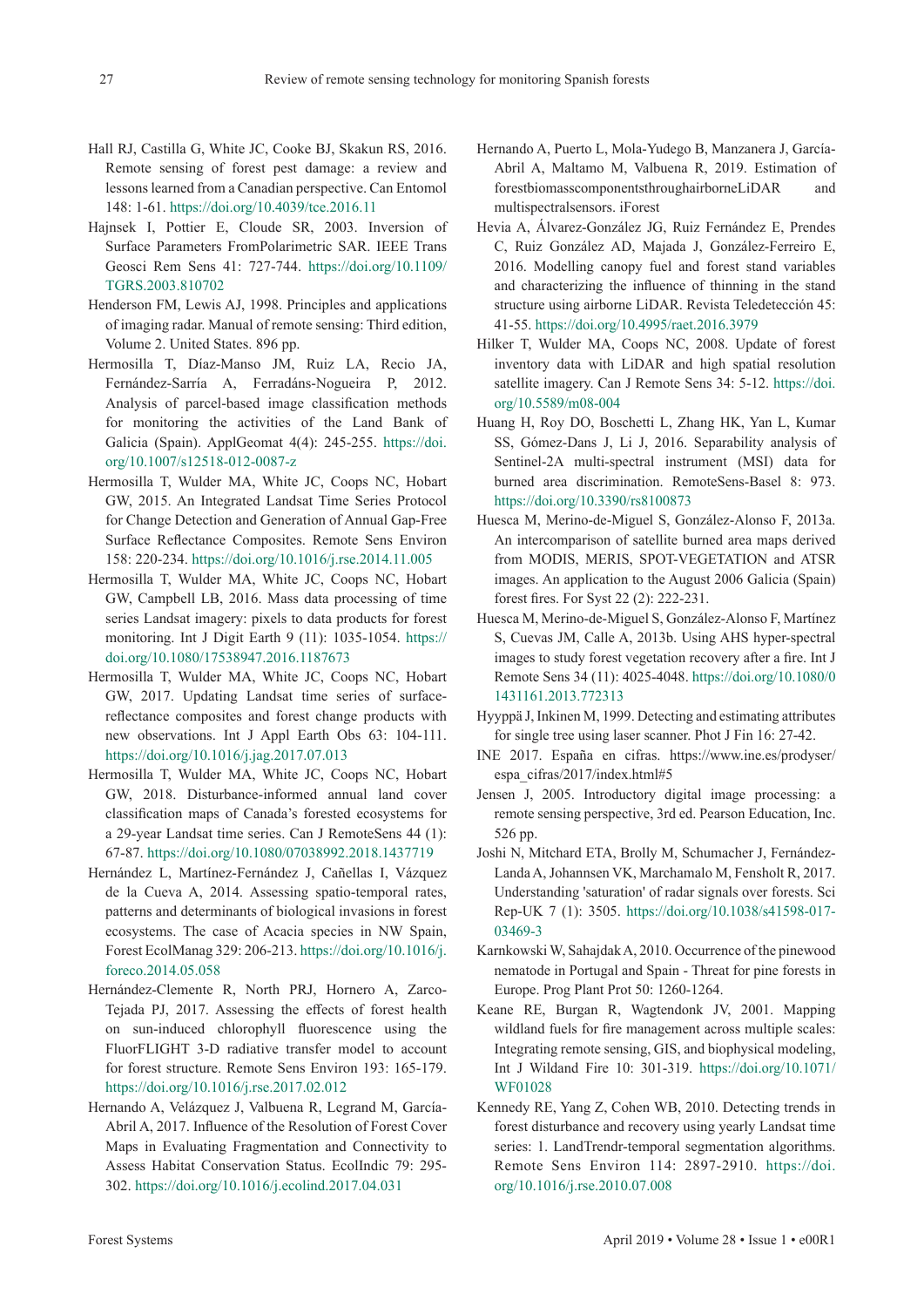Hall RJ, Castilla G, White JC, Cooke BJ, Skakun RS, 2016. Remote sensing of forest pest damage: a review and lessons learned from a Canadian perspective. Can Entomol 148: 1-61. https://doi.org/10.4039/tce.2016.11

Hajnsek I, Pottier E, Cloude SR, 2003. Inversion of Surface Parameters FromPolarimetric SAR. IEEE Trans Geosci Rem Sens 41: 727-744. https://doi.org/10.1109/TGRS.2003.810702

Henderson FM, Lewis AJ, 1998. Principles and applications of imaging radar. Manual of remote sensing: Third edition, Volume 2. United States. 896 pp.

Hermosilla T, Díaz-Manso JM, Ruiz LA, Recio JA, Fernández-Sarría A, Ferradáns-Nogueira P, 2012. Analysis of parcel-based image classification methods for monitoring the activities of the Land Bank of Galicia (Spain). ApplGeomat 4(4): 245-255. https://doi.org/10.1007/s12518-012-0087-z

Hermosilla T, Wulder MA, White JC, Coops NC, Hobart GW, 2015. An Integrated Landsat Time Series Protocol for Change Detection and Generation of Annual Gap-Free Surface Reflectance Composites. Remote Sens Environ 158: 220-234. https://doi.org/10.1016/j.rse.2014.11.005

Hermosilla T, Wulder MA, White JC, Coops NC, Hobart GW, Campbell LB, 2016. Mass data processing of time series Landsat imagery: pixels to data products for forest monitoring. Int J Digit Earth 9 (11): 1035-1054. https://doi.org/10.1080/17538947.2016.1187673

Hermosilla T, Wulder MA, White JC, Coops NC, Hobart GW, 2017. Updating Landsat time series of surface-reflectance composites and forest change products with new observations. Int J Appl Earth Obs 63: 104-111. https://doi.org/10.1016/j.jag.2017.07.013

Hermosilla T, Wulder MA, White JC, Coops NC, Hobart GW, 2018. Disturbance-informed annual land cover classification maps of Canada's forested ecosystems for a 29-year Landsat time series. Can J RemoteSens 44 (1): 67-87. https://doi.org/10.1080/07038992.2018.1437719

Hernández L, Martínez-Fernández J, Cañellas I, Vázquez de la Cueva A, 2014. Assessing spatio-temporal rates, patterns and determinants of biological invasions in forest ecosystems. The case of Acacia species in NW Spain, Forest EcolManag 329: 206-213. https://doi.org/10.1016/j.foreco.2014.05.058

Hernández-Clemente R, North PRJ, Hornero A, Zarco-Tejada PJ, 2017. Assessing the effects of forest health on sun-induced chlorophyll fluorescence using the FluorFLIGHT 3-D radiative transfer model to account for forest structure. Remote Sens Environ 193: 165-179. https://doi.org/10.1016/j.rse.2017.02.012

Hernando A, Velázquez J, Valbuena R, Legrand M, García-Abril A, 2017. Influence of the Resolution of Forest Cover Maps in Evaluating Fragmentation and Connectivity to Assess Habitat Conservation Status. EcolIndic 79: 295-302. https://doi.org/10.1016/j.ecolind.2017.04.031

Hernando A, Puerto L, Mola-Yudego B, Manzanera J, García-Abril A, Maltamo M, Valbuena R, 2019. Estimation of forestbiomasscomponentsthroughairborneLiDAR and multispectralsensors. iForest

Hevia A, Álvarez-González JG, Ruiz Fernández E, Prendes C, Ruiz González AD, Majada J, González-Ferreiro E, 2016. Modelling canopy fuel and forest stand variables and characterizing the influence of thinning in the stand structure using airborne LiDAR. Revista Teledetección 45: 41-55. https://doi.org/10.4995/raet.2016.3979

Hilker T, Wulder MA, Coops NC, 2008. Update of forest inventory data with LiDAR and high spatial resolution satellite imagery. Can J Remote Sens 34: 5-12. https://doi.org/10.5589/m08-004

Huang H, Roy DO, Boschetti L, Zhang HK, Yan L, Kumar SS, Gómez-Dans J, Li J, 2016. Separability analysis of Sentinel-2A multi-spectral instrument (MSI) data for burned area discrimination. RemoteSens-Basel 8: 973. https://doi.org/10.3390/rs8100873

Huesca M, Merino-de-Miguel S, González-Alonso F, 2013a. An intercomparison of satellite burned area maps derived from MODIS, MERIS, SPOT-VEGETATION and ATSR images. An application to the August 2006 Galicia (Spain) forest fires. For Syst 22 (2): 222-231.

Huesca M, Merino-de-Miguel S, González-Alonso F, Martínez S, Cuevas JM, Calle A, 2013b. Using AHS hyper-spectral images to study forest vegetation recovery after a fire. Int J Remote Sens 34 (11): 4025-4048. https://doi.org/10.1080/01431161.2013.772313

Hyyppä J, Inkinen M, 1999. Detecting and estimating attributes for single tree using laser scanner. Phot J Fin 16: 27-42.

INE 2017. España en cifras. https://www.ine.es/prodyser/espa_cifras/2017/index.html#5

Jensen J, 2005. Introductory digital image processing: a remote sensing perspective, 3rd ed. Pearson Education, Inc. 526 pp.

Joshi N, Mitchard ETA, Brolly M, Schumacher J, Fernández-Landa A, Johannsen VK, Marchamalo M, Fensholt R, 2017. Understanding 'saturation' of radar signals over forests. Sci Rep-UK 7 (1): 3505. https://doi.org/10.1038/s41598-017-03469-3

Karnkowski W, Sahajdak A, 2010. Occurrence of the pinewood nematode in Portugal and Spain - Threat for pine forests in Europe. Prog Plant Prot 50: 1260-1264.

Keane RE, Burgan R, Wagtendonk JV, 2001. Mapping wildland fuels for fire management across multiple scales: Integrating remote sensing, GIS, and biophysical modeling, Int J Wildand Fire 10: 301-319. https://doi.org/10.1071/WF01028

Kennedy RE, Yang Z, Cohen WB, 2010. Detecting trends in forest disturbance and recovery using yearly Landsat time series: 1. LandTrendr-temporal segmentation algorithms. Remote Sens Environ 114: 2897-2910. https://doi.org/10.1016/j.rse.2010.07.008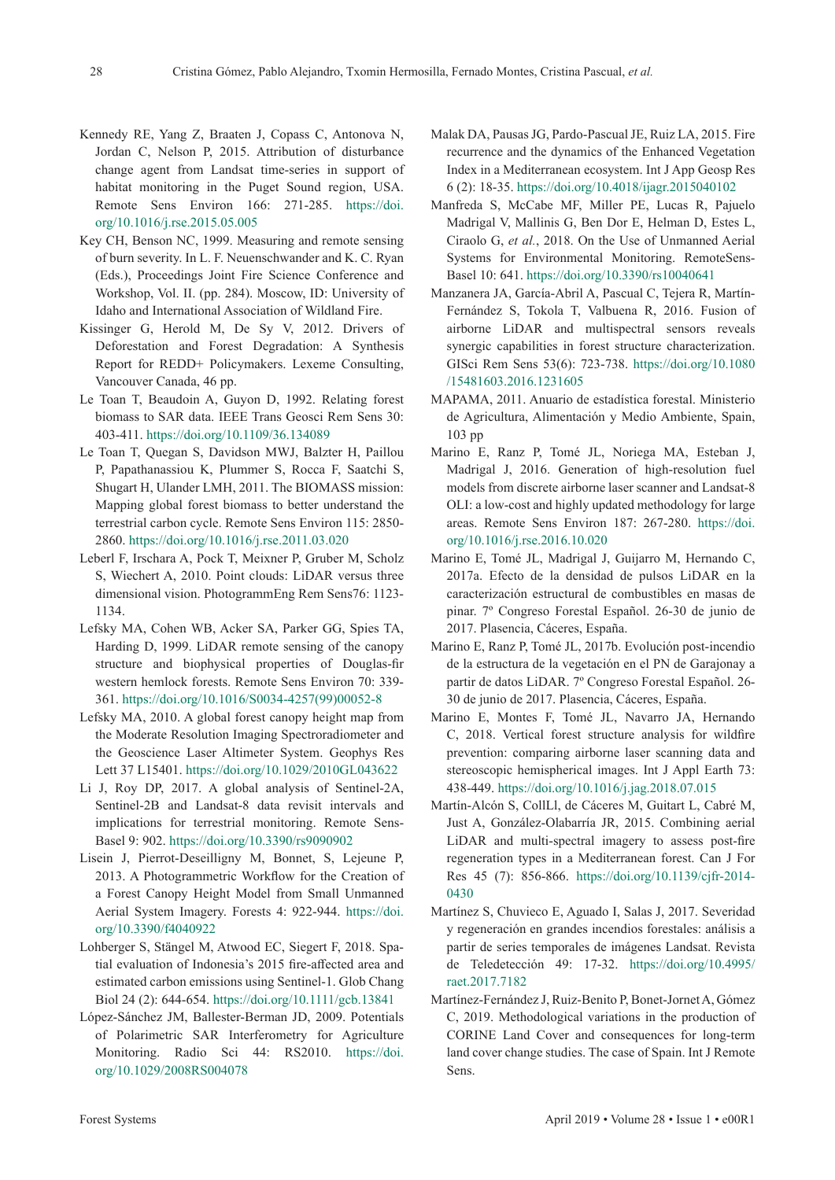Kennedy RE, Yang Z, Braaten J, Copass C, Antonova N, Jordan C, Nelson P, 2015. Attribution of disturbance change agent from Landsat time-series in support of habitat monitoring in the Puget Sound region, USA. Remote Sens Environ 166: 271-285. https://doi.org/10.1016/j.rse.2015.05.005

Key CH, Benson NC, 1999. Measuring and remote sensing of burn severity. In L. F. Neuenschwander and K. C. Ryan (Eds.), Proceedings Joint Fire Science Conference and Workshop, Vol. II. (pp. 284). Moscow, ID: University of Idaho and International Association of Wildland Fire.

Kissinger G, Herold M, De Sy V, 2012. Drivers of Deforestation and Forest Degradation: A Synthesis Report for REDD+ Policymakers. Lexeme Consulting, Vancouver Canada, 46 pp.

Le Toan T, Beaudoin A, Guyon D, 1992. Relating forest biomass to SAR data. IEEE Trans Geosci Rem Sens 30: 403-411. https://doi.org/10.1109/36.134089

Le Toan T, Quegan S, Davidson MWJ, Balzter H, Paillou P, Papathanassiou K, Plummer S, Rocca F, Saatchi S, Shugart H, Ulander LMH, 2011. The BIOMASS mission: Mapping global forest biomass to better understand the terrestrial carbon cycle. Remote Sens Environ 115: 2850-2860. https://doi.org/10.1016/j.rse.2011.03.020

Leberl F, Irschara A, Pock T, Meixner P, Gruber M, Scholz S, Wiechert A, 2010. Point clouds: LiDAR versus three dimensional vision. PhotogrammEng Rem Sens76: 1123-1134.

Lefsky MA, Cohen WB, Acker SA, Parker GG, Spies TA, Harding D, 1999. LiDAR remote sensing of the canopy structure and biophysical properties of Douglas-fir western hemlock forests. Remote Sens Environ 70: 339-361. https://doi.org/10.1016/S0034-4257(99)00052-8

Lefsky MA, 2010. A global forest canopy height map from the Moderate Resolution Imaging Spectroradiometer and the Geoscience Laser Altimeter System. Geophys Res Lett 37 L15401. https://doi.org/10.1029/2010GL043622

Li J, Roy DP, 2017. A global analysis of Sentinel-2A, Sentinel-2B and Landsat-8 data revisit intervals and implications for terrestrial monitoring. Remote Sens-Basel 9: 902. https://doi.org/10.3390/rs9090902

Lisein J, Pierrot-Deseilligny M, Bonnet, S, Lejeune P, 2013. A Photogrammetric Workflow for the Creation of a Forest Canopy Height Model from Small Unmanned Aerial System Imagery. Forests 4: 922-944. https://doi.org/10.3390/f4040922

Lohberger S, Stängel M, Atwood EC, Siegert F, 2018. Spatial evaluation of Indonesia's 2015 fire-affected area and estimated carbon emissions using Sentinel-1. Glob Chang Biol 24 (2): 644-654. https://doi.org/10.1111/gcb.13841

López-Sánchez JM, Ballester-Berman JD, 2009. Potentials of Polarimetric SAR Interferometry for Agriculture Monitoring. Radio Sci 44: RS2010. https://doi.org/10.1029/2008RS004078

Malak DA, Pausas JG, Pardo-Pascual JE, Ruiz LA, 2015. Fire recurrence and the dynamics of the Enhanced Vegetation Index in a Mediterranean ecosystem. Int J App Geosp Res 6 (2): 18-35. https://doi.org/10.4018/ijagr.2015040102

Manfreda S, McCabe MF, Miller PE, Lucas R, Pajuelo Madrigal V, Mallinis G, Ben Dor E, Helman D, Estes L, Ciraolo G, *et al.*, 2018. On the Use of Unmanned Aerial Systems for Environmental Monitoring. RemoteSens-Basel 10: 641. https://doi.org/10.3390/rs10040641

Manzanera JA, García-Abril A, Pascual C, Tejera R, Martín-Fernández S, Tokola T, Valbuena R, 2016. Fusion of airborne LiDAR and multispectral sensors reveals synergic capabilities in forest structure characterization. GISci Rem Sens 53(6): 723-738. https://doi.org/10.1080/15481603.2016.1231605

MAPAMA, 2011. Anuario de estadística forestal. Ministerio de Agricultura, Alimentación y Medio Ambiente, Spain, 103 pp

Marino E, Ranz P, Tomé JL, Noriega MA, Esteban J, Madrigal J, 2016. Generation of high-resolution fuel models from discrete airborne laser scanner and Landsat-8 OLI: a low-cost and highly updated methodology for large areas. Remote Sens Environ 187: 267-280. https://doi.org/10.1016/j.rse.2016.10.020

Marino E, Tomé JL, Madrigal J, Guijarro M, Hernando C, 2017a. Efecto de la densidad de pulsos LiDAR en la caracterización estructural de combustibles en masas de pinar. 7º Congreso Forestal Español. 26-30 de junio de 2017. Plasencia, Cáceres, España.

Marino E, Ranz P, Tomé JL, 2017b. Evolución post-incendio de la estructura de la vegetación en el PN de Garajonay a partir de datos LiDAR. 7º Congreso Forestal Español. 26-30 de junio de 2017. Plasencia, Cáceres, España.

Marino E, Montes F, Tomé JL, Navarro JA, Hernando C, 2018. Vertical forest structure analysis for wildfire prevention: comparing airborne laser scanning data and stereoscopic hemispherical images. Int J Appl Earth 73: 438-449. https://doi.org/10.1016/j.jag.2018.07.015

Martín-Alcón S, CollLl, de Cáceres M, Guitart L, Cabré M, Just A, González-Olabarría JR, 2015. Combining aerial LiDAR and multi-spectral imagery to assess post-fire regeneration types in a Mediterranean forest. Can J For Res 45 (7): 856-866. https://doi.org/10.1139/cjfr-2014-0430

Martínez S, Chuvieco E, Aguado I, Salas J, 2017. Severidad y regeneración en grandes incendios forestales: análisis a partir de series temporales de imágenes Landsat. Revista de Teledetección 49: 17-32. https://doi.org/10.4995/raet.2017.7182

Martínez-Fernández J, Ruiz-Benito P, Bonet-Jornet A, Gómez C, 2019. Methodological variations in the production of CORINE Land Cover and consequences for long-term land cover change studies. The case of Spain. Int J Remote Sens.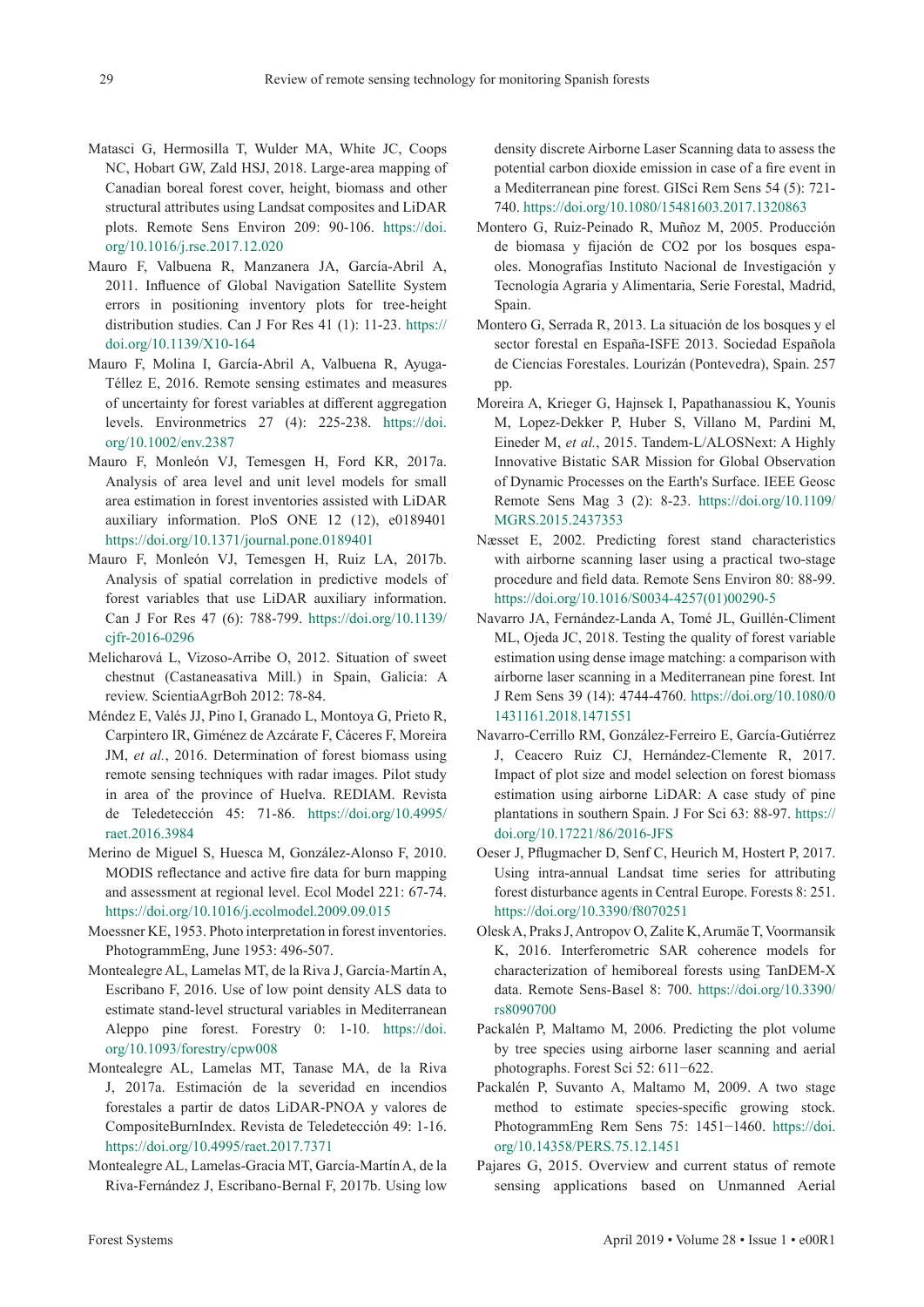Matasci G, Hermosilla T, Wulder MA, White JC, Coops NC, Hobart GW, Zald HSJ, 2018. Large-area mapping of Canadian boreal forest cover, height, biomass and other structural attributes using Landsat composites and LiDAR plots. Remote Sens Environ 209: 90-106. https://doi.org/10.1016/j.rse.2017.12.020

Mauro F, Valbuena R, Manzanera JA, García-Abril A, 2011. Influence of Global Navigation Satellite System errors in positioning inventory plots for tree-height distribution studies. Can J For Res 41 (1): 11-23. https://doi.org/10.1139/X10-164

Mauro F, Molina I, García-Abril A, Valbuena R, Ayuga-Téllez E, 2016. Remote sensing estimates and measures of uncertainty for forest variables at different aggregation levels. Environmetrics 27 (4): 225-238. https://doi.org/10.1002/env.2387

Mauro F, Monleón VJ, Temesgen H, Ford KR, 2017a. Analysis of area level and unit level models for small area estimation in forest inventories assisted with LiDAR auxiliary information. PloS ONE 12 (12), e0189401 https://doi.org/10.1371/journal.pone.0189401

Mauro F, Monleón VJ, Temesgen H, Ruiz LA, 2017b. Analysis of spatial correlation in predictive models of forest variables that use LiDAR auxiliary information. Can J For Res 47 (6): 788-799. https://doi.org/10.1139/cjfr-2016-0296

Melicharová L, Vizoso-Arribe O, 2012. Situation of sweet chestnut (Castaneasativa Mill.) in Spain, Galicia: A review. ScientiaAgrBoh 2012: 78-84.

Méndez E, Valés JJ, Pino I, Granado L, Montoya G, Prieto R, Carpintero IR, Giménez de Azcárate F, Cáceres F, Moreira JM, *et al.*, 2016. Determination of forest biomass using remote sensing techniques with radar images. Pilot study in area of the province of Huelva. REDIAM. Revista de Teledetección 45: 71-86. https://doi.org/10.4995/raet.2016.3984

Merino de Miguel S, Huesca M, González-Alonso F, 2010. MODIS reflectance and active fire data for burn mapping and assessment at regional level. Ecol Model 221: 67-74. https://doi.org/10.1016/j.ecolmodel.2009.09.015

Moessner KE, 1953. Photo interpretation in forest inventories. PhotogrammEng, June 1953: 496-507.

Montealegre AL, Lamelas MT, de la Riva J, García-Martín A, Escribano F, 2016. Use of low point density ALS data to estimate stand-level structural variables in Mediterranean Aleppo pine forest. Forestry 0: 1-10. https://doi.org/10.1093/forestry/cpw008

Montealegre AL, Lamelas MT, Tanase MA, de la Riva J, 2017a. Estimación de la severidad en incendios forestales a partir de datos LiDAR-PNOA y valores de CompositeBurnIndex. Revista de Teledetección 49: 1-16. https://doi.org/10.4995/raet.2017.7371

Montealegre AL, Lamelas-Gracia MT, García-Martín A, de la Riva-Fernández J, Escribano-Bernal F, 2017b. Using low density discrete Airborne Laser Scanning data to assess the potential carbon dioxide emission in case of a fire event in a Mediterranean pine forest. GISci Rem Sens 54 (5): 721-740. https://doi.org/10.1080/15481603.2017.1320863

Montero G, Ruiz-Peinado R, Muñoz M, 2005. Producción de biomasa y fijación de CO2 por los bosques españoles. Monografías Instituto Nacional de Investigación y Tecnología Agraria y Alimentaria, Serie Forestal, Madrid, Spain.

Montero G, Serrada R, 2013. La situación de los bosques y el sector forestal en España-ISFE 2013. Sociedad Española de Ciencias Forestales. Lourizán (Pontevedra), Spain. 257 pp.

Moreira A, Krieger G, Hajnsek I, Papathanassiou K, Younis M, Lopez-Dekker P, Huber S, Villano M, Pardini M, Eineder M, *et al.*, 2015. Tandem-L/ALOSNext: A Highly Innovative Bistatic SAR Mission for Global Observation of Dynamic Processes on the Earth's Surface. IEEE Geosc Remote Sens Mag 3 (2): 8-23. https://doi.org/10.1109/MGRS.2015.2437353

Næsset E, 2002. Predicting forest stand characteristics with airborne scanning laser using a practical two-stage procedure and field data. Remote Sens Environ 80: 88-99. https://doi.org/10.1016/S0034-4257(01)00290-5

Navarro JA, Fernández-Landa A, Tomé JL, Guillén-Climent ML, Ojeda JC, 2018. Testing the quality of forest variable estimation using dense image matching: a comparison with airborne laser scanning in a Mediterranean pine forest. Int J Rem Sens 39 (14): 4744-4760. https://doi.org/10.1080/01431161.2018.1471551

Navarro-Cerrillo RM, González-Ferreiro E, García-Gutiérrez J, Ceacero Ruiz CJ, Hernández-Clemente R, 2017. Impact of plot size and model selection on forest biomass estimation using airborne LiDAR: A case study of pine plantations in southern Spain. J For Sci 63: 88-97. https://doi.org/10.17221/86/2016-JFS

Oeser J, Pflugmacher D, Senf C, Heurich M, Hostert P, 2017. Using intra-annual Landsat time series for attributing forest disturbance agents in Central Europe. Forests 8: 251. https://doi.org/10.3390/f8070251

Olesk A, Praks J, Antropov O, Zalite K, Arumäe T, Voormansik K, 2016. Interferometric SAR coherence models for characterization of hemiboreal forests using TanDEM-X data. Remote Sens-Basel 8: 700. https://doi.org/10.3390/rs8090700

Packalén P, Maltamo M, 2006. Predicting the plot volume by tree species using airborne laser scanning and aerial photographs. Forest Sci 52: 611−622.

Packalén P, Suvanto A, Maltamo M, 2009. A two stage method to estimate species-specific growing stock. PhotogrammEng Rem Sens 75: 1451−1460. https://doi.org/10.14358/PERS.75.12.1451

Pajares G, 2015. Overview and current status of remote sensing applications based on Unmanned Aerial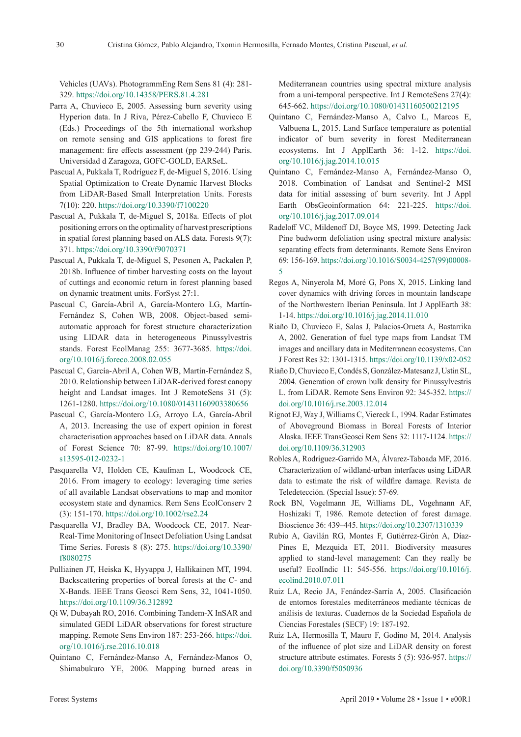Vehicles (UAVs). PhotogrammEng Rem Sens 81 (4): 281-329. https://doi.org/10.14358/PERS.81.4.281

Parra A, Chuvieco E, 2005. Assessing burn severity using Hyperion data. In J Riva, Pérez-Cabello F, Chuvieco E (Eds.) Proceedings of the 5th international workshop on remote sensing and GIS applications to forest fire management: fire effects assessment (pp 239-244) Paris. Universidad d Zaragoza, GOFC-GOLD, EARSeL.

Pascual A, Pukkala T, Rodríguez F, de-Miguel S, 2016. Using Spatial Optimization to Create Dynamic Harvest Blocks from LiDAR-Based Small Interpretation Units. Forests 7(10): 220. https://doi.org/10.3390/f7100220

Pascual A, Pukkala T, de-Miguel S, 2018a. Effects of plot positioning errors on the optimality of harvest prescriptions in spatial forest planning based on ALS data. Forests 9(7): 371. https://doi.org/10.3390/f9070371

Pascual A, Pukkala T, de-Miguel S, Pesonen A, Packalen P, 2018b. Influence of timber harvesting costs on the layout of cuttings and economic return in forest planning based on dynamic treatment units. ForSyst 27:1.

Pascual C, García-Abril A, García-Montero LG, Martín-Fernández S, Cohen WB, 2008. Object-based semi-automatic approach for forest structure characterization using LIDAR data in heterogeneous Pinussylvestris stands. Forest EcolManag 255: 3677-3685. https://doi.org/10.1016/j.foreco.2008.02.055

Pascual C, García-Abril A, Cohen WB, Martín-Fernández S, 2010. Relationship between LiDAR-derived forest canopy height and Landsat images. Int J RemoteSens 31 (5): 1261-1280. https://doi.org/10.1080/01431160903380656

Pascual C, García-Montero LG, Arroyo LA, García-Abril A, 2013. Increasing the use of expert opinion in forest characterisation approaches based on LiDAR data. Annals of Forest Science 70: 87-99. https://doi.org/10.1007/s13595-012-0232-1

Pasquarella VJ, Holden CE, Kaufman L, Woodcock CE, 2016. From imagery to ecology: leveraging time series of all available Landsat observations to map and monitor ecosystem state and dynamics. Rem Sens EcolConserv 2 (3): 151-170. https://doi.org/10.1002/rse2.24

Pasquarella VJ, Bradley BA, Woodcock CE, 2017. Near-Real-Time Monitoring of Insect Defoliation Using Landsat Time Series. Forests 8 (8): 275. https://doi.org/10.3390/f8080275

Pulliainen JT, Heiska K, Hyyappa J, Hallikainen MT, 1994. Backscattering properties of boreal forests at the C- and X-Bands. IEEE Trans Geosci Rem Sens, 32, 1041-1050. https://doi.org/10.1109/36.312892

Qi W, Dubayah RO, 2016. Combining Tandem-X InSAR and simulated GEDI LiDAR observations for forest structure mapping. Remote Sens Environ 187: 253-266. https://doi.org/10.1016/j.rse.2016.10.018

Quintano C, Fernández-Manso A, Fernández-Manos O, Shimabukuro YE, 2006. Mapping burned areas in Mediterranean countries using spectral mixture analysis from a uni-temporal perspective. Int J RemoteSens 27(4): 645-662. https://doi.org/10.1080/01431160500212195

Quintano C, Fernández-Manso A, Calvo L, Marcos E, Valbuena L, 2015. Land Surface temperature as potential indicator of burn severity in forest Mediterranean ecosystems. Int J ApplEarth 36: 1-12. https://doi.org/10.1016/j.jag.2014.10.015

Quintano C, Fernández-Manso A, Fernández-Manso O, 2018. Combination of Landsat and Sentinel-2 MSI data for initial assessing of burn severity. Int J Appl Earth ObsGeoinformation 64: 221-225. https://doi.org/10.1016/j.jag.2017.09.014

Radeloff VC, Mildenoff DJ, Boyce MS, 1999. Detecting Jack Pine budworm defoliation using spectral mixture analysis: separating effects from determinants. Remote Sens Environ 69: 156-169. https://doi.org/10.1016/S0034-4257(99)00008-5

Regos A, Ninyerola M, Moré G, Pons X, 2015. Linking land cover dynamics with driving forces in mountain landscape of the Northwestern Iberian Peninsula. Int J ApplEarth 38: 1-14. https://doi.org/10.1016/j.jag.2014.11.010

Riaño D, Chuvieco E, Salas J, Palacios-Orueta A, Bastarrika A, 2002. Generation of fuel type maps from Landsat TM images and ancillary data in Mediterranean ecosystems. Can J Forest Res 32: 1301-1315. https://doi.org/10.1139/x02-052

Riaño D, Chuvieco E, Condés S, González-Matesanz J, Ustin SL, 2004. Generation of crown bulk density for Pinussylvestris L. from LiDAR. Remote Sens Environ 92: 345-352. https://doi.org/10.1016/j.rse.2003.12.014

Rignot EJ, Way J, Williams C, Viereck L, 1994. Radar Estimates of Aboveground Biomass in Boreal Forests of Interior Alaska. IEEE TransGeosci Rem Sens 32: 1117-1124. https://doi.org/10.1109/36.312903

Robles A, Rodríguez-Garrido MA, Álvarez-Taboada MF, 2016. Characterization of wildland-urban interfaces using LiDAR data to estimate the risk of wildfire damage. Revista de Teledetección. (Special Issue): 57-69.

Rock BN, Vogelmann JE, Williams DL, Vogehnann AF, Hoshizaki T, 1986. Remote detection of forest damage. Bioscience 36: 439–445. https://doi.org/10.2307/1310339

Rubio A, Gavilán RG, Montes F, Gutiérrez-Girón A, Díaz-Pines E, Mezquida ET, 2011. Biodiversity measures applied to stand-level management: Can they really be useful? EcolIndic 11: 545-556. https://doi.org/10.1016/j.ecolind.2010.07.011

Ruiz LA, Recio JA, Fenández-Sarría A, 2005. Clasificación de entornos forestales mediterráneos mediante técnicas de análisis de texturas. Cuadernos de la Sociedad Española de Ciencias Forestales (SECF) 19: 187-192.

Ruiz LA, Hermosilla T, Mauro F, Godino M, 2014. Analysis of the influence of plot size and LiDAR density on forest structure attribute estimates. Forests 5 (5): 936-957. https://doi.org/10.3390/f5050936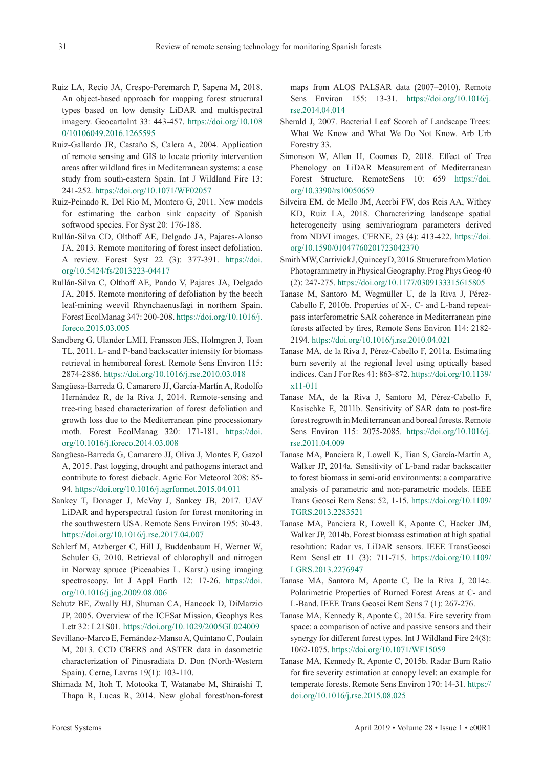Ruiz LA, Recio JA, Crespo-Peremarch P, Sapena M, 2018. An object-based approach for mapping forest structural types based on low density LiDAR and multispectral imagery. GeocartoInt 33: 443-457. https://doi.org/10.1080/10106049.2016.1265595

Ruiz-Gallardo JR, Castaño S, Calera A, 2004. Application of remote sensing and GIS to locate priority intervention areas after wildland fires in Mediterranean systems: a case study from south-eastern Spain. Int J Wildland Fire 13: 241-252. https://doi.org/10.1071/WF02057

Ruiz-Peinado R, Del Rio M, Montero G, 2011. New models for estimating the carbon sink capacity of Spanish softwood species. For Syst 20: 176-188.

Rullán-Silva CD, Olthoff AE, Delgado JA, Pajares-Alonso JA, 2013. Remote monitoring of forest insect defoliation. A review. Forest Syst 22 (3): 377-391. https://doi.org/10.5424/fs/2013223-04417

Rullán-Silva C, Olthoff AE, Pando V, Pajares JA, Delgado JA, 2015. Remote monitoring of defoliation by the beech leaf-mining weevil Rhynchaenusfagi in northern Spain. Forest EcolManag 347: 200-208. https://doi.org/10.1016/j.foreco.2015.03.005

Sandberg G, Ulander LMH, Fransson JES, Holmgren J, Toan TL, 2011. L- and P-band backscatter intensity for biomass retrieval in hemiboreal forest. Remote Sens Environ 115: 2874-2886. https://doi.org/10.1016/j.rse.2010.03.018

Sangüesa-Barreda G, Camarero JJ, García-Martín A, Rodolfo Hernández R, de la Riva J, 2014. Remote-sensing and tree-ring based characterization of forest defoliation and growth loss due to the Mediterranean pine processionary moth. Forest EcolManag 320: 171-181. https://doi.org/10.1016/j.foreco.2014.03.008

Sangüesa-Barreda G, Camarero JJ, Oliva J, Montes F, Gazol A, 2015. Past logging, drought and pathogens interact and contribute to forest dieback. Agric For Meteorol 208: 85-94. https://doi.org/10.1016/j.agrformet.2015.04.011

Sankey T, Donager J, McVay J, Sankey JB, 2017. UAV LiDAR and hyperspectral fusion for forest monitoring in the southwestern USA. Remote Sens Environ 195: 30-43. https://doi.org/10.1016/j.rse.2017.04.007

Schlerf M, Atzberger C, Hill J, Buddenbaum H, Werner W, Schuler G, 2010. Retrieval of chlorophyll and nitrogen in Norway spruce (Piceaabies L. Karst.) using imaging spectroscopy. Int J Appl Earth 12: 17-26. https://doi.org/10.1016/j.jag.2009.08.006

Schutz BE, Zwally HJ, Shuman CA, Hancock D, DiMarzio JP, 2005. Overview of the ICESat Mission, Geophys Res Lett 32: L21S01. https://doi.org/10.1029/2005GL024009

Sevillano-Marco E, Fernández-Manso A, Quintano C, Poulain M, 2013. CCD CBERS and ASTER data in dasometric characterization of Pinusradiata D. Don (North-Western Spain). Cerne, Lavras 19(1): 103-110.

Shimada M, Itoh T, Motooka T, Watanabe M, Shiraishi T, Thapa R, Lucas R, 2014. New global forest/non-forest maps from ALOS PALSAR data (2007–2010). Remote Sens Environ 155: 13-31. https://doi.org/10.1016/j.rse.2014.04.014

Sherald J, 2007. Bacterial Leaf Scorch of Landscape Trees: What We Know and What We Do Not Know. Arb Urb Forestry 33.

Simonson W, Allen H, Coomes D, 2018. Effect of Tree Phenology on LiDAR Measurement of Mediterranean Forest Structure. RemoteSens 10: 659 https://doi.org/10.3390/rs10050659

Silveira EM, de Mello JM, Acerbi FW, dos Reis AA, Withey KD, Ruiz LA, 2018. Characterizing landscape spatial heterogeneity using semivariogram parameters derived from NDVI images. CERNE, 23 (4): 413-422. https://doi.org/10.1590/01047760201723042370

Smith MW, Carrivick J, Quincey D, 2016. Structure from Motion Photogrammetry in Physical Geography. Prog Phys Geog 40 (2): 247-275. https://doi.org/10.1177/0309133315615805

Tanase M, Santoro M, Wegmüller U, de la Riva J, Pérez-Cabello F, 2010b. Properties of X-, C- and L-band repeat-pass interferometric SAR coherence in Mediterranean pine forests affected by fires, Remote Sens Environ 114: 2182-2194. https://doi.org/10.1016/j.rse.2010.04.021

Tanase MA, de la Riva J, Pérez-Cabello F, 2011a. Estimating burn severity at the regional level using optically based indices. Can J For Res 41: 863-872. https://doi.org/10.1139/x11-011

Tanase MA, de la Riva J, Santoro M, Pérez-Cabello F, Kasischke E, 2011b. Sensitivity of SAR data to post-fire forest regrowth in Mediterranean and boreal forests. Remote Sens Environ 115: 2075-2085. https://doi.org/10.1016/j.rse.2011.04.009

Tanase MA, Panciera R, Lowell K, Tian S, García-Martín A, Walker JP, 2014a. Sensitivity of L-band radar backscatter to forest biomass in semi-arid environments: a comparative analysis of parametric and non-parametric models. IEEE Trans Geosci Rem Sens: 52, 1-15. https://doi.org/10.1109/TGRS.2013.2283521

Tanase MA, Panciera R, Lowell K, Aponte C, Hacker JM, Walker JP, 2014b. Forest biomass estimation at high spatial resolution: Radar vs. LiDAR sensors. IEEE TransGeosci Rem SensLett 11 (3): 711-715. https://doi.org/10.1109/LGRS.2013.2276947

Tanase MA, Santoro M, Aponte C, De la Riva J, 2014c. Polarimetric Properties of Burned Forest Areas at C- and L-Band. IEEE Trans Geosci Rem Sens 7 (1): 267-276.

Tanase MA, Kennedy R, Aponte C, 2015a. Fire severity from space: a comparison of active and passive sensors and their synergy for different forest types. Int J Wildland Fire 24(8): 1062-1075. https://doi.org/10.1071/WF15059

Tanase MA, Kennedy R, Aponte C, 2015b. Radar Burn Ratio for fire severity estimation at canopy level: an example for temperate forests. Remote Sens Environ 170: 14-31. https://doi.org/10.1016/j.rse.2015.08.025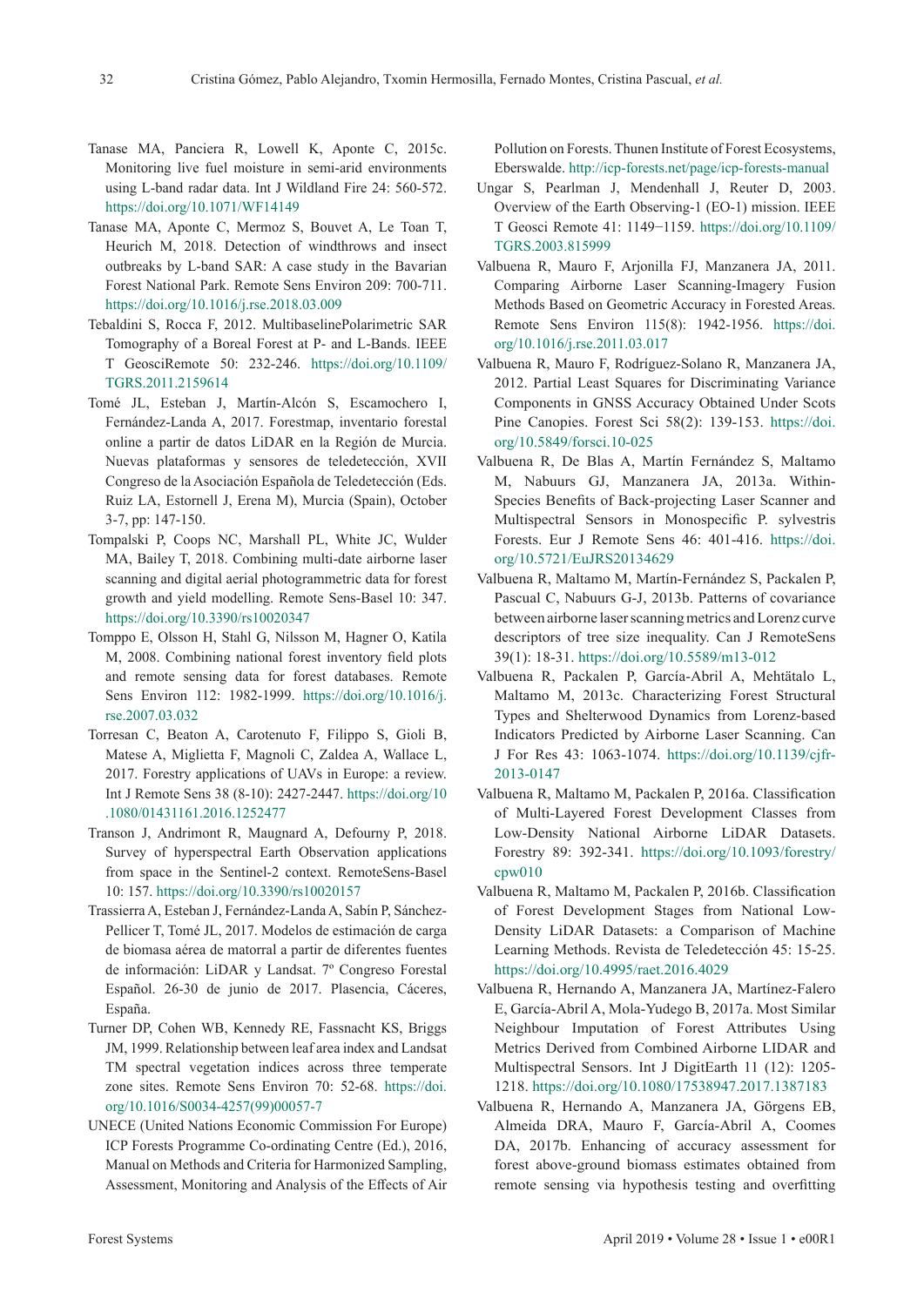Tanase MA, Panciera R, Lowell K, Aponte C, 2015c. Monitoring live fuel moisture in semi-arid environments using L-band radar data. Int J Wildland Fire 24: 560-572. https://doi.org/10.1071/WF14149

Tanase MA, Aponte C, Mermoz S, Bouvet A, Le Toan T, Heurich M, 2018. Detection of windthrows and insect outbreaks by L-band SAR: A case study in the Bavarian Forest National Park. Remote Sens Environ 209: 700-711. https://doi.org/10.1016/j.rse.2018.03.009

Tebaldini S, Rocca F, 2012. MultibaselinePolarimetric SAR Tomography of a Boreal Forest at P- and L-Bands. IEEE T GeosciRemote 50: 232-246. https://doi.org/10.1109/TGRS.2011.2159614

Tomé JL, Esteban J, Martín-Alcón S, Escamochero I, Fernández-Landa A, 2017. Forestmap, inventario forestal online a partir de datos LiDAR en la Región de Murcia. Nuevas plataformas y sensores de teledetección, XVII Congreso de la Asociación Española de Teledetección (Eds. Ruiz LA, Estornell J, Erena M), Murcia (Spain), October 3-7, pp: 147-150.

Tompalski P, Coops NC, Marshall PL, White JC, Wulder MA, Bailey T, 2018. Combining multi-date airborne laser scanning and digital aerial photogrammetric data for forest growth and yield modelling. Remote Sens-Basel 10: 347. https://doi.org/10.3390/rs10020347

Tomppo E, Olsson H, Stahl G, Nilsson M, Hagner O, Katila M, 2008. Combining national forest inventory field plots and remote sensing data for forest databases. Remote Sens Environ 112: 1982-1999. https://doi.org/10.1016/j.rse.2007.03.032

Torresan C, Beaton A, Carotenuto F, Filippo S, Gioli B, Matese A, Miglietta F, Magnoli C, Zaldea A, Wallace L, 2017. Forestry applications of UAVs in Europe: a review. Int J Remote Sens 38 (8-10): 2427-2447. https://doi.org/10.1080/01431161.2016.1252477

Transon J, Andrimont R, Maugnard A, Defourny P, 2018. Survey of hyperspectral Earth Observation applications from space in the Sentinel-2 context. RemoteSens-Basel 10: 157. https://doi.org/10.3390/rs10020157

Trassierra A, Esteban J, Fernández-Landa A, Sabín P, Sánchez-Pellicer T, Tomé JL, 2017. Modelos de estimación de carga de biomasa aérea de matorral a partir de diferentes fuentes de información: LiDAR y Landsat. 7º Congreso Forestal Español. 26-30 de junio de 2017. Plasencia, Cáceres, España.

Turner DP, Cohen WB, Kennedy RE, Fassnacht KS, Briggs JM, 1999. Relationship between leaf area index and Landsat TM spectral vegetation indices across three temperate zone sites. Remote Sens Environ 70: 52-68. https://doi.org/10.1016/S0034-4257(99)00057-7

UNECE (United Nations Economic Commission For Europe) ICP Forests Programme Co-ordinating Centre (Ed.), 2016, Manual on Methods and Criteria for Harmonized Sampling, Assessment, Monitoring and Analysis of the Effects of Air Pollution on Forests. Thunen Institute of Forest Ecosystems, Eberswalde. http://icp-forests.net/page/icp-forests-manual

Ungar S, Pearlman J, Mendenhall J, Reuter D, 2003. Overview of the Earth Observing-1 (EO-1) mission. IEEE T Geosci Remote 41: 1149−1159. https://doi.org/10.1109/TGRS.2003.815999

Valbuena R, Mauro F, Arjonilla FJ, Manzanera JA, 2011. Comparing Airborne Laser Scanning-Imagery Fusion Methods Based on Geometric Accuracy in Forested Areas. Remote Sens Environ 115(8): 1942-1956. https://doi.org/10.1016/j.rse.2011.03.017

Valbuena R, Mauro F, Rodríguez-Solano R, Manzanera JA, 2012. Partial Least Squares for Discriminating Variance Components in GNSS Accuracy Obtained Under Scots Pine Canopies. Forest Sci 58(2): 139-153. https://doi.org/10.5849/forsci.10-025

Valbuena R, De Blas A, Martín Fernández S, Maltamo M, Nabuurs GJ, Manzanera JA, 2013a. Within-Species Benefits of Back-projecting Laser Scanner and Multispectral Sensors in Monospecific P. sylvestris Forests. Eur J Remote Sens 46: 401-416. https://doi.org/10.5721/EuJRS20134629

Valbuena R, Maltamo M, Martín-Fernández S, Packalen P, Pascual C, Nabuurs G-J, 2013b. Patterns of covariance between airborne laser scanning metrics and Lorenz curve descriptors of tree size inequality. Can J RemoteSens 39(1): 18-31. https://doi.org/10.5589/m13-012

Valbuena R, Packalen P, García-Abril A, Mehtätalo L, Maltamo M, 2013c. Characterizing Forest Structural Types and Shelterwood Dynamics from Lorenz-based Indicators Predicted by Airborne Laser Scanning. Can J For Res 43: 1063-1074. https://doi.org/10.1139/cjfr-2013-0147

Valbuena R, Maltamo M, Packalen P, 2016a. Classification of Multi-Layered Forest Development Classes from Low-Density National Airborne LiDAR Datasets. Forestry 89: 392-341. https://doi.org/10.1093/forestry/cpw010

Valbuena R, Maltamo M, Packalen P, 2016b. Classification of Forest Development Stages from National Low-Density LiDAR Datasets: a Comparison of Machine Learning Methods. Revista de Teledetección 45: 15-25. https://doi.org/10.4995/raet.2016.4029

Valbuena R, Hernando A, Manzanera JA, Martínez-Falero E, García-Abril A, Mola-Yudego B, 2017a. Most Similar Neighbour Imputation of Forest Attributes Using Metrics Derived from Combined Airborne LIDAR and Multispectral Sensors. Int J DigitEarth 11 (12): 1205-1218. https://doi.org/10.1080/17538947.2017.1387183

Valbuena R, Hernando A, Manzanera JA, Görgens EB, Almeida DRA, Mauro F, García-Abril A, Coomes DA, 2017b. Enhancing of accuracy assessment for forest above-ground biomass estimates obtained from remote sensing via hypothesis testing and overfitting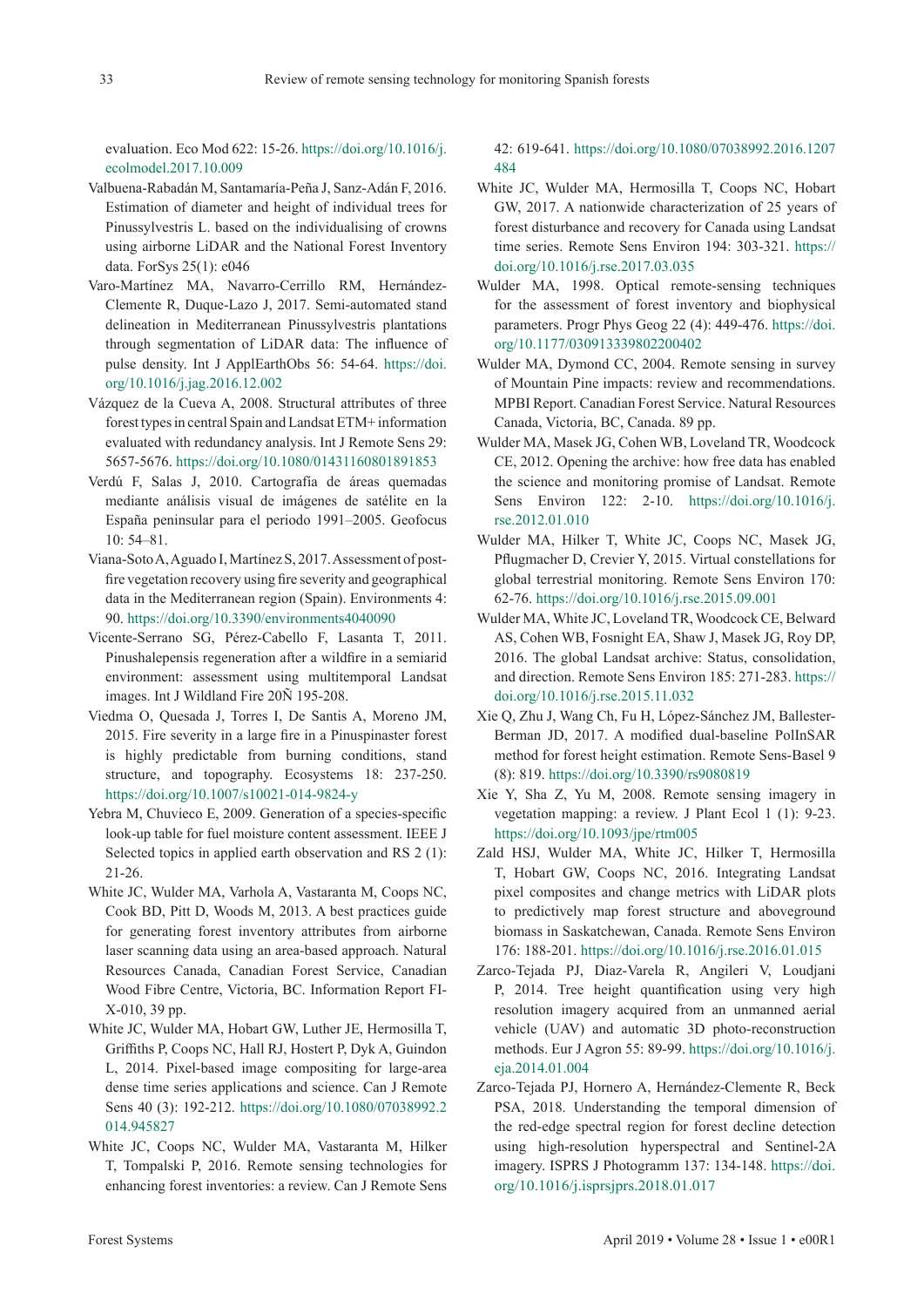evaluation. Eco Mod 622: 15-26. https://doi.org/10.1016/j.ecolmodel.2017.10.009

Valbuena-Rabadán M, Santamaría-Peña J, Sanz-Adán F, 2016. Estimation of diameter and height of individual trees for Pinussylvestris L. based on the individualising of crowns using airborne LiDAR and the National Forest Inventory data. ForSys 25(1): e046

Varo-Martínez MA, Navarro-Cerrillo RM, Hernández-Clemente R, Duque-Lazo J, 2017. Semi-automated stand delineation in Mediterranean Pinussylvestris plantations through segmentation of LiDAR data: The influence of pulse density. Int J ApplEarthObs 56: 54-64. https://doi.org/10.1016/j.jag.2016.12.002

Vázquez de la Cueva A, 2008. Structural attributes of three forest types in central Spain and Landsat ETM+ information evaluated with redundancy analysis. Int J Remote Sens 29: 5657-5676. https://doi.org/10.1080/01431160801891853

Verdú F, Salas J, 2010. Cartografía de áreas quemadas mediante análisis visual de imágenes de satélite en la España peninsular para el periodo 1991–2005. Geofocus 10: 54–81.

Viana-Soto A, Aguado I, Martínez S, 2017. Assessment of post-fire vegetation recovery using fire severity and geographical data in the Mediterranean region (Spain). Environments 4: 90. https://doi.org/10.3390/environments4040090

Vicente-Serrano SG, Pérez-Cabello F, Lasanta T, 2011. Pinushalepensis regeneration after a wildfire in a semiarid environment: assessment using multitemporal Landsat images. Int J Wildland Fire 20Ñ 195-208.

Viedma O, Quesada J, Torres I, De Santis A, Moreno JM, 2015. Fire severity in a large fire in a Pinuspinaster forest is highly predictable from burning conditions, stand structure, and topography. Ecosystems 18: 237-250. https://doi.org/10.1007/s10021-014-9824-y

Yebra M, Chuvieco E, 2009. Generation of a species-specific look-up table for fuel moisture content assessment. IEEE J Selected topics in applied earth observation and RS 2 (1): 21-26.

White JC, Wulder MA, Varhola A, Vastaranta M, Coops NC, Cook BD, Pitt D, Woods M, 2013. A best practices guide for generating forest inventory attributes from airborne laser scanning data using an area-based approach. Natural Resources Canada, Canadian Forest Service, Canadian Wood Fibre Centre, Victoria, BC. Information Report FI-X-010, 39 pp.

White JC, Wulder MA, Hobart GW, Luther JE, Hermosilla T, Griffiths P, Coops NC, Hall RJ, Hostert P, Dyk A, Guindon L, 2014. Pixel-based image compositing for large-area dense time series applications and science. Can J Remote Sens 40 (3): 192-212. https://doi.org/10.1080/07038992.2014.945827

White JC, Coops NC, Wulder MA, Vastaranta M, Hilker T, Tompalski P, 2016. Remote sensing technologies for enhancing forest inventories: a review. Can J Remote Sens 42: 619-641. https://doi.org/10.1080/07038992.2016.1207484

White JC, Wulder MA, Hermosilla T, Coops NC, Hobart GW, 2017. A nationwide characterization of 25 years of forest disturbance and recovery for Canada using Landsat time series. Remote Sens Environ 194: 303-321. https://doi.org/10.1016/j.rse.2017.03.035

Wulder MA, 1998. Optical remote-sensing techniques for the assessment of forest inventory and biophysical parameters. Progr Phys Geog 22 (4): 449-476. https://doi.org/10.1177/030913339802200402

Wulder MA, Dymond CC, 2004. Remote sensing in survey of Mountain Pine impacts: review and recommendations. MPBI Report. Canadian Forest Service. Natural Resources Canada, Victoria, BC, Canada. 89 pp.

Wulder MA, Masek JG, Cohen WB, Loveland TR, Woodcock CE, 2012. Opening the archive: how free data has enabled the science and monitoring promise of Landsat. Remote Sens Environ 122: 2-10. https://doi.org/10.1016/j.rse.2012.01.010

Wulder MA, Hilker T, White JC, Coops NC, Masek JG, Pflugmacher D, Crevier Y, 2015. Virtual constellations for global terrestrial monitoring. Remote Sens Environ 170: 62-76. https://doi.org/10.1016/j.rse.2015.09.001

Wulder MA, White JC, Loveland TR, Woodcock CE, Belward AS, Cohen WB, Fosnight EA, Shaw J, Masek JG, Roy DP, 2016. The global Landsat archive: Status, consolidation, and direction. Remote Sens Environ 185: 271-283. https://doi.org/10.1016/j.rse.2015.11.032

Xie Q, Zhu J, Wang Ch, Fu H, López-Sánchez JM, Ballester-Berman JD, 2017. A modified dual-baseline PolInSAR method for forest height estimation. Remote Sens-Basel 9 (8): 819. https://doi.org/10.3390/rs9080819

Xie Y, Sha Z, Yu M, 2008. Remote sensing imagery in vegetation mapping: a review. J Plant Ecol 1 (1): 9-23. https://doi.org/10.1093/jpe/rtm005

Zald HSJ, Wulder MA, White JC, Hilker T, Hermosilla T, Hobart GW, Coops NC, 2016. Integrating Landsat pixel composites and change metrics with LiDAR plots to predictively map forest structure and aboveground biomass in Saskatchewan, Canada. Remote Sens Environ 176: 188-201. https://doi.org/10.1016/j.rse.2016.01.015

Zarco-Tejada PJ, Diaz-Varela R, Angileri V, Loudjani P, 2014. Tree height quantification using very high resolution imagery acquired from an unmanned aerial vehicle (UAV) and automatic 3D photo-reconstruction methods. Eur J Agron 55: 89-99. https://doi.org/10.1016/j.eja.2014.01.004

Zarco-Tejada PJ, Hornero A, Hernández-Clemente R, Beck PSA, 2018. Understanding the temporal dimension of the red-edge spectral region for forest decline detection using high-resolution hyperspectral and Sentinel-2A imagery. ISPRS J Photogramm 137: 134-148. https://doi.org/10.1016/j.isprsjprs.2018.01.017